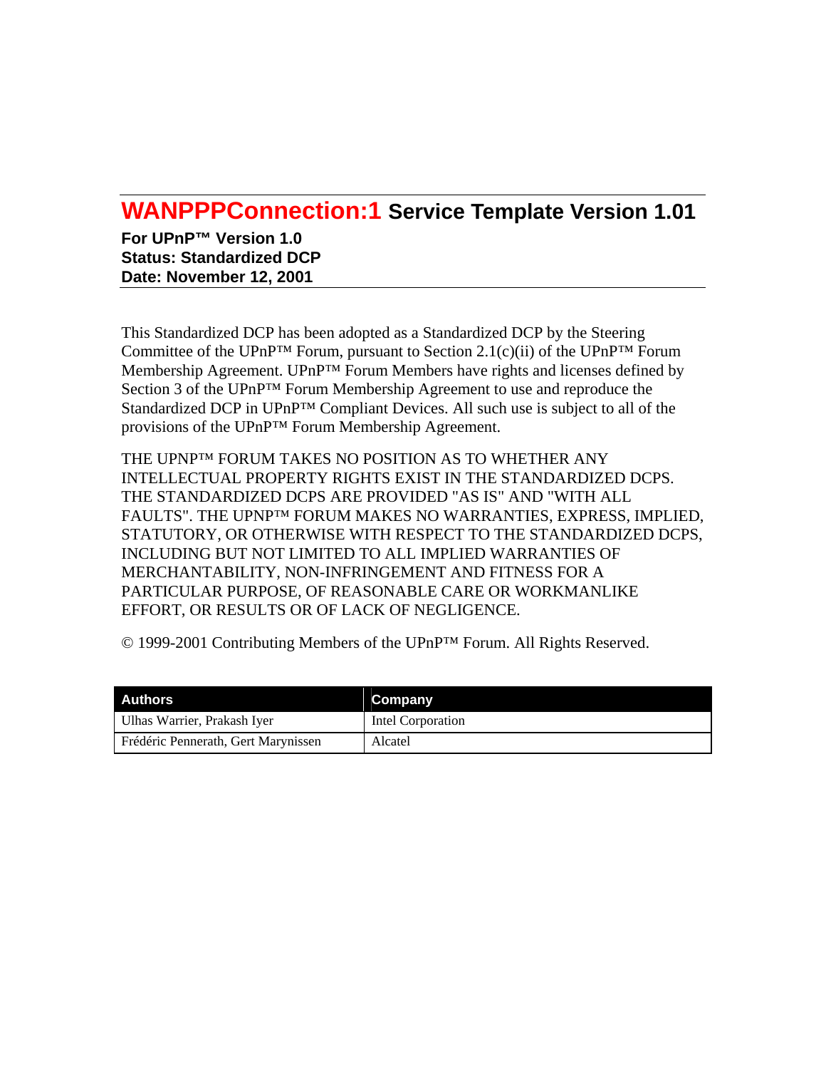# WANPPPConnection:1 Service Template Version 1.01

**For UPnP™ Version 1.0**
**Status: Standardized DCP**
**Date: November 12, 2001**

This Standardized DCP has been adopted as a Standardized DCP by the Steering Committee of the UPnP™ Forum, pursuant to Section 2.1(c)(ii) of the UPnP™ Forum Membership Agreement. UPnP™ Forum Members have rights and licenses defined by Section 3 of the UPnP™ Forum Membership Agreement to use and reproduce the Standardized DCP in UPnP™ Compliant Devices. All such use is subject to all of the provisions of the UPnP™ Forum Membership Agreement.

THE UPNP™ FORUM TAKES NO POSITION AS TO WHETHER ANY INTELLECTUAL PROPERTY RIGHTS EXIST IN THE STANDARDIZED DCPS. THE STANDARDIZED DCPS ARE PROVIDED "AS IS" AND "WITH ALL FAULTS". THE UPNP™ FORUM MAKES NO WARRANTIES, EXPRESS, IMPLIED, STATUTORY, OR OTHERWISE WITH RESPECT TO THE STANDARDIZED DCPS, INCLUDING BUT NOT LIMITED TO ALL IMPLIED WARRANTIES OF MERCHANTABILITY, NON-INFRINGEMENT AND FITNESS FOR A PARTICULAR PURPOSE, OF REASONABLE CARE OR WORKMANLIKE EFFORT, OR RESULTS OR OF LACK OF NEGLIGENCE.

© 1999-2001 Contributing Members of the UPnP™ Forum. All Rights Reserved.

| Authors | Company |
|---|---|
| Ulhas Warrier, Prakash Iyer | Intel Corporation |
| Frédéric Pennerath, Gert Marynissen | Alcatel |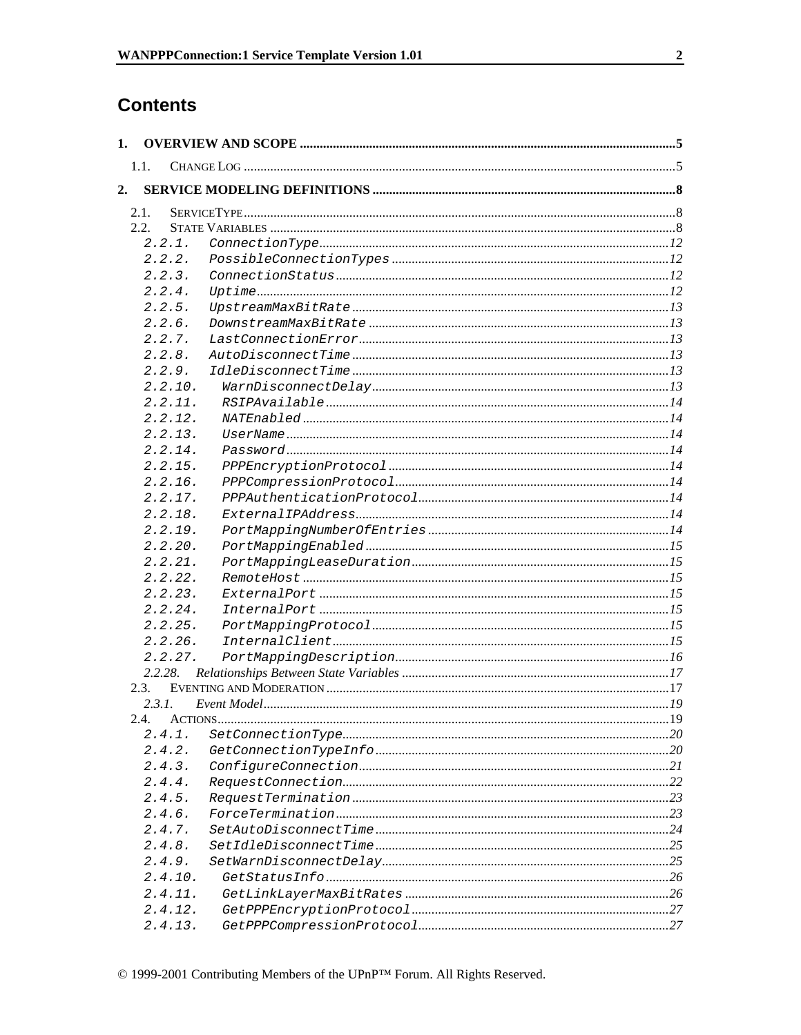# Contents

1. OVERVIEW AND SCOPE ....................................................................................................5
   - 1.1. CHANGE LOG ....................................................................................................5
2. SERVICE MODELING DEFINITIONS ....................................................................................................8
   - 2.1. SERVICETYPE ....................................................................................................8
   - 2.2. STATE VARIABLES ....................................................................................................8
     - 2.2.1. ConnectionType ....................................................................................................12
     - 2.2.2. PossibleConnectionTypes ....................................................................................................12
     - 2.2.3. ConnectionStatus ....................................................................................................12
     - 2.2.4. Uptime ....................................................................................................12
     - 2.2.5. UpstreamMaxBitRate ....................................................................................................13
     - 2.2.6. DownstreamMaxBitRate ....................................................................................................13
     - 2.2.7. LastConnectionError ....................................................................................................13
     - 2.2.8. AutoDisconnectTime ....................................................................................................13
     - 2.2.9. IdleDisconnectTime ....................................................................................................13
     - 2.2.10. WarnDisconnectDelay ....................................................................................................13
     - 2.2.11. RSIPAvailable ....................................................................................................14
     - 2.2.12. NATEnabled ....................................................................................................14
     - 2.2.13. UserName ....................................................................................................14
     - 2.2.14. Password ....................................................................................................14
     - 2.2.15. PPPEncryptionProtocol ....................................................................................................14
     - 2.2.16. PPPCompressionProtocol ....................................................................................................14
     - 2.2.17. PPPAuthenticationProtocol ....................................................................................................14
     - 2.2.18. ExternalIPAddress ....................................................................................................14
     - 2.2.19. PortMappingNumberOfEntries ....................................................................................................14
     - 2.2.20. PortMappingEnabled ....................................................................................................15
     - 2.2.21. PortMappingLeaseDuration ....................................................................................................15
     - 2.2.22. RemoteHost ....................................................................................................15
     - 2.2.23. ExternalPort ....................................................................................................15
     - 2.2.24. InternalPort ....................................................................................................15
     - 2.2.25. PortMappingProtocol ....................................................................................................15
     - 2.2.26. InternalClient ....................................................................................................15
     - 2.2.27. PortMappingDescription ....................................................................................................16
     - 2.2.28. Relationships Between State Variables ....................................................................................................17
   - 2.3. EVENTING AND MODERATION ....................................................................................................17
     - 2.3.1. Event Model ....................................................................................................19
   - 2.4. ACTIONS ....................................................................................................19
     - 2.4.1. SetConnectionType ....................................................................................................20
     - 2.4.2. GetConnectionTypeInfo ....................................................................................................20
     - 2.4.3. ConfigureConnection ....................................................................................................21
     - 2.4.4. RequestConnection ....................................................................................................22
     - 2.4.5. RequestTermination ....................................................................................................23
     - 2.4.6. ForceTermination ....................................................................................................23
     - 2.4.7. SetAutoDisconnectTime ....................................................................................................24
     - 2.4.8. SetIdleDisconnectTime ....................................................................................................25
     - 2.4.9. SetWarnDisconnectDelay ....................................................................................................25
     - 2.4.10. GetStatusInfo ....................................................................................................26
     - 2.4.11. GetLinkLayerMaxBitRates ....................................................................................................26
     - 2.4.12. GetPPPEncryptionProtocol ....................................................................................................27
     - 2.4.13. GetPPPCompressionProtocol ....................................................................................................27

© 1999-2001 Contributing Members of the UPnP™ Forum. All Rights Reserved.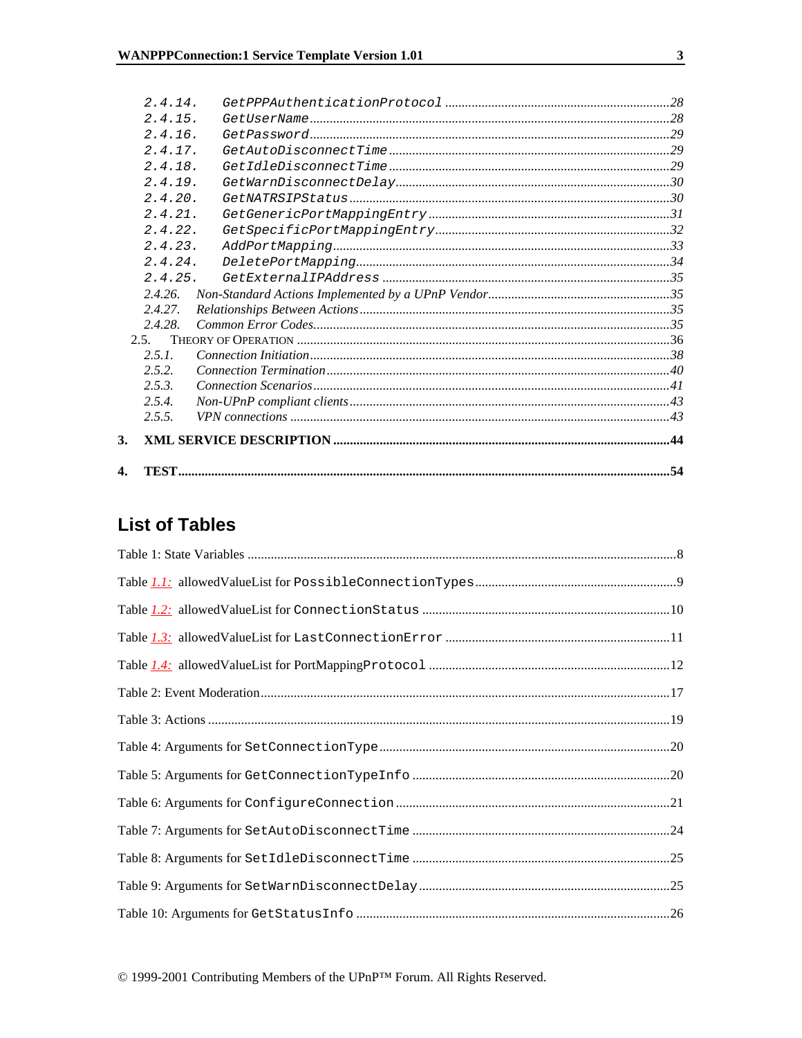- 2.4.14. `GetPPPAuthenticationProtocol` ... 28
- 2.4.15. `GetUserName` ... 28
- 2.4.16. `GetPassword` ... 29
- 2.4.17. `GetAutoDisconnectTime` ... 29
- 2.4.18. `GetIdleDisconnectTime` ... 29
- 2.4.19. `GetWarnDisconnectDelay` ... 30
- 2.4.20. `GetNATRSIPStatus` ... 30
- 2.4.21. `GetGenericPortMappingEntry` ... 31
- 2.4.22. `GetSpecificPortMappingEntry` ... 32
- 2.4.23. `AddPortMapping` ... 33
- 2.4.24. `DeletePortMapping` ... 34
- 2.4.25. `GetExternalIPAddress` ... 35
- 2.4.26. *Non-Standard Actions Implemented by a UPnP Vendor* ... 35
- 2.4.27. *Relationships Between Actions* ... 35
- 2.4.28. *Common Error Codes* ... 35
- 2.5. THEORY OF OPERATION ... 36
  - 2.5.1. *Connection Initiation* ... 38
  - 2.5.2. *Connection Termination* ... 40
  - 2.5.3. *Connection Scenarios* ... 41
  - 2.5.4. *Non-UPnP compliant clients* ... 43
  - 2.5.5. *VPN connections* ... 43

**3. XML SERVICE DESCRIPTION ... 44**

**4. TEST ... 54**

## List of Tables

Table 1: State Variables ... 8

Table 1.1: allowedValueList for `PossibleConnectionTypes` ... 9

Table 1.2: allowedValueList for `ConnectionStatus` ... 10

Table 1.3: allowedValueList for `LastConnectionError` ... 11

Table 1.4: allowedValueList for PortMapping`Protocol` ... 12

Table 2: Event Moderation ... 17

Table 3: Actions ... 19

Table 4: Arguments for `SetConnectionType` ... 20

Table 5: Arguments for `GetConnectionTypeInfo` ... 20

Table 6: Arguments for `ConfigureConnection` ... 21

Table 7: Arguments for `SetAutoDisconnectTime` ... 24

Table 8: Arguments for `SetIdleDisconnectTime` ... 25

Table 9: Arguments for `SetWarnDisconnectDelay` ... 25

Table 10: Arguments for `GetStatusInfo` ... 26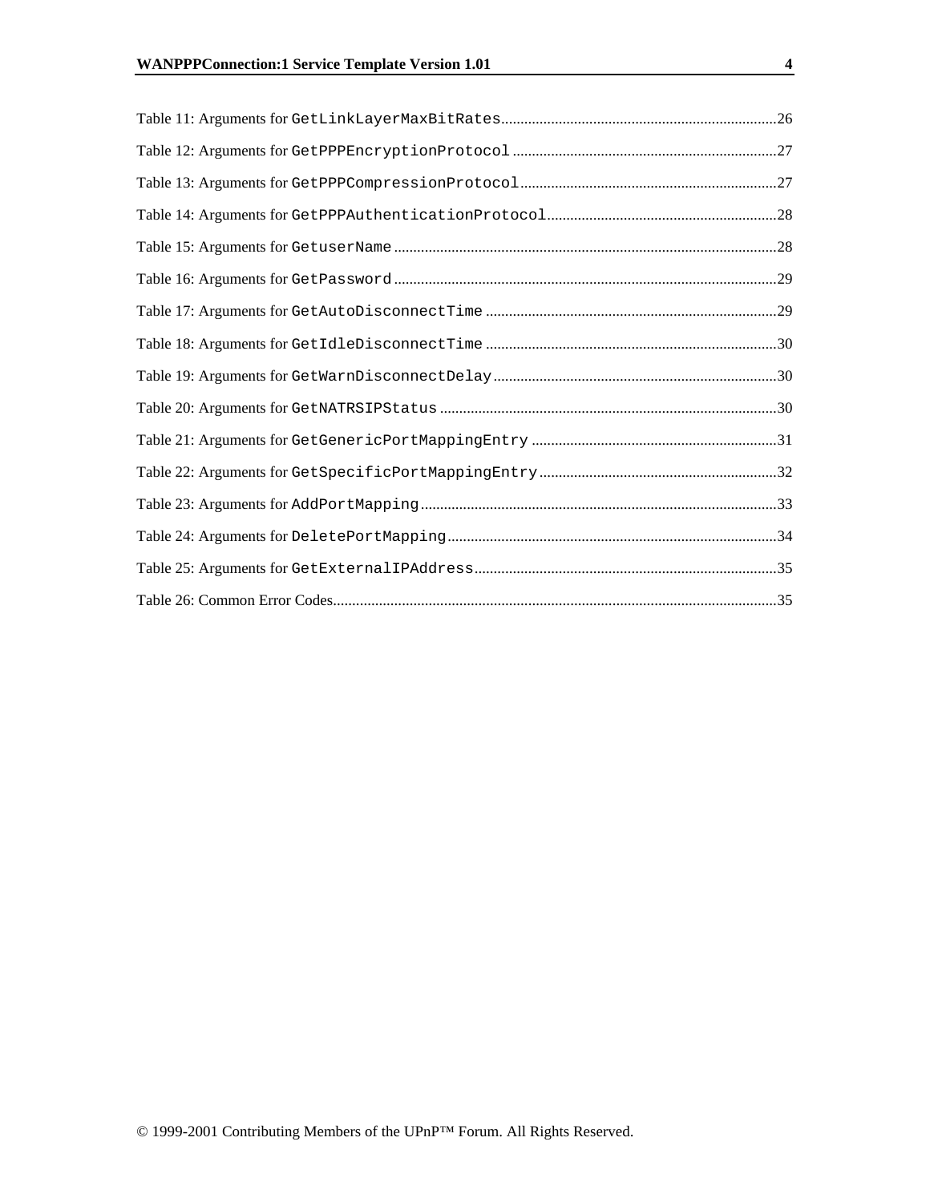Table 11: Arguments for `GetLinkLayerMaxBitRates`........................................................................26

Table 12: Arguments for `GetPPPEncryptionProtocol` .....................................................................27

Table 13: Arguments for `GetPPPCompressionProtocol`...................................................................27

Table 14: Arguments for `GetPPPAuthenticationProtocol`............................................................28

Table 15: Arguments for `GetuserName` ...................................................................................................28

Table 16: Arguments for `GetPassword` ...................................................................................................29

Table 17: Arguments for `GetAutoDisconnectTime` ............................................................................29

Table 18: Arguments for `GetIdleDisconnectTime` ............................................................................30

Table 19: Arguments for `GetWarnDisconnectDelay`..........................................................................30

Table 20: Arguments for `GetNATRSIPStatus` ........................................................................................30

Table 21: Arguments for `GetGenericPortMappingEntry` ................................................................31

Table 22: Arguments for `GetSpecificPortMappingEntry`..............................................................32

Table 23: Arguments for `AddPortMapping`.............................................................................................33

Table 24: Arguments for `DeletePortMapping`......................................................................................34

Table 25: Arguments for `GetExternalIPAddress`...............................................................................35

Table 26: Common Error Codes...................................................................................................................35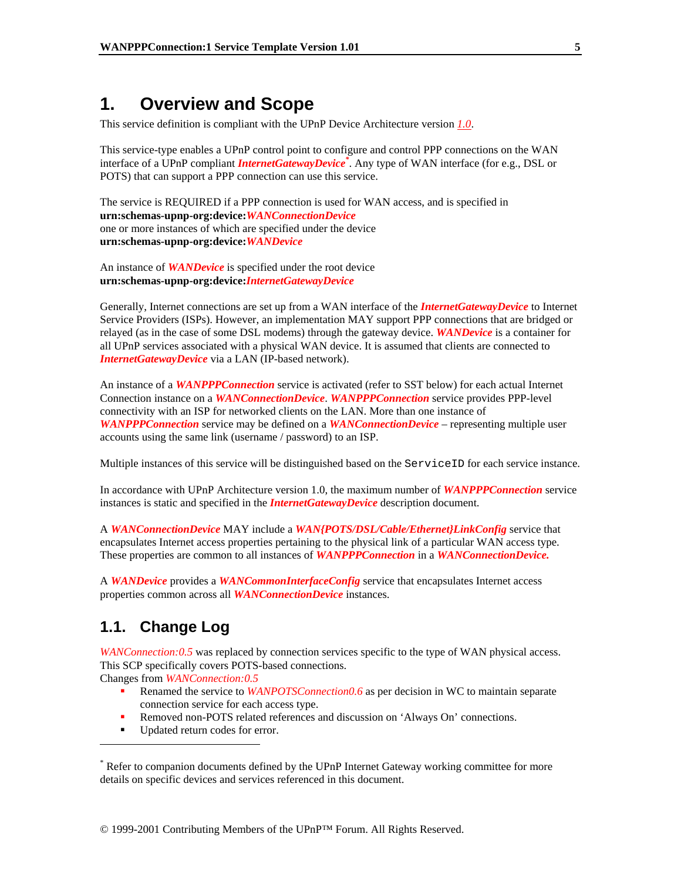# 1. Overview and Scope

This service definition is compliant with the UPnP Device Architecture version *1.0*.

This service-type enables a UPnP control point to configure and control PPP connections on the WAN interface of a UPnP compliant ***InternetGatewayDevice***[*]. Any type of WAN interface (for e.g., DSL or POTS) that can support a PPP connection can use this service.

The service is REQUIRED if a PPP connection is used for WAN access, and is specified in
**urn:schemas-upnp-org:device:*WANConnectionDevice***
one or more instances of which are specified under the device
**urn:schemas-upnp-org:device:*WANDevice***

An instance of ***WANDevice*** is specified under the root device
**urn:schemas-upnp-org:device:*InternetGatewayDevice***

Generally, Internet connections are set up from a WAN interface of the ***InternetGatewayDevice*** to Internet Service Providers (ISPs). However, an implementation MAY support PPP connections that are bridged or relayed (as in the case of some DSL modems) through the gateway device. ***WANDevice*** is a container for all UPnP services associated with a physical WAN device. It is assumed that clients are connected to ***InternetGatewayDevice*** via a LAN (IP-based network).

An instance of a ***WANPPPConnection*** service is activated (refer to SST below) for each actual Internet Connection instance on a ***WANConnectionDevice***. ***WANPPPConnection*** service provides PPP-level connectivity with an ISP for networked clients on the LAN. More than one instance of ***WANPPPConnection*** service may be defined on a ***WANConnectionDevice*** – representing multiple user accounts using the same link (username / password) to an ISP.

Multiple instances of this service will be distinguished based on the `ServiceID` for each service instance.

In accordance with UPnP Architecture version 1.0, the maximum number of ***WANPPPConnection*** service instances is static and specified in the ***InternetGatewayDevice*** description document.

A ***WANConnectionDevice*** MAY include a ***WAN{POTS/DSL/Cable/Ethernet}LinkConfig*** service that encapsulates Internet access properties pertaining to the physical link of a particular WAN access type. These properties are common to all instances of ***WANPPPConnection*** in a ***WANConnectionDevice.***

A ***WANDevice*** provides a ***WANCommonInterfaceConfig*** service that encapsulates Internet access properties common across all ***WANConnectionDevice*** instances.

## 1.1. Change Log

*WANConnection:0.5* was replaced by connection services specific to the type of WAN physical access. This SCP specifically covers POTS-based connections.
Changes from *WANConnection:0.5*

- Renamed the service to *WANPOTSConnection0.6* as per decision in WC to maintain separate connection service for each access type.
- Removed non-POTS related references and discussion on 'Always On' connections.
- Updated return codes for error.

---

[*] Refer to companion documents defined by the UPnP Internet Gateway working committee for more details on specific devices and services referenced in this document.

© 1999-2001 Contributing Members of the UPnP™ Forum. All Rights Reserved.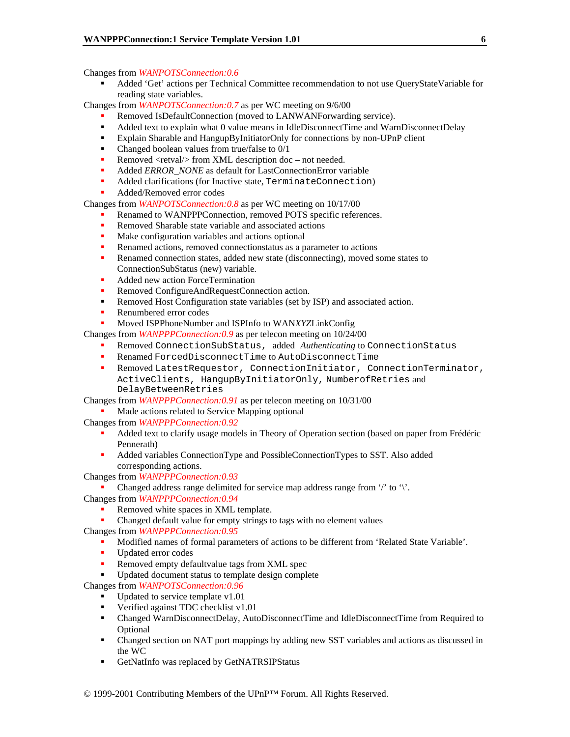Changes from *WANPOTSConnection:0.6*

- Added 'Get' actions per Technical Committee recommendation to not use QueryStateVariable for reading state variables.

Changes from *WANPOTSConnection:0.7* as per WC meeting on 9/6/00

- Removed IsDefaultConnection (moved to LANWANForwarding service).
- Added text to explain what 0 value means in IdleDisconnectTime and WarnDisconnectDelay
- Explain Sharable and HangupByInitiatorOnly for connections by non-UPnP client
- Changed boolean values from true/false to 0/1
- Removed <retval/> from XML description doc – not needed.
- Added *ERROR_NONE* as default for LastConnectionError variable
- Added clarifications (for Inactive state, `TerminateConnection`)
- Added/Removed error codes

Changes from *WANPOTSConnection:0.8* as per WC meeting on 10/17/00

- Renamed to WANPPPConnection, removed POTS specific references.
- Removed Sharable state variable and associated actions
- Make configuration variables and actions optional
- Renamed actions, removed connectionstatus as a parameter to actions
- Renamed connection states, added new state (disconnecting), moved some states to ConnectionSubStatus (new) variable.
- Added new action ForceTermination
- Removed ConfigureAndRequestConnection action.
- Removed Host Configuration state variables (set by ISP) and associated action.
- Renumbered error codes
- Moved ISPPhoneNumber and ISPInfo to WAN*XYZ*LinkConfig

Changes from *WANPPPConnection:0.9* as per telecon meeting on 10/24/00

- Removed `ConnectionSubStatus`, added *Authenticating* to `ConnectionStatus`
- Renamed `ForcedDisconnectTime` to `AutoDisconnectTime`
- Removed `LatestRequestor`, `ConnectionInitiator`, `ConnectionTerminator`, `ActiveClients`, `HangupByInitiatorOnly`, `NumberofRetries` and `DelayBetweenRetries`

Changes from *WANPPPConnection:0.91* as per telecon meeting on 10/31/00

- Made actions related to Service Mapping optional

Changes from *WANPPPConnection:0.92*

- Added text to clarify usage models in Theory of Operation section (based on paper from Frédéric Pennerath)
- Added variables ConnectionType and PossibleConnectionTypes to SST. Also added corresponding actions.

Changes from *WANPPPConnection:0.93*

- Changed address range delimited for service map address range from '/' to '\'.

Changes from *WANPPPConnection:0.94*

- Removed white spaces in XML template.
- Changed default value for empty strings to tags with no element values

Changes from *WANPPPConnection:0.95*

- Modified names of formal parameters of actions to be different from 'Related State Variable'.
- Updated error codes
- Removed empty defaultvalue tags from XML spec
- Updated document status to template design complete

Changes from *WANPOTSConnection:0.96*

- Updated to service template v1.01
- Verified against TDC checklist v1.01
- Changed WarnDisconnectDelay, AutoDisconnectTime and IdleDisconnectTime from Required to Optional
- Changed section on NAT port mappings by adding new SST variables and actions as discussed in the WC
- GetNatInfo was replaced by GetNATRSIPStatus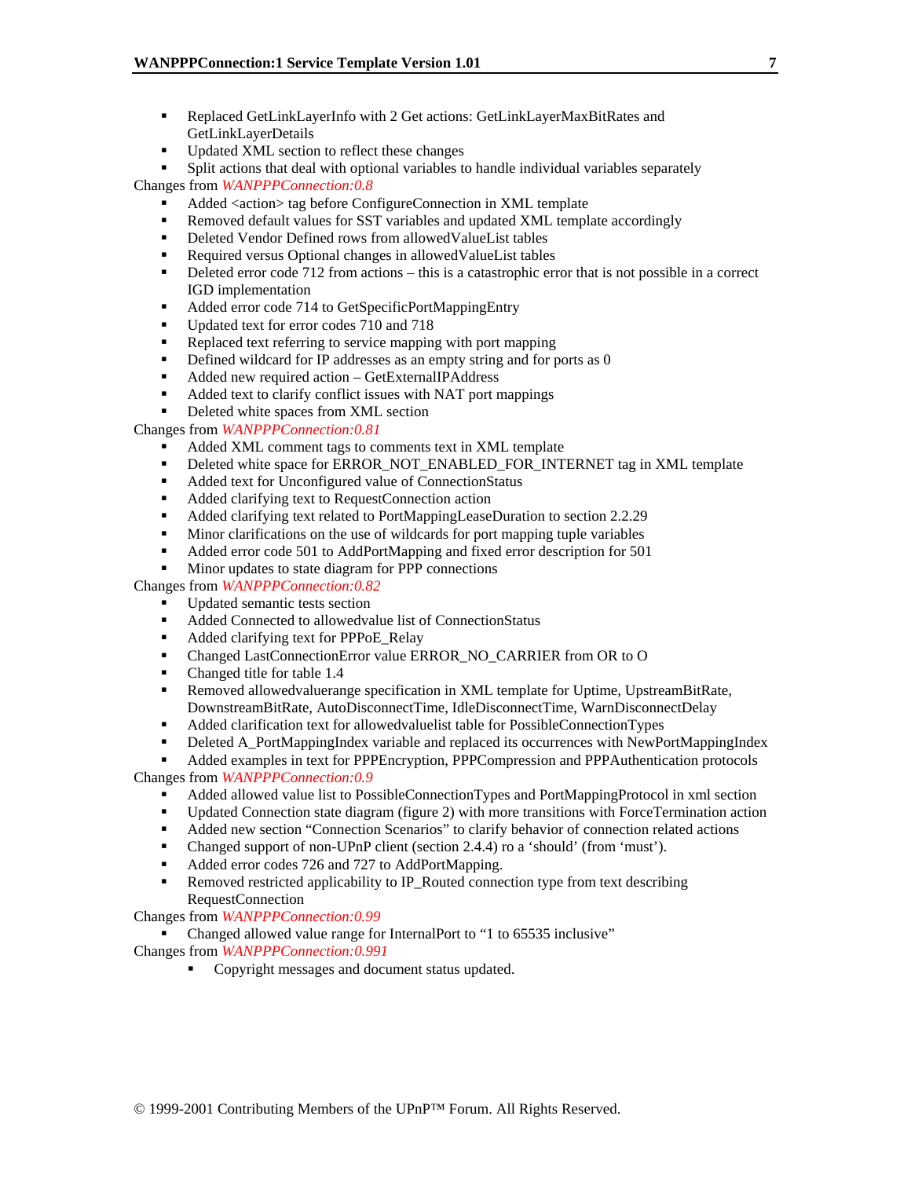- Replaced GetLinkLayerInfo with 2 Get actions: GetLinkLayerMaxBitRates and GetLinkLayerDetails
- Updated XML section to reflect these changes
- Split actions that deal with optional variables to handle individual variables separately

Changes from *WANPPPConnection:0.8*

- Added <action> tag before ConfigureConnection in XML template
- Removed default values for SST variables and updated XML template accordingly
- Deleted Vendor Defined rows from allowedValueList tables
- Required versus Optional changes in allowedValueList tables
- Deleted error code 712 from actions – this is a catastrophic error that is not possible in a correct IGD implementation
- Added error code 714 to GetSpecificPortMappingEntry
- Updated text for error codes 710 and 718
- Replaced text referring to service mapping with port mapping
- Defined wildcard for IP addresses as an empty string and for ports as 0
- Added new required action – GetExternalIPAddress
- Added text to clarify conflict issues with NAT port mappings
- Deleted white spaces from XML section

Changes from *WANPPPConnection:0.81*

- Added XML comment tags to comments text in XML template
- Deleted white space for ERROR_NOT_ENABLED_FOR_INTERNET tag in XML template
- Added text for Unconfigured value of ConnectionStatus
- Added clarifying text to RequestConnection action
- Added clarifying text related to PortMappingLeaseDuration to section 2.2.29
- Minor clarifications on the use of wildcards for port mapping tuple variables
- Added error code 501 to AddPortMapping and fixed error description for 501
- Minor updates to state diagram for PPP connections

Changes from *WANPPPConnection:0.82*

- Updated semantic tests section
- Added Connected to allowedvalue list of ConnectionStatus
- Added clarifying text for PPPoE_Relay
- Changed LastConnectionError value ERROR_NO_CARRIER from OR to O
- Changed title for table 1.4
- Removed allowedvaluerange specification in XML template for Uptime, UpstreamBitRate, DownstreamBitRate, AutoDisconnectTime, IdleDisconnectTime, WarnDisconnectDelay
- Added clarification text for allowedvaluelist table for PossibleConnectionTypes
- Deleted A_PortMappingIndex variable and replaced its occurrences with NewPortMappingIndex
- Added examples in text for PPPEncryption, PPPCompression and PPPAuthentication protocols

Changes from *WANPPPConnection:0.9*

- Added allowed value list to PossibleConnectionTypes and PortMappingProtocol in xml section
- Updated Connection state diagram (figure 2) with more transitions with ForceTermination action
- Added new section "Connection Scenarios" to clarify behavior of connection related actions
- Changed support of non-UPnP client (section 2.4.4) ro a 'should' (from 'must').
- Added error codes 726 and 727 to AddPortMapping.
- Removed restricted applicability to IP_Routed connection type from text describing RequestConnection

Changes from *WANPPPConnection:0.99*

- Changed allowed value range for InternalPort to "1 to 65535 inclusive"

Changes from *WANPPPConnection:0.991*

- Copyright messages and document status updated.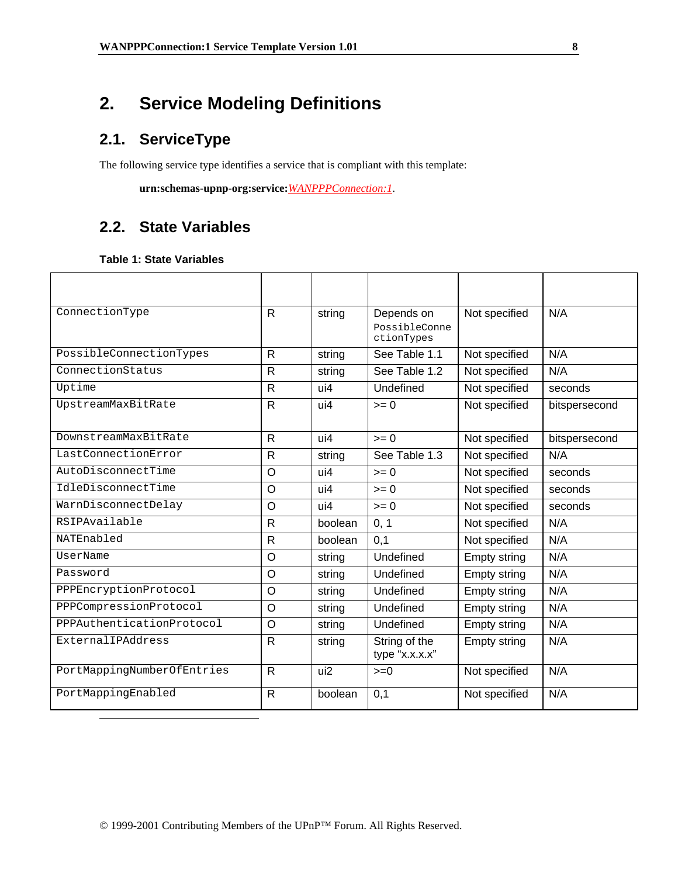# 2. Service Modeling Definitions

## 2.1. ServiceType

The following service type identifies a service that is compliant with this template:

**urn:schemas-upnp-org:service:***WANPPPConnection:1*.

## 2.2. State Variables

**Table 1: State Variables**

| | | | | | |
|---|---|---|---|---|---|
| ConnectionType | R | string | Depends on PossibleConnectionTypes | Not specified | N/A |
| PossibleConnectionTypes | R | string | See Table 1.1 | Not specified | N/A |
| ConnectionStatus | R | string | See Table 1.2 | Not specified | N/A |
| Uptime | R | ui4 | Undefined | Not specified | seconds |
| UpstreamMaxBitRate | R | ui4 | >= 0 | Not specified | bitspersecond |
| DownstreamMaxBitRate | R | ui4 | >= 0 | Not specified | bitspersecond |
| LastConnectionError | R | string | See Table 1.3 | Not specified | N/A |
| AutoDisconnectTime | O | ui4 | >= 0 | Not specified | seconds |
| IdleDisconnectTime | O | ui4 | >= 0 | Not specified | seconds |
| WarnDisconnectDelay | O | ui4 | >= 0 | Not specified | seconds |
| RSIPAvailable | R | boolean | 0, 1 | Not specified | N/A |
| NATEnabled | R | boolean | 0,1 | Not specified | N/A |
| UserName | O | string | Undefined | Empty string | N/A |
| Password | O | string | Undefined | Empty string | N/A |
| PPPEncryptionProtocol | O | string | Undefined | Empty string | N/A |
| PPPCompressionProtocol | O | string | Undefined | Empty string | N/A |
| PPPAuthenticationProtocol | O | string | Undefined | Empty string | N/A |
| ExternalIPAddress | R | string | String of the type "x.x.x.x" | Empty string | N/A |
| PortMappingNumberOfEntries | R | ui2 | >=0 | Not specified | N/A |
| PortMappingEnabled | R | boolean | 0,1 | Not specified | N/A |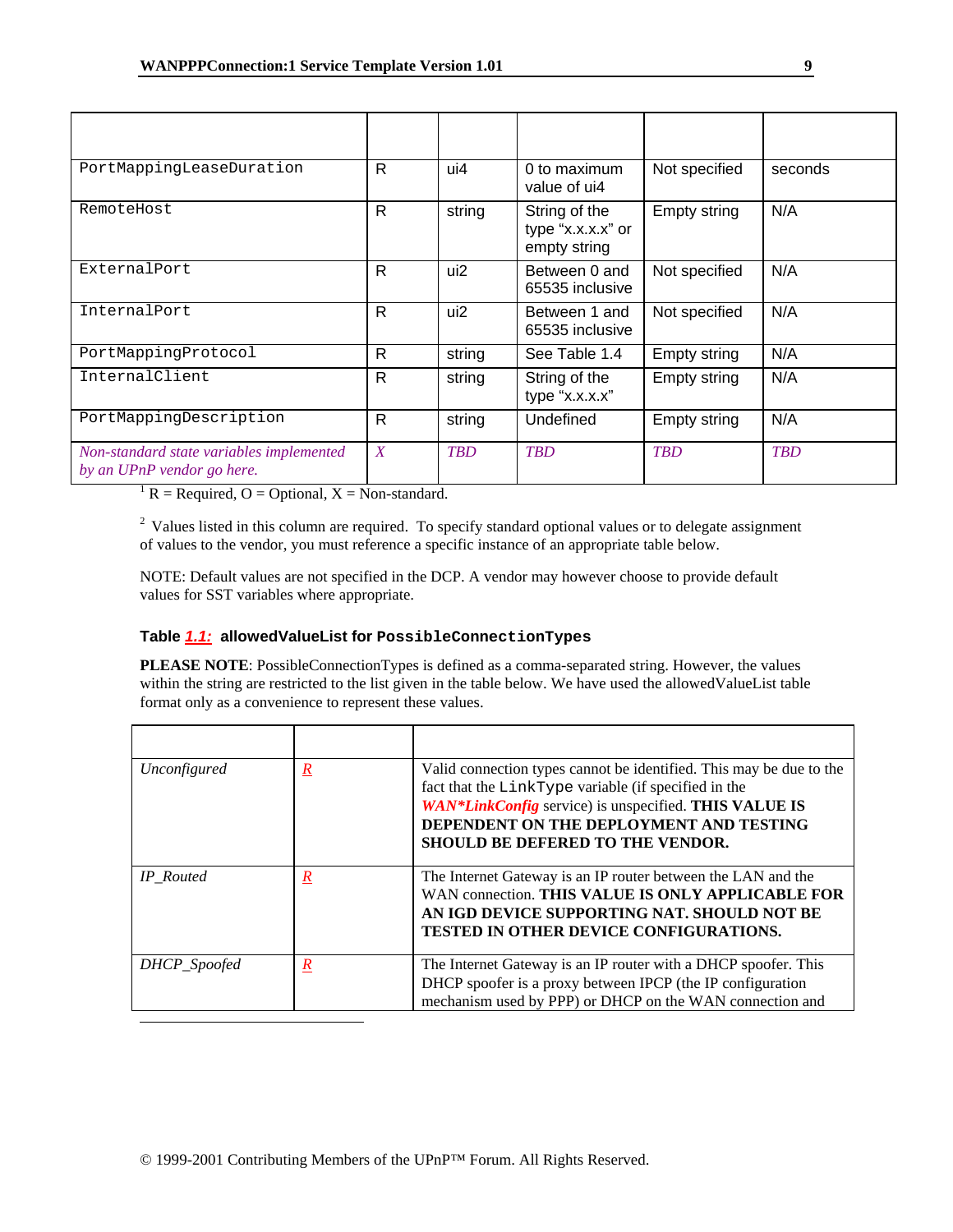| | | | | | |
|---|---|---|---|---|---|
| PortMappingLeaseDuration | R | ui4 | 0 to maximum value of ui4 | Not specified | seconds |
| RemoteHost | R | string | String of the type "x.x.x.x" or empty string | Empty string | N/A |
| ExternalPort | R | ui2 | Between 0 and 65535 inclusive | Not specified | N/A |
| InternalPort | R | ui2 | Between 1 and 65535 inclusive | Not specified | N/A |
| PortMappingProtocol | R | string | See Table 1.4 | Empty string | N/A |
| InternalClient | R | string | String of the type "x.x.x.x" | Empty string | N/A |
| PortMappingDescription | R | string | Undefined | Empty string | N/A |
| *Non-standard state variables implemented by an UPnP vendor go here.* | *X* | *TBD* | *TBD* | *TBD* | *TBD* |

[1] R = Required, O = Optional, X = Non-standard.

[2] Values listed in this column are required. To specify standard optional values or to delegate assignment of values to the vendor, you must reference a specific instance of an appropriate table below.

NOTE: Default values are not specified in the DCP. A vendor may however choose to provide default values for SST variables where appropriate.

### Table *1.1:* allowedValueList for PossibleConnectionTypes

**PLEASE NOTE**: PossibleConnectionTypes is defined as a comma-separated string. However, the values within the string are restricted to the list given in the table below. We have used the allowedValueList table format only as a convenience to represent these values.

| | | |
|---|---|---|
| *Unconfigured* | R | Valid connection types cannot be identified. This may be due to the fact that the LinkType variable (if specified in the ***WAN\*LinkConfig*** service) is unspecified. **THIS VALUE IS DEPENDENT ON THE DEPLOYMENT AND TESTING SHOULD BE DEFERED TO THE VENDOR.** |
| *IP_Routed* | R | The Internet Gateway is an IP router between the LAN and the WAN connection. **THIS VALUE IS ONLY APPLICABLE FOR AN IGD DEVICE SUPPORTING NAT. SHOULD NOT BE TESTED IN OTHER DEVICE CONFIGURATIONS.** |
| *DHCP_Spoofed* | R | The Internet Gateway is an IP router with a DHCP spoofer. This DHCP spoofer is a proxy between IPCP (the IP configuration mechanism used by PPP) or DHCP on the WAN connection and |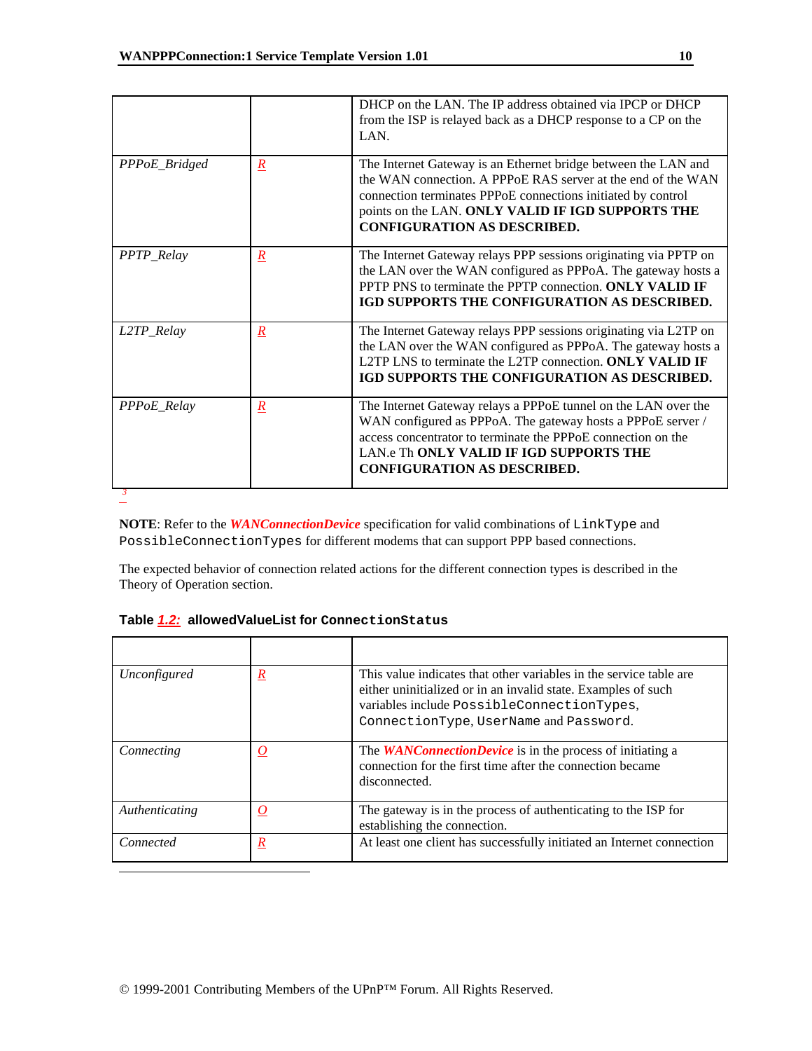| | | |
|---|---|---|
| | | DHCP on the LAN. The IP address obtained via IPCP or DHCP from the ISP is relayed back as a DHCP response to a CP on the LAN. |
| *PPPoE_Bridged* | R | The Internet Gateway is an Ethernet bridge between the LAN and the WAN connection. A PPPoE RAS server at the end of the WAN connection terminates PPPoE connections initiated by control points on the LAN. **ONLY VALID IF IGD SUPPORTS THE CONFIGURATION AS DESCRIBED.** |
| *PPTP_Relay* | R | The Internet Gateway relays PPP sessions originating via PPTP on the LAN over the WAN configured as PPPoA. The gateway hosts a PPTP PNS to terminate the PPTP connection. **ONLY VALID IF IGD SUPPORTS THE CONFIGURATION AS DESCRIBED.** |
| *L2TP_Relay* | R | The Internet Gateway relays PPP sessions originating via L2TP on the LAN over the WAN configured as PPPoA. The gateway hosts a L2TP LNS to terminate the L2TP connection. **ONLY VALID IF IGD SUPPORTS THE CONFIGURATION AS DESCRIBED.** |
| *PPPoE_Relay* | R | The Internet Gateway relays a PPPoE tunnel on the LAN over the WAN configured as PPPoA. The gateway hosts a PPPoE server / access concentrator to terminate the PPPoE connection on the LAN.e Th **ONLY VALID IF IGD SUPPORTS THE CONFIGURATION AS DESCRIBED.** |

[3]

**NOTE**: Refer to the ***WANConnectionDevice*** specification for valid combinations of `LinkType` and `PossibleConnectionTypes` for different modems that can support PPP based connections.

The expected behavior of connection related actions for the different connection types is described in the Theory of Operation section.

**Table 1.2: allowedValueList for `ConnectionStatus`**

| | | |
|---|---|---|
| *Unconfigured* | R | This value indicates that other variables in the service table are either uninitialized or in an invalid state. Examples of such variables include `PossibleConnectionTypes`, `ConnectionType`, `UserName` and `Password`. |
| *Connecting* | O | The ***WANConnectionDevice*** is in the process of initiating a connection for the first time after the connection became disconnected. |
| *Authenticating* | O | The gateway is in the process of authenticating to the ISP for establishing the connection. |
| *Connected* | R | At least one client has successfully initiated an Internet connection |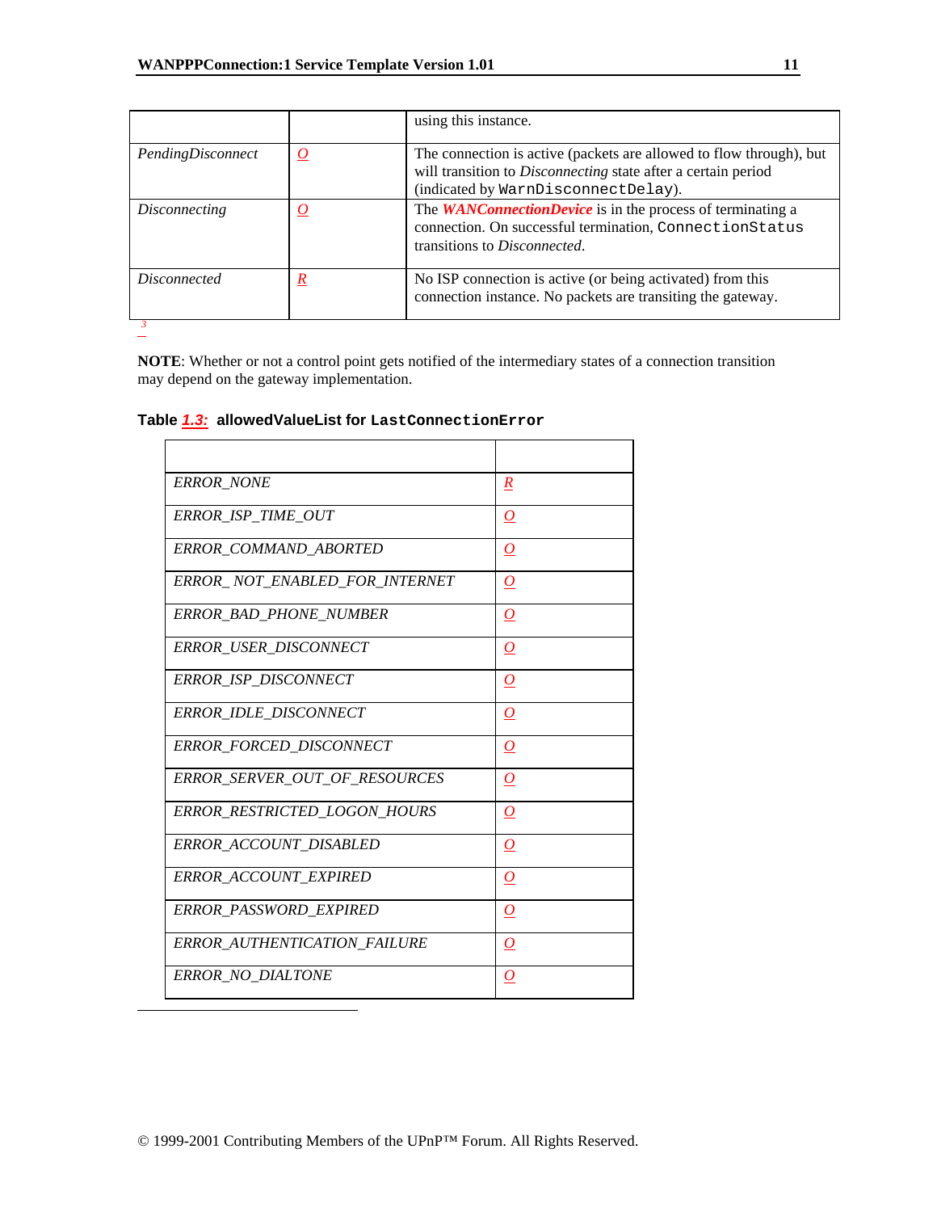|  |  | using this instance. |
|---|---|---|
| *PendingDisconnect* | O | The connection is active (packets are allowed to flow through), but will transition to *Disconnecting* state after a certain period (indicated by `WarnDisconnectDelay`). |
| *Disconnecting* | O | The ***WANConnectionDevice*** is in the process of terminating a connection. On successful termination, `ConnectionStatus` transitions to *Disconnected*. |
| *Disconnected* | R | No ISP connection is active (or being activated) from this connection instance. No packets are transiting the gateway. |

[3]

**NOTE**: Whether or not a control point gets notified of the intermediary states of a connection transition may depend on the gateway implementation.

**Table 1.3: allowedValueList for `LastConnectionError`**

|  |  |
|---|---|
| *ERROR_NONE* | R |
| *ERROR_ISP_TIME_OUT* | O |
| *ERROR_COMMAND_ABORTED* | O |
| *ERROR_ NOT_ENABLED_FOR_INTERNET* | O |
| *ERROR_BAD_PHONE_NUMBER* | O |
| *ERROR_USER_DISCONNECT* | O |
| *ERROR_ISP_DISCONNECT* | O |
| *ERROR_IDLE_DISCONNECT* | O |
| *ERROR_FORCED_DISCONNECT* | O |
| *ERROR_SERVER_OUT_OF_RESOURCES* | O |
| *ERROR_RESTRICTED_LOGON_HOURS* | O |
| *ERROR_ACCOUNT_DISABLED* | O |
| *ERROR_ACCOUNT_EXPIRED* | O |
| *ERROR_PASSWORD_EXPIRED* | O |
| *ERROR_AUTHENTICATION_FAILURE* | O |
| *ERROR_NO_DIALTONE* | O |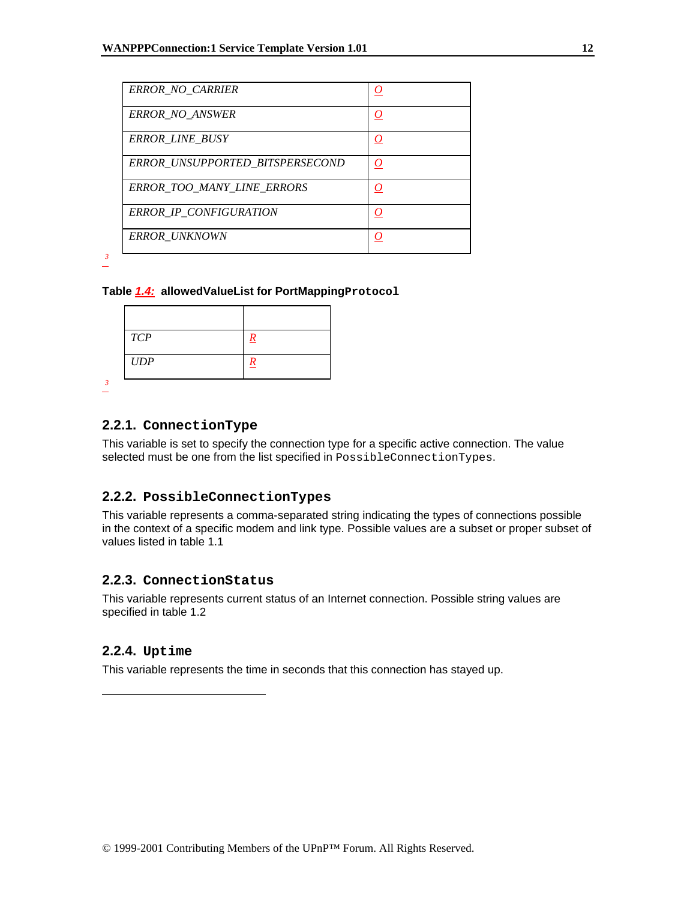| | |
|---|---|
| *ERROR_NO_CARRIER* | O |
| *ERROR_NO_ANSWER* | O |
| *ERROR_LINE_BUSY* | O |
| *ERROR_UNSUPPORTED_BITSPERSECOND* | O |
| *ERROR_TOO_MANY_LINE_ERRORS* | O |
| *ERROR_IP_CONFIGURATION* | O |
| *ERROR_UNKNOWN* | O |

[3]

**Table 1.4: allowedValueList for PortMappingProtocol**

| | |
|---|---|
| *TCP* | R |
| *UDP* | R |

[3]

### 2.2.1. ConnectionType

This variable is set to specify the connection type for a specific active connection. The value selected must be one from the list specified in PossibleConnectionTypes.

### 2.2.2. PossibleConnectionTypes

This variable represents a comma-separated string indicating the types of connections possible in the context of a specific modem and link type. Possible values are a subset or proper subset of values listed in table 1.1

### 2.2.3. ConnectionStatus

This variable represents current status of an Internet connection. Possible string values are specified in table 1.2

### 2.2.4. Uptime

This variable represents the time in seconds that this connection has stayed up.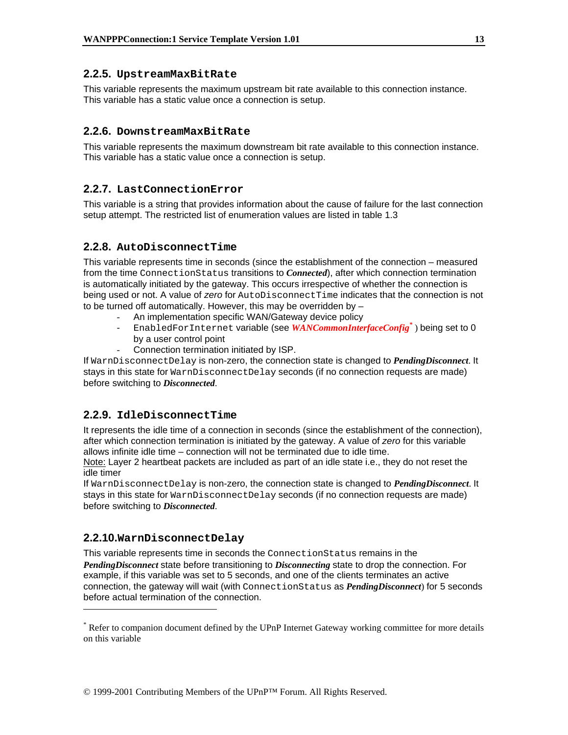### 2.2.5. `UpstreamMaxBitRate`

This variable represents the maximum upstream bit rate available to this connection instance. This variable has a static value once a connection is setup.

### 2.2.6. `DownstreamMaxBitRate`

This variable represents the maximum downstream bit rate available to this connection instance. This variable has a static value once a connection is setup.

### 2.2.7. `LastConnectionError`

This variable is a string that provides information about the cause of failure for the last connection setup attempt. The restricted list of enumeration values are listed in table 1.3

### 2.2.8. `AutoDisconnectTime`

This variable represents time in seconds (since the establishment of the connection – measured from the time `ConnectionStatus` transitions to ***Connected***), after which connection termination is automatically initiated by the gateway. This occurs irrespective of whether the connection is being used or not. A value of *zero* for `AutoDisconnectTime` indicates that the connection is not to be turned off automatically. However, this may be overridden by –

- An implementation specific WAN/Gateway device policy
- `EnabledForInternet` variable (see ***WANCommonInterfaceConfig**** ) being set to 0 by a user control point
- Connection termination initiated by ISP.

If `WarnDisconnectDelay` is non-zero, the connection state is changed to ***PendingDisconnect***. It stays in this state for `WarnDisconnectDelay` seconds (if no connection requests are made) before switching to ***Disconnected***.

### 2.2.9. `IdleDisconnectTime`

It represents the idle time of a connection in seconds (since the establishment of the connection), after which connection termination is initiated by the gateway. A value of *zero* for this variable allows infinite idle time – connection will not be terminated due to idle time.

Note: Layer 2 heartbeat packets are included as part of an idle state i.e., they do not reset the idle timer

If `WarnDisconnectDelay` is non-zero, the connection state is changed to ***PendingDisconnect***. It stays in this state for `WarnDisconnectDelay` seconds (if no connection requests are made) before switching to ***Disconnected***.

### 2.2.10. `WarnDisconnectDelay`

This variable represents time in seconds the `ConnectionStatus` remains in the ***PendingDisconnect*** state before transitioning to ***Disconnecting*** state to drop the connection. For example, if this variable was set to 5 seconds, and one of the clients terminates an active connection, the gateway will wait (with `ConnectionStatus` as ***PendingDisconnect***) for 5 seconds before actual termination of the connection.

---

* Refer to companion document defined by the UPnP Internet Gateway working committee for more details on this variable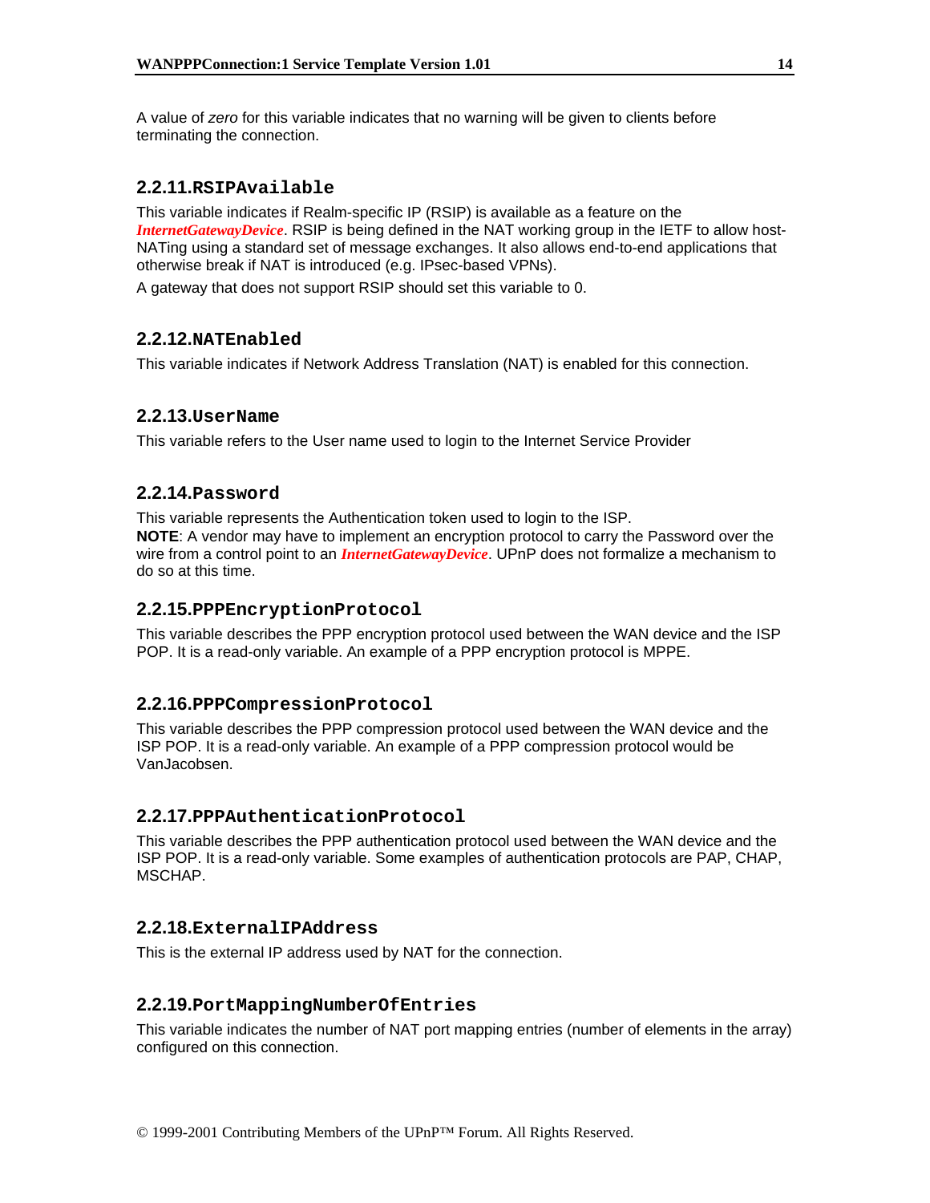A value of *zero* for this variable indicates that no warning will be given to clients before terminating the connection.

### 2.2.11. RSIPAvailable

This variable indicates if Realm-specific IP (RSIP) is available as a feature on the ***InternetGatewayDevice***. RSIP is being defined in the NAT working group in the IETF to allow host-NATing using a standard set of message exchanges. It also allows end-to-end applications that otherwise break if NAT is introduced (e.g. IPsec-based VPNs).

A gateway that does not support RSIP should set this variable to 0.

### 2.2.12. NATEnabled

This variable indicates if Network Address Translation (NAT) is enabled for this connection.

### 2.2.13. UserName

This variable refers to the User name used to login to the Internet Service Provider

### 2.2.14. Password

This variable represents the Authentication token used to login to the ISP.
**NOTE**: A vendor may have to implement an encryption protocol to carry the Password over the wire from a control point to an ***InternetGatewayDevice***. UPnP does not formalize a mechanism to do so at this time.

### 2.2.15. PPPEncryptionProtocol

This variable describes the PPP encryption protocol used between the WAN device and the ISP POP. It is a read-only variable. An example of a PPP encryption protocol is MPPE.

### 2.2.16. PPPCompressionProtocol

This variable describes the PPP compression protocol used between the WAN device and the ISP POP. It is a read-only variable. An example of a PPP compression protocol would be VanJacobsen.

### 2.2.17. PPPAuthenticationProtocol

This variable describes the PPP authentication protocol used between the WAN device and the ISP POP. It is a read-only variable. Some examples of authentication protocols are PAP, CHAP, MSCHAP.

### 2.2.18. ExternalIPAddress

This is the external IP address used by NAT for the connection.

### 2.2.19. PortMappingNumberOfEntries

This variable indicates the number of NAT port mapping entries (number of elements in the array) configured on this connection.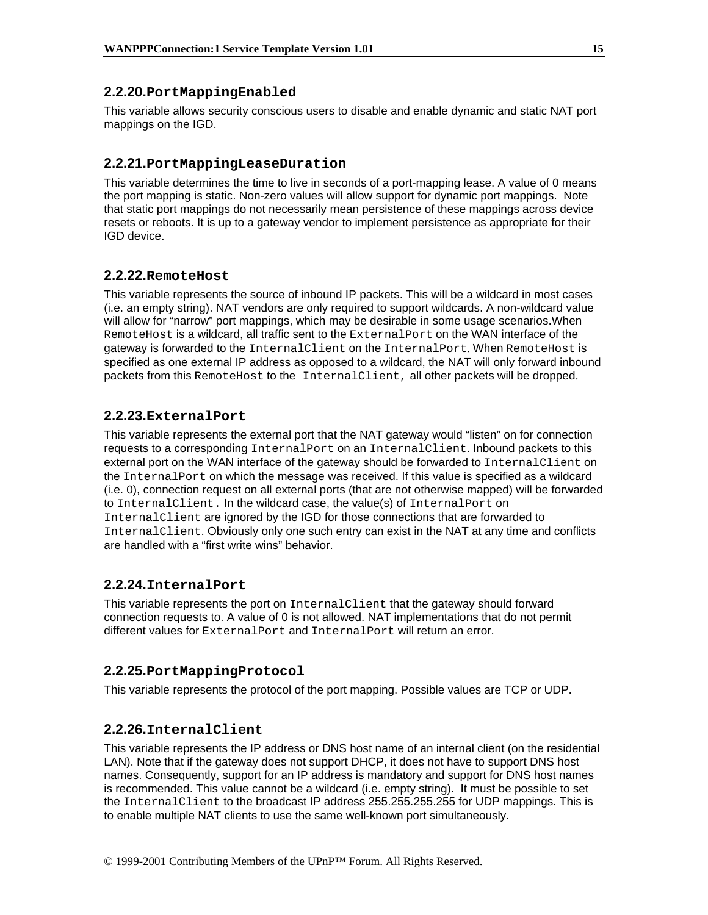### 2.2.20. `PortMappingEnabled`

This variable allows security conscious users to disable and enable dynamic and static NAT port mappings on the IGD.

### 2.2.21. `PortMappingLeaseDuration`

This variable determines the time to live in seconds of a port-mapping lease. A value of 0 means the port mapping is static. Non-zero values will allow support for dynamic port mappings. Note that static port mappings do not necessarily mean persistence of these mappings across device resets or reboots. It is up to a gateway vendor to implement persistence as appropriate for their IGD device.

### 2.2.22. `RemoteHost`

This variable represents the source of inbound IP packets. This will be a wildcard in most cases (i.e. an empty string). NAT vendors are only required to support wildcards. A non-wildcard value will allow for "narrow" port mappings, which may be desirable in some usage scenarios.When `RemoteHost` is a wildcard, all traffic sent to the `ExternalPort` on the WAN interface of the gateway is forwarded to the `InternalClient` on the `InternalPort`. When `RemoteHost` is specified as one external IP address as opposed to a wildcard, the NAT will only forward inbound packets from this `RemoteHost` to the `InternalClient`, all other packets will be dropped.

### 2.2.23. `ExternalPort`

This variable represents the external port that the NAT gateway would "listen" on for connection requests to a corresponding `InternalPort` on an `InternalClient`. Inbound packets to this external port on the WAN interface of the gateway should be forwarded to `InternalClient` on the `InternalPort` on which the message was received. If this value is specified as a wildcard (i.e. 0), connection request on all external ports (that are not otherwise mapped) will be forwarded to `InternalClient.` In the wildcard case, the value(s) of `InternalPort` on `InternalClient` are ignored by the IGD for those connections that are forwarded to `InternalClient`. Obviously only one such entry can exist in the NAT at any time and conflicts are handled with a "first write wins" behavior.

### 2.2.24. `InternalPort`

This variable represents the port on `InternalClient` that the gateway should forward connection requests to. A value of 0 is not allowed. NAT implementations that do not permit different values for `ExternalPort` and `InternalPort` will return an error.

### 2.2.25. `PortMappingProtocol`

This variable represents the protocol of the port mapping. Possible values are TCP or UDP.

### 2.2.26. `InternalClient`

This variable represents the IP address or DNS host name of an internal client (on the residential LAN). Note that if the gateway does not support DHCP, it does not have to support DNS host names. Consequently, support for an IP address is mandatory and support for DNS host names is recommended. This value cannot be a wildcard (i.e. empty string). It must be possible to set the `InternalClient` to the broadcast IP address 255.255.255.255 for UDP mappings. This is to enable multiple NAT clients to use the same well-known port simultaneously.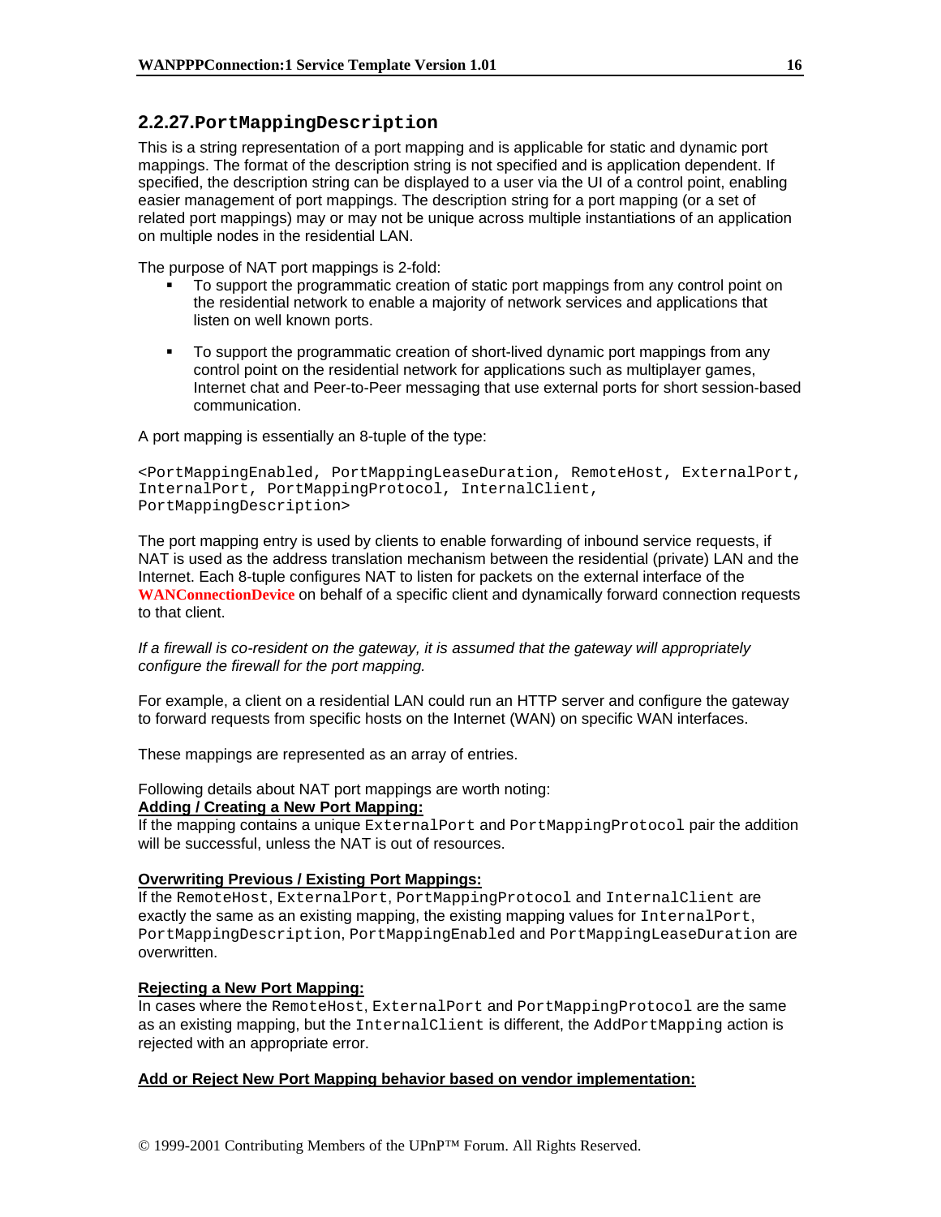### 2.2.27.`PortMappingDescription`

This is a string representation of a port mapping and is applicable for static and dynamic port mappings. The format of the description string is not specified and is application dependent. If specified, the description string can be displayed to a user via the UI of a control point, enabling easier management of port mappings. The description string for a port mapping (or a set of related port mappings) may or may not be unique across multiple instantiations of an application on multiple nodes in the residential LAN.

The purpose of NAT port mappings is 2-fold:

- To support the programmatic creation of static port mappings from any control point on the residential network to enable a majority of network services and applications that listen on well known ports.
- To support the programmatic creation of short-lived dynamic port mappings from any control point on the residential network for applications such as multiplayer games, Internet chat and Peer-to-Peer messaging that use external ports for short session-based communication.

A port mapping is essentially an 8-tuple of the type:

```
<PortMappingEnabled, PortMappingLeaseDuration, RemoteHost, ExternalPort,
InternalPort, PortMappingProtocol, InternalClient,
PortMappingDescription>
```

The port mapping entry is used by clients to enable forwarding of inbound service requests, if NAT is used as the address translation mechanism between the residential (private) LAN and the Internet. Each 8-tuple configures NAT to listen for packets on the external interface of the **WANConnectionDevice** on behalf of a specific client and dynamically forward connection requests to that client.

*If a firewall is co-resident on the gateway, it is assumed that the gateway will appropriately configure the firewall for the port mapping.*

For example, a client on a residential LAN could run an HTTP server and configure the gateway to forward requests from specific hosts on the Internet (WAN) on specific WAN interfaces.

These mappings are represented as an array of entries.

Following details about NAT port mappings are worth noting:

**Adding / Creating a New Port Mapping:**

If the mapping contains a unique `ExternalPort` and `PortMappingProtocol` pair the addition will be successful, unless the NAT is out of resources.

**Overwriting Previous / Existing Port Mappings:**

If the `RemoteHost`, `ExternalPort`, `PortMappingProtocol` and `InternalClient` are exactly the same as an existing mapping, the existing mapping values for `InternalPort`, `PortMappingDescription`, `PortMappingEnabled` and `PortMappingLeaseDuration` are overwritten.

**Rejecting a New Port Mapping:**

In cases where the `RemoteHost`, `ExternalPort` and `PortMappingProtocol` are the same as an existing mapping, but the `InternalClient` is different, the `AddPortMapping` action is rejected with an appropriate error.

**Add or Reject New Port Mapping behavior based on vendor implementation:**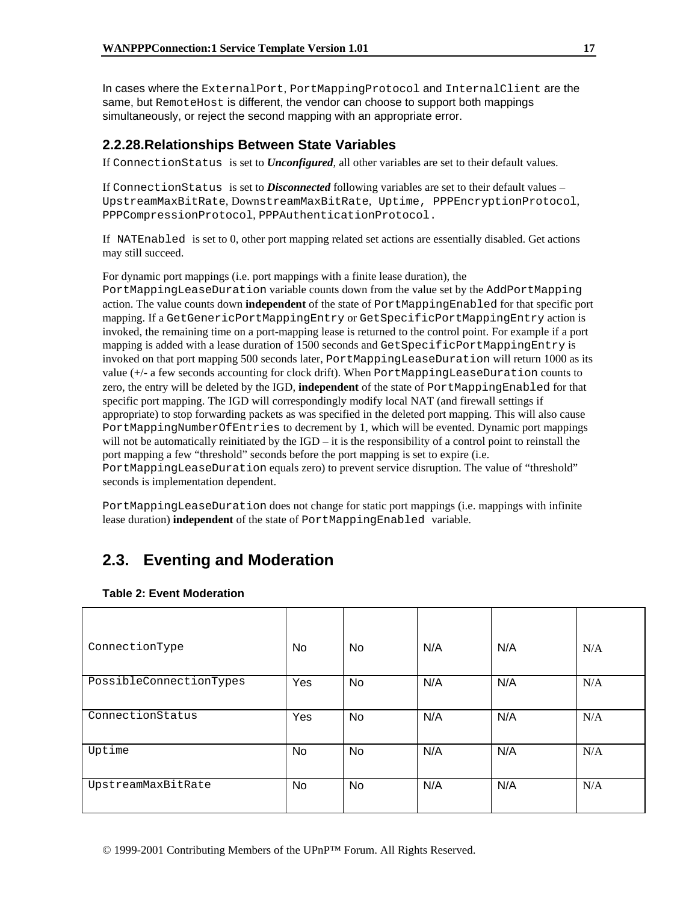In cases where the ExternalPort, PortMappingProtocol and InternalClient are the same, but RemoteHost is different, the vendor can choose to support both mappings simultaneously, or reject the second mapping with an appropriate error.

### 2.2.28.Relationships Between State Variables

If ConnectionStatus is set to ***Unconfigured***, all other variables are set to their default values.

If ConnectionStatus is set to ***Disconnected*** following variables are set to their default values – UpstreamMaxBitRate, DownstreamMaxBitRate, Uptime, PPPEncryptionProtocol, PPPCompressionProtocol, PPPAuthenticationProtocol.

If NATEnabled is set to 0, other port mapping related set actions are essentially disabled. Get actions may still succeed.

For dynamic port mappings (i.e. port mappings with a finite lease duration), the PortMappingLeaseDuration variable counts down from the value set by the AddPortMapping action. The value counts down **independent** of the state of PortMappingEnabled for that specific port mapping. If a GetGenericPortMappingEntry or GetSpecificPortMappingEntry action is invoked, the remaining time on a port-mapping lease is returned to the control point. For example if a port mapping is added with a lease duration of 1500 seconds and GetSpecificPortMappingEntry is invoked on that port mapping 500 seconds later, PortMappingLeaseDuration will return 1000 as its value (+/- a few seconds accounting for clock drift). When PortMappingLeaseDuration counts to zero, the entry will be deleted by the IGD, **independent** of the state of PortMappingEnabled for that specific port mapping. The IGD will correspondingly modify local NAT (and firewall settings if appropriate) to stop forwarding packets as was specified in the deleted port mapping. This will also cause PortMappingNumberOfEntries to decrement by 1, which will be evented. Dynamic port mappings will not be automatically reinitiated by the IGD – it is the responsibility of a control point to reinstall the port mapping a few "threshold" seconds before the port mapping is set to expire (i.e. PortMappingLeaseDuration equals zero) to prevent service disruption. The value of "threshold" seconds is implementation dependent.

PortMappingLeaseDuration does not change for static port mappings (i.e. mappings with infinite lease duration) **independent** of the state of PortMappingEnabled variable.

## 2.3. Eventing and Moderation

**Table 2: Event Moderation**

| | | | | | |
|---|---|---|---|---|---|
| ConnectionType | No | No | N/A | N/A | N/A |
| PossibleConnectionTypes | Yes | No | N/A | N/A | N/A |
| ConnectionStatus | Yes | No | N/A | N/A | N/A |
| Uptime | No | No | N/A | N/A | N/A |
| UpstreamMaxBitRate | No | No | N/A | N/A | N/A |

© 1999-2001 Contributing Members of the UPnP™ Forum. All Rights Reserved.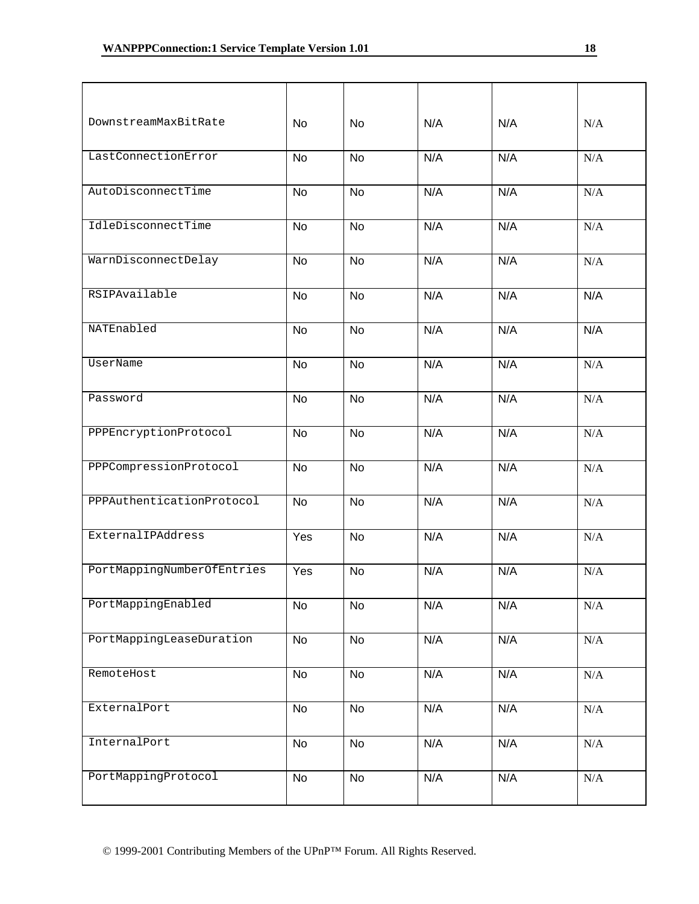| | | | | | |
|---|---|---|---|---|---|
| DownstreamMaxBitRate | No | No | N/A | N/A | N/A |
| LastConnectionError | No | No | N/A | N/A | N/A |
| AutoDisconnectTime | No | No | N/A | N/A | N/A |
| IdleDisconnectTime | No | No | N/A | N/A | N/A |
| WarnDisconnectDelay | No | No | N/A | N/A | N/A |
| RSIPAvailable | No | No | N/A | N/A | N/A |
| NATEnabled | No | No | N/A | N/A | N/A |
| UserName | No | No | N/A | N/A | N/A |
| Password | No | No | N/A | N/A | N/A |
| PPPEncryptionProtocol | No | No | N/A | N/A | N/A |
| PPPCompressionProtocol | No | No | N/A | N/A | N/A |
| PPPAuthenticationProtocol | No | No | N/A | N/A | N/A |
| ExternalIPAddress | Yes | No | N/A | N/A | N/A |
| PortMappingNumberOfEntries | Yes | No | N/A | N/A | N/A |
| PortMappingEnabled | No | No | N/A | N/A | N/A |
| PortMappingLeaseDuration | No | No | N/A | N/A | N/A |
| RemoteHost | No | No | N/A | N/A | N/A |
| ExternalPort | No | No | N/A | N/A | N/A |
| InternalPort | No | No | N/A | N/A | N/A |
| PortMappingProtocol | No | No | N/A | N/A | N/A |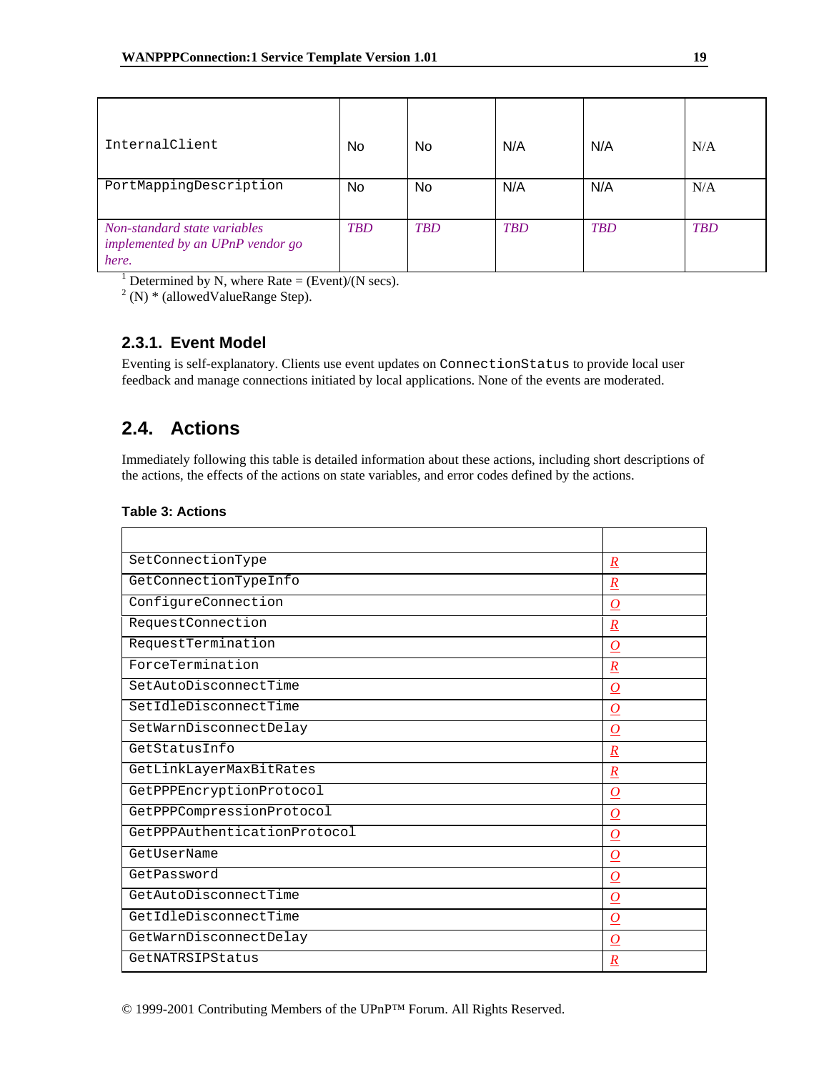| | | | | | |
|---|---|---|---|---|---|
| InternalClient | No | No | N/A | N/A | N/A |
| PortMappingDescription | No | No | N/A | N/A | N/A |
| *Non-standard state variables implemented by an UPnP vendor go here.* | *TBD* | *TBD* | *TBD* | *TBD* | *TBD* |

[1] Determined by N, where Rate = (Event)/(N secs).
[2] (N) * (allowedValueRange Step).

### 2.3.1. Event Model

Eventing is self-explanatory. Clients use event updates on ConnectionStatus to provide local user feedback and manage connections initiated by local applications. None of the events are moderated.

## 2.4. Actions

Immediately following this table is detailed information about these actions, including short descriptions of the actions, the effects of the actions on state variables, and error codes defined by the actions.

**Table 3: Actions**

| | |
|---|---|
| SetConnectionType | R |
| GetConnectionTypeInfo | R |
| ConfigureConnection | O |
| RequestConnection | R |
| RequestTermination | O |
| ForceTermination | R |
| SetAutoDisconnectTime | O |
| SetIdleDisconnectTime | O |
| SetWarnDisconnectDelay | O |
| GetStatusInfo | R |
| GetLinkLayerMaxBitRates | R |
| GetPPPEncryptionProtocol | O |
| GetPPPCompressionProtocol | O |
| GetPPPAuthenticationProtocol | O |
| GetUserName | O |
| GetPassword | O |
| GetAutoDisconnectTime | O |
| GetIdleDisconnectTime | O |
| GetWarnDisconnectDelay | O |
| GetNATRSIPStatus | R |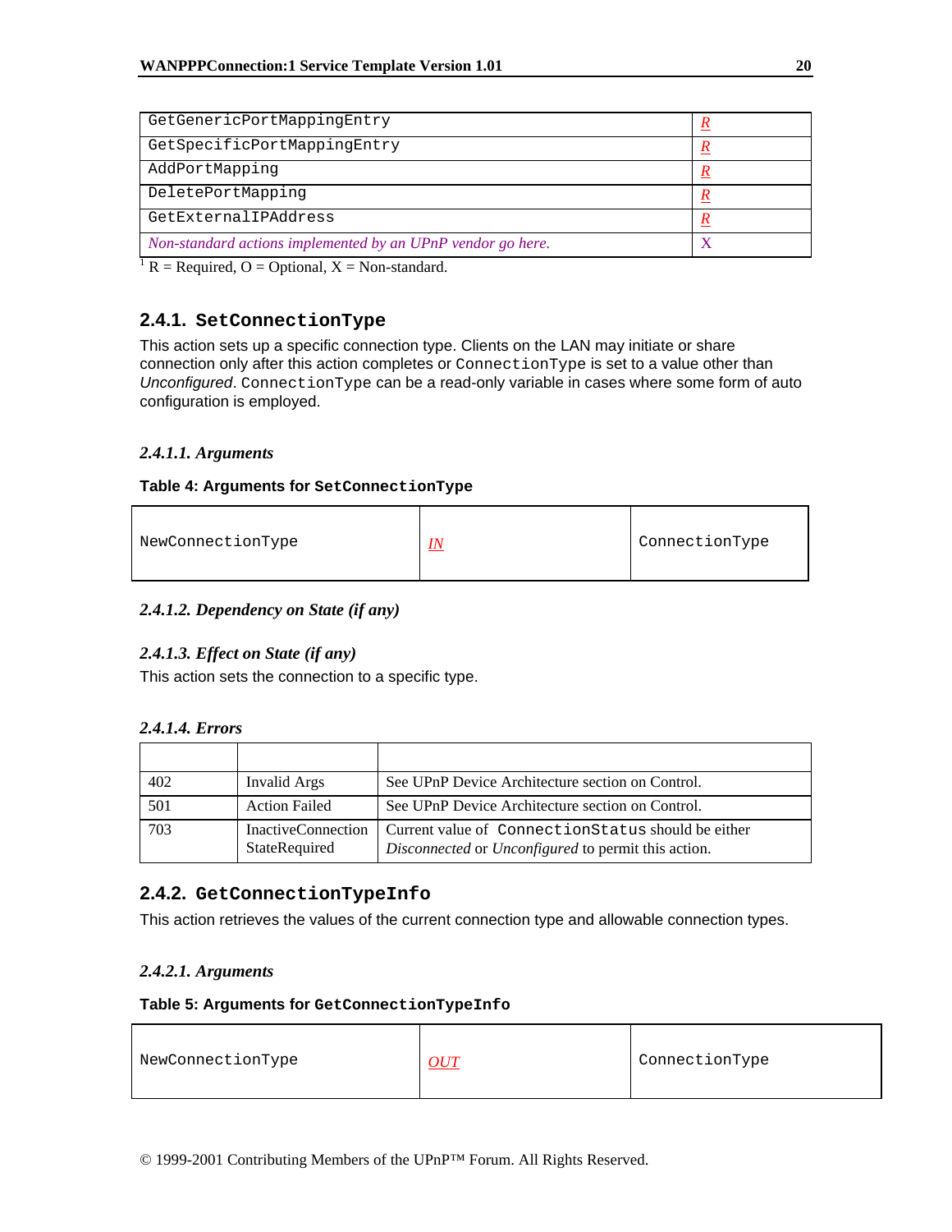| | |
|---|---|
| GetGenericPortMappingEntry | R |
| GetSpecificPortMappingEntry | R |
| AddPortMapping | R |
| DeletePortMapping | R |
| GetExternalIPAddress | R |
| *Non-standard actions implemented by an UPnP vendor go here.* | X |

[1] R = Required, O = Optional, X = Non-standard.

### 2.4.1. SetConnectionType

This action sets up a specific connection type. Clients on the LAN may initiate or share connection only after this action completes or ConnectionType is set to a value other than *Unconfigured*. ConnectionType can be a read-only variable in cases where some form of auto configuration is employed.

#### *2.4.1.1. Arguments*

**Table 4: Arguments for SetConnectionType**

| | | |
|---|---|---|
| NewConnectionType | IN | ConnectionType |

#### *2.4.1.2. Dependency on State (if any)*

#### *2.4.1.3. Effect on State (if any)*

This action sets the connection to a specific type.

#### *2.4.1.4. Errors*

| | | |
|---|---|---|
| 402 | Invalid Args | See UPnP Device Architecture section on Control. |
| 501 | Action Failed | See UPnP Device Architecture section on Control. |
| 703 | InactiveConnection StateRequired | Current value of ConnectionStatus should be either *Disconnected* or *Unconfigured* to permit this action. |

### 2.4.2. GetConnectionTypeInfo

This action retrieves the values of the current connection type and allowable connection types.

#### *2.4.2.1. Arguments*

**Table 5: Arguments for GetConnectionTypeInfo**

| | | |
|---|---|---|
| NewConnectionType | OUT | ConnectionType |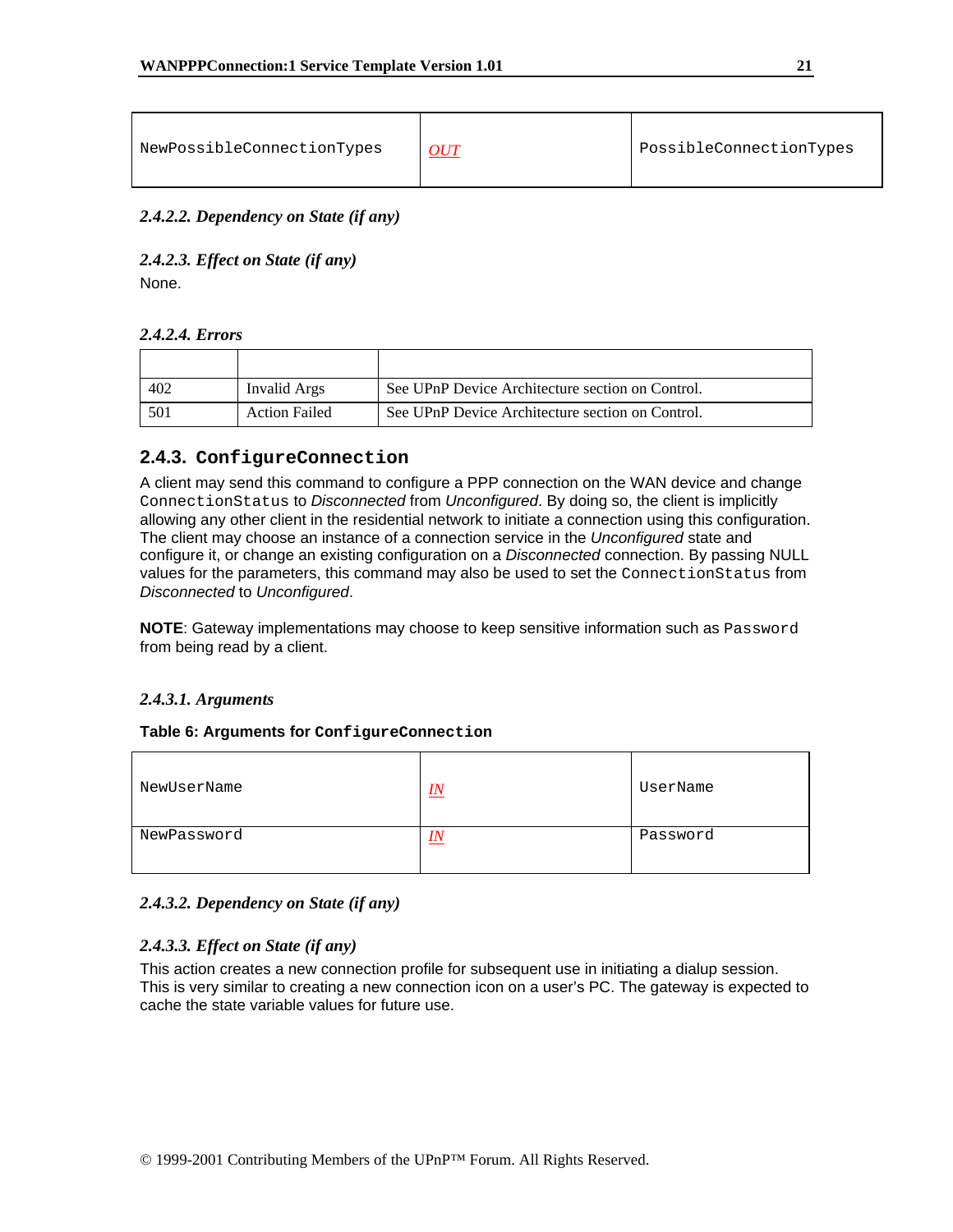| | | |
|---|---|---|
| NewPossibleConnectionTypes | OUT | PossibleConnectionTypes |

#### 2.4.2.2. Dependency on State (if any)

#### 2.4.2.3. Effect on State (if any)

None.

#### 2.4.2.4. Errors

| | | |
|---|---|---|
| 402 | Invalid Args | See UPnP Device Architecture section on Control. |
| 501 | Action Failed | See UPnP Device Architecture section on Control. |

### 2.4.3. ConfigureConnection

A client may send this command to configure a PPP connection on the WAN device and change `ConnectionStatus` to *Disconnected* from *Unconfigured*. By doing so, the client is implicitly allowing any other client in the residential network to initiate a connection using this configuration. The client may choose an instance of a connection service in the *Unconfigured* state and configure it, or change an existing configuration on a *Disconnected* connection. By passing NULL values for the parameters, this command may also be used to set the `ConnectionStatus` from *Disconnected* to *Unconfigured*.

**NOTE**: Gateway implementations may choose to keep sensitive information such as `Password` from being read by a client.

#### 2.4.3.1. Arguments

**Table 6: Arguments for `ConfigureConnection`**

| | | |
|---|---|---|
| NewUserName | IN | UserName |
| NewPassword | IN | Password |

#### 2.4.3.2. Dependency on State (if any)

#### 2.4.3.3. Effect on State (if any)

This action creates a new connection profile for subsequent use in initiating a dialup session. This is very similar to creating a new connection icon on a user's PC. The gateway is expected to cache the state variable values for future use.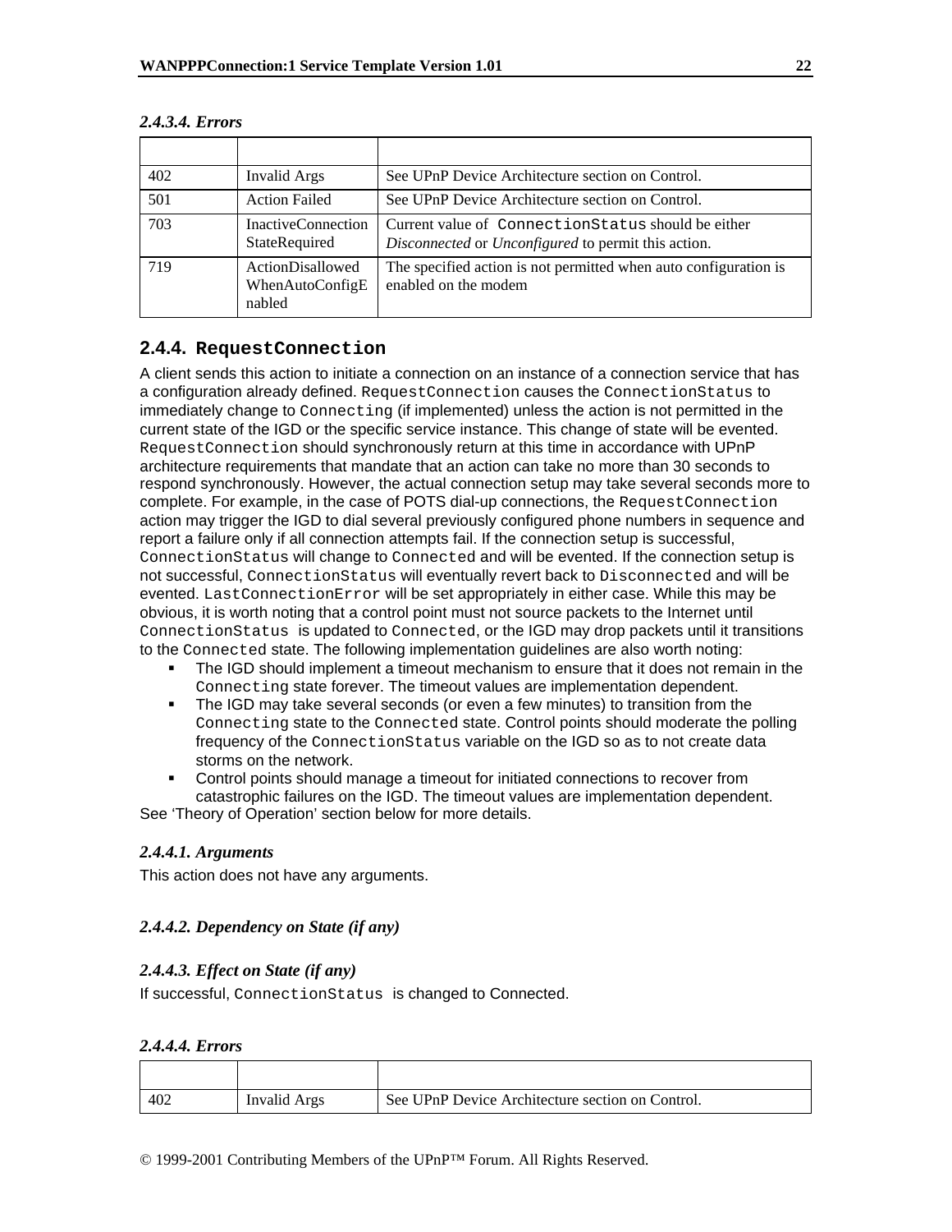#### 2.4.3.4. Errors

| | | |
|---|---|---|
| 402 | Invalid Args | See UPnP Device Architecture section on Control. |
| 501 | Action Failed | See UPnP Device Architecture section on Control. |
| 703 | InactiveConnection StateRequired | Current value of `ConnectionStatus` should be either *Disconnected* or *Unconfigured* to permit this action. |
| 719 | ActionDisallowed WhenAutoConfigEnabled | The specified action is not permitted when auto configuration is enabled on the modem |

### 2.4.4. RequestConnection

A client sends this action to initiate a connection on an instance of a connection service that has a configuration already defined. `RequestConnection` causes the `ConnectionStatus` to immediately change to `Connecting` (if implemented) unless the action is not permitted in the current state of the IGD or the specific service instance. This change of state will be evented. `RequestConnection` should synchronously return at this time in accordance with UPnP architecture requirements that mandate that an action can take no more than 30 seconds to respond synchronously. However, the actual connection setup may take several seconds more to complete. For example, in the case of POTS dial-up connections, the `RequestConnection` action may trigger the IGD to dial several previously configured phone numbers in sequence and report a failure only if all connection attempts fail. If the connection setup is successful, `ConnectionStatus` will change to `Connected` and will be evented. If the connection setup is not successful, `ConnectionStatus` will eventually revert back to `Disconnected` and will be evented. `LastConnectionError` will be set appropriately in either case. While this may be obvious, it is worth noting that a control point must not source packets to the Internet until `ConnectionStatus` is updated to `Connected`, or the IGD may drop packets until it transitions to the `Connected` state. The following implementation guidelines are also worth noting:

- The IGD should implement a timeout mechanism to ensure that it does not remain in the `Connecting` state forever. The timeout values are implementation dependent.
- The IGD may take several seconds (or even a few minutes) to transition from the `Connecting` state to the `Connected` state. Control points should moderate the polling frequency of the `ConnectionStatus` variable on the IGD so as to not create data storms on the network.
- Control points should manage a timeout for initiated connections to recover from catastrophic failures on the IGD. The timeout values are implementation dependent.

See 'Theory of Operation' section below for more details.

#### 2.4.4.1. Arguments

This action does not have any arguments.

#### 2.4.4.2. Dependency on State (if any)

#### 2.4.4.3. Effect on State (if any)

If successful, `ConnectionStatus` is changed to Connected.

#### 2.4.4.4. Errors

| | | |
|---|---|---|
| 402 | Invalid Args | See UPnP Device Architecture section on Control. |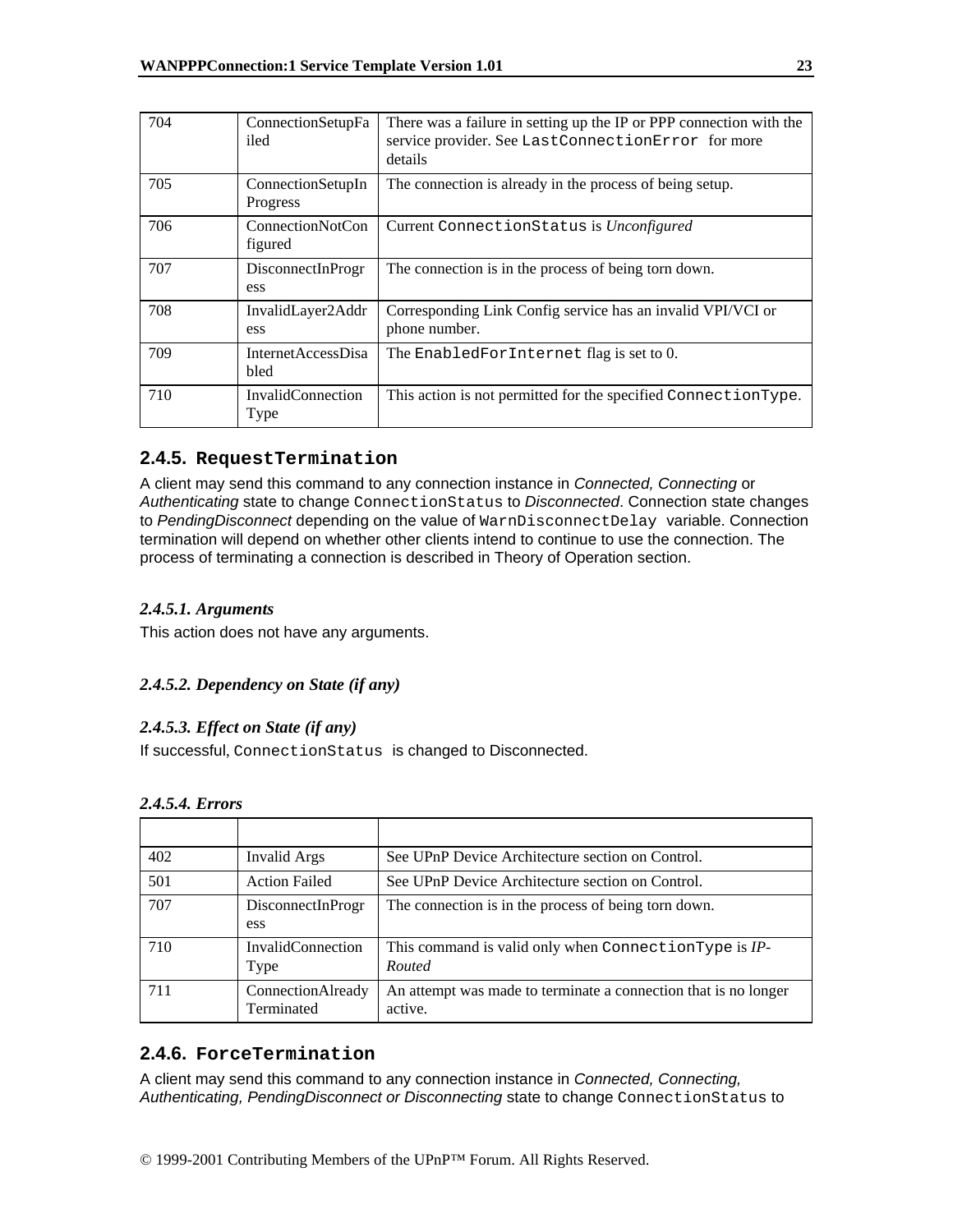| 704 | ConnectionSetupFailed | There was a failure in setting up the IP or PPP connection with the service provider. See `LastConnectionError` for more details |
|---|---|---|
| 705 | ConnectionSetupInProgress | The connection is already in the process of being setup. |
| 706 | ConnectionNotConfigured | Current `ConnectionStatus` is *Unconfigured* |
| 707 | DisconnectInProgress | The connection is in the process of being torn down. |
| 708 | InvalidLayer2Address | Corresponding Link Config service has an invalid VPI/VCI or phone number. |
| 709 | InternetAccessDisabled | The `EnabledForInternet` flag is set to 0. |
| 710 | InvalidConnectionType | This action is not permitted for the specified `ConnectionType`. |

## 2.4.5. RequestTermination

A client may send this command to any connection instance in *Connected, Connecting* or *Authenticating* state to change `ConnectionStatus` to *Disconnected*. Connection state changes to *PendingDisconnect* depending on the value of `WarnDisconnectDelay` variable. Connection termination will depend on whether other clients intend to continue to use the connection. The process of terminating a connection is described in Theory of Operation section.

### *2.4.5.1. Arguments*

This action does not have any arguments.

### *2.4.5.2. Dependency on State (if any)*

### *2.4.5.3. Effect on State (if any)*

If successful, `ConnectionStatus` is changed to Disconnected.

### *2.4.5.4. Errors*

| | | |
|---|---|---|
| 402 | Invalid Args | See UPnP Device Architecture section on Control. |
| 501 | Action Failed | See UPnP Device Architecture section on Control. |
| 707 | DisconnectInProgress | The connection is in the process of being torn down. |
| 710 | InvalidConnectionType | This command is valid only when `ConnectionType` is *IP-Routed* |
| 711 | ConnectionAlreadyTerminated | An attempt was made to terminate a connection that is no longer active. |

## 2.4.6. ForceTermination

A client may send this command to any connection instance in *Connected, Connecting, Authenticating, PendingDisconnect or Disconnecting* state to change `ConnectionStatus` to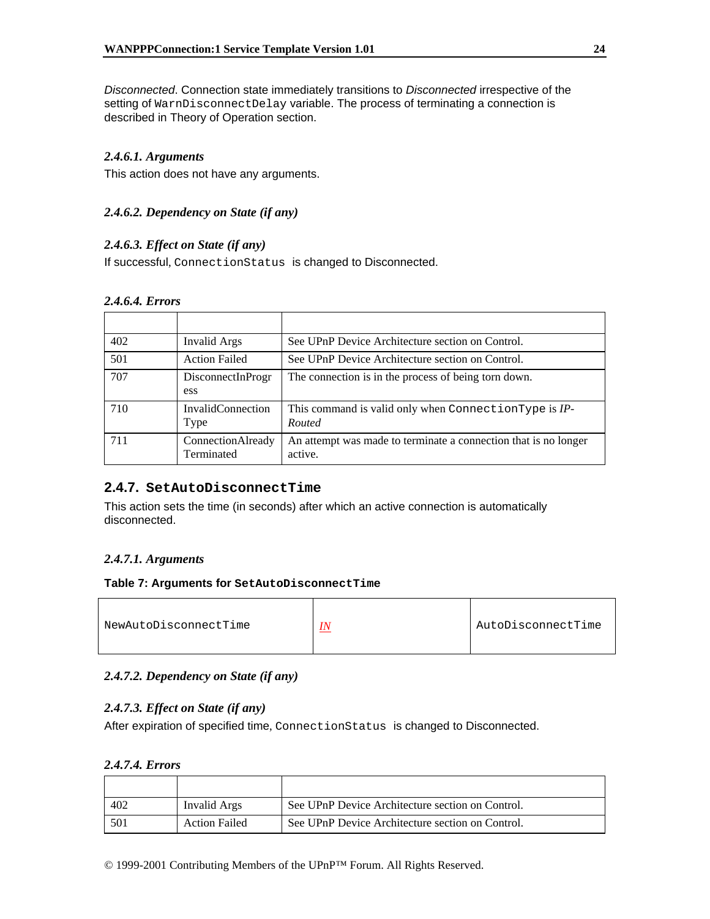*Disconnected*. Connection state immediately transitions to *Disconnected* irrespective of the setting of `WarnDisconnectDelay` variable. The process of terminating a connection is described in Theory of Operation section.

#### *2.4.6.1. Arguments*

This action does not have any arguments.

#### *2.4.6.2. Dependency on State (if any)*

#### *2.4.6.3. Effect on State (if any)*

If successful, `ConnectionStatus` is changed to Disconnected.

#### *2.4.6.4. Errors*

| | | |
|---|---|---|
| 402 | Invalid Args | See UPnP Device Architecture section on Control. |
| 501 | Action Failed | See UPnP Device Architecture section on Control. |
| 707 | DisconnectInProgress | The connection is in the process of being torn down. |
| 710 | InvalidConnectionType | This command is valid only when `ConnectionType` is *IP-Routed* |
| 711 | ConnectionAlreadyTerminated | An attempt was made to terminate a connection that is no longer active. |

### 2.4.7. `SetAutoDisconnectTime`

This action sets the time (in seconds) after which an active connection is automatically disconnected.

#### *2.4.7.1. Arguments*

**Table 7: Arguments for `SetAutoDisconnectTime`**

| | | |
|---|---|---|
| `NewAutoDisconnectTime` | *IN* | `AutoDisconnectTime` |

#### *2.4.7.2. Dependency on State (if any)*

#### *2.4.7.3. Effect on State (if any)*

After expiration of specified time, `ConnectionStatus` is changed to Disconnected.

#### *2.4.7.4. Errors*

| | | |
|---|---|---|
| 402 | Invalid Args | See UPnP Device Architecture section on Control. |
| 501 | Action Failed | See UPnP Device Architecture section on Control. |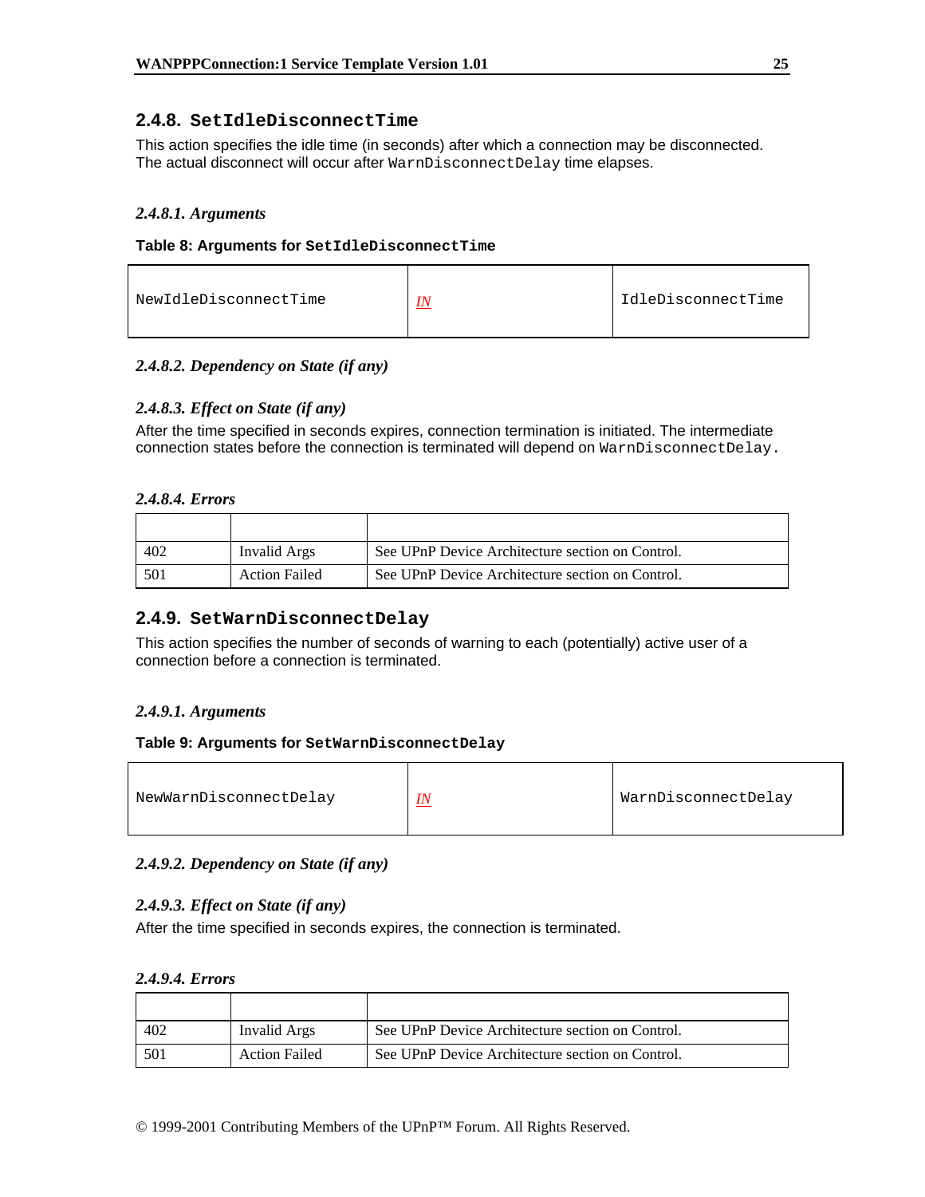## 2.4.8. SetIdleDisconnectTime

This action specifies the idle time (in seconds) after which a connection may be disconnected. The actual disconnect will occur after WarnDisconnectDelay time elapses.

#### *2.4.8.1. Arguments*

**Table 8: Arguments for SetIdleDisconnectTime**

| NewIdleDisconnectTime | IN | IdleDisconnectTime |
|---|---|---|

#### *2.4.8.2. Dependency on State (if any)*

#### *2.4.8.3. Effect on State (if any)*

After the time specified in seconds expires, connection termination is initiated. The intermediate connection states before the connection is terminated will depend on WarnDisconnectDelay.

#### *2.4.8.4. Errors*

| | | |
|---|---|---|
| 402 | Invalid Args | See UPnP Device Architecture section on Control. |
| 501 | Action Failed | See UPnP Device Architecture section on Control. |

## 2.4.9. SetWarnDisconnectDelay

This action specifies the number of seconds of warning to each (potentially) active user of a connection before a connection is terminated.

#### *2.4.9.1. Arguments*

**Table 9: Arguments for SetWarnDisconnectDelay**

| NewWarnDisconnectDelay | IN | WarnDisconnectDelay |
|---|---|---|

#### *2.4.9.2. Dependency on State (if any)*

#### *2.4.9.3. Effect on State (if any)*

After the time specified in seconds expires, the connection is terminated.

#### *2.4.9.4. Errors*

| | | |
|---|---|---|
| 402 | Invalid Args | See UPnP Device Architecture section on Control. |
| 501 | Action Failed | See UPnP Device Architecture section on Control. |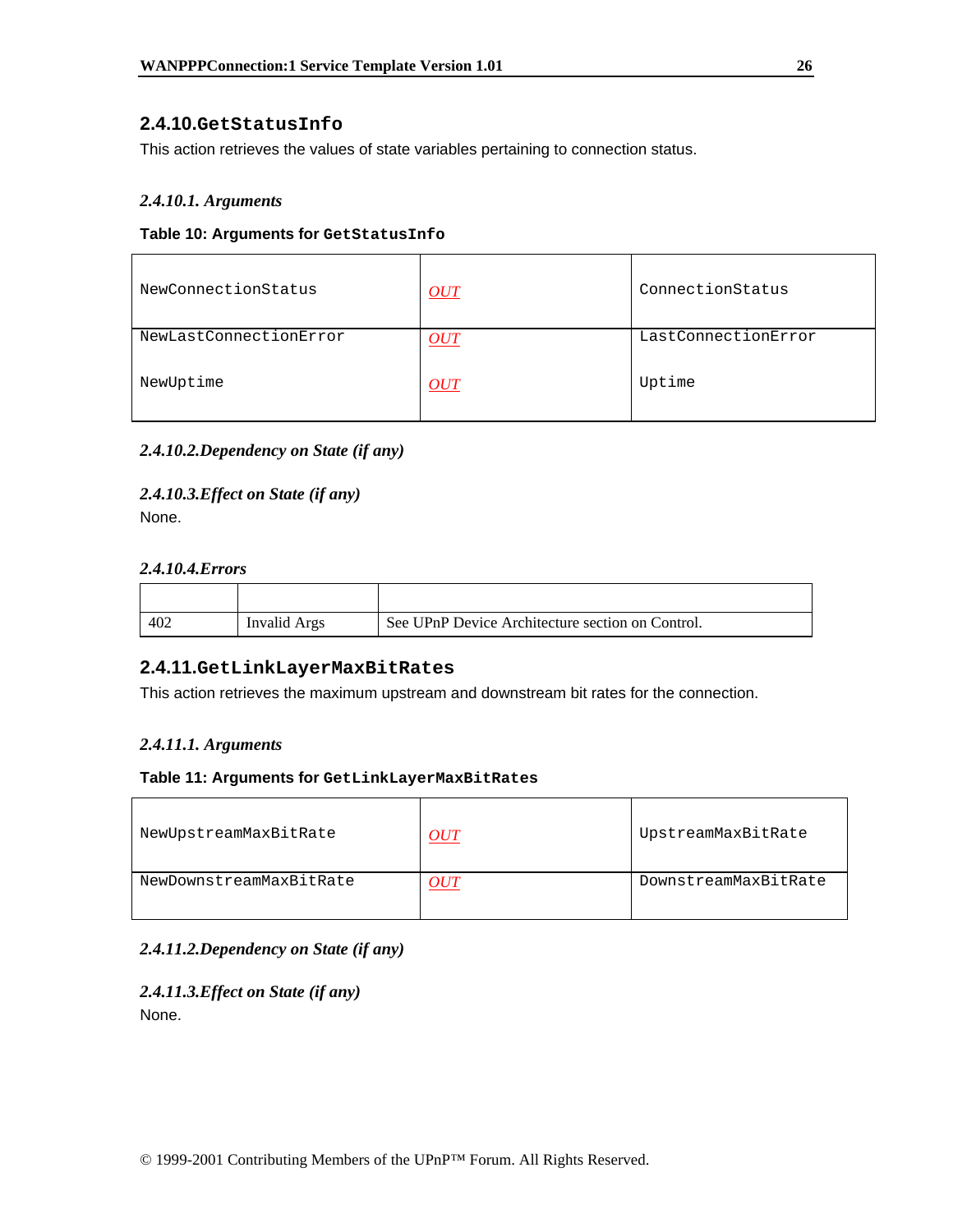### 2.4.10. GetStatusInfo

This action retrieves the values of state variables pertaining to connection status.

#### 2.4.10.1. Arguments

**Table 10: Arguments for GetStatusInfo**

| | | |
|---|---|---|
| NewConnectionStatus | OUT | ConnectionStatus |
| NewLastConnectionError | OUT | LastConnectionError |
| NewUptime | OUT | Uptime |

#### 2.4.10.2. Dependency on State (if any)

#### 2.4.10.3. Effect on State (if any)

None.

#### 2.4.10.4. Errors

| | | |
|---|---|---|
| 402 | Invalid Args | See UPnP Device Architecture section on Control. |

### 2.4.11. GetLinkLayerMaxBitRates

This action retrieves the maximum upstream and downstream bit rates for the connection.

#### 2.4.11.1. Arguments

**Table 11: Arguments for GetLinkLayerMaxBitRates**

| | | |
|---|---|---|
| NewUpstreamMaxBitRate | OUT | UpstreamMaxBitRate |
| NewDownstreamMaxBitRate | OUT | DownstreamMaxBitRate |

#### 2.4.11.2. Dependency on State (if any)

#### 2.4.11.3. Effect on State (if any)

None.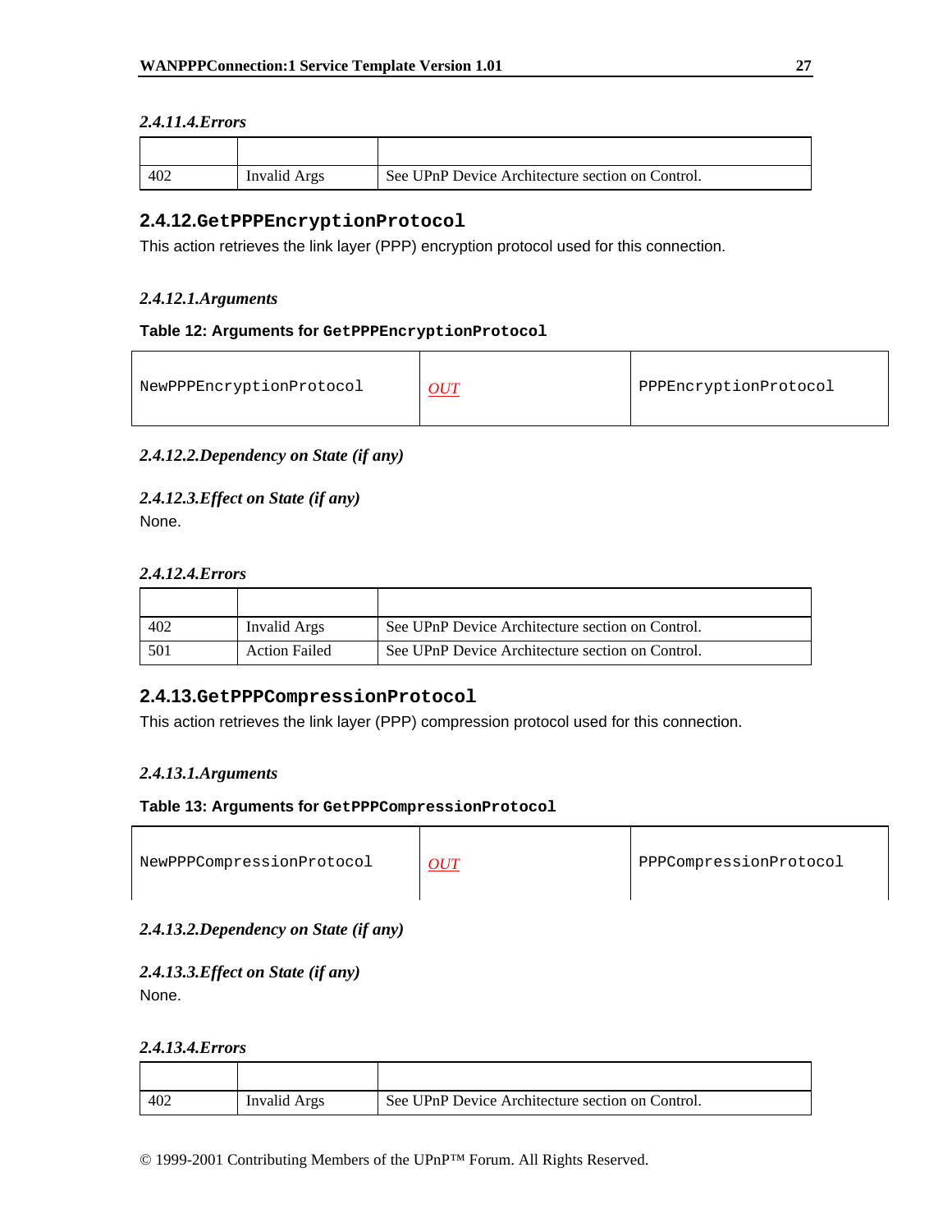#### *2.4.11.4. Errors*

| | | |
|---|---|---|
| 402 | Invalid Args | See UPnP Device Architecture section on Control. |

### 2.4.12. `GetPPPEncryptionProtocol`

This action retrieves the link layer (PPP) encryption protocol used for this connection.

#### *2.4.12.1. Arguments*

**Table 12: Arguments for `GetPPPEncryptionProtocol`**

| | | |
|---|---|---|
| `NewPPPEncryptionProtocol` | *OUT* | `PPPEncryptionProtocol` |

#### *2.4.12.2. Dependency on State (if any)*

#### *2.4.12.3. Effect on State (if any)*

None.

#### *2.4.12.4. Errors*

| | | |
|---|---|---|
| 402 | Invalid Args | See UPnP Device Architecture section on Control. |
| 501 | Action Failed | See UPnP Device Architecture section on Control. |

### 2.4.13. `GetPPPCompressionProtocol`

This action retrieves the link layer (PPP) compression protocol used for this connection.

#### *2.4.13.1. Arguments*

**Table 13: Arguments for `GetPPPCompressionProtocol`**

| | | |
|---|---|---|
| `NewPPPCompressionProtocol` | *OUT* | `PPPCompressionProtocol` |

#### *2.4.13.2. Dependency on State (if any)*

#### *2.4.13.3. Effect on State (if any)*

None.

#### *2.4.13.4. Errors*

| | | |
|---|---|---|
| 402 | Invalid Args | See UPnP Device Architecture section on Control. |

© 1999-2001 Contributing Members of the UPnP™ Forum. All Rights Reserved.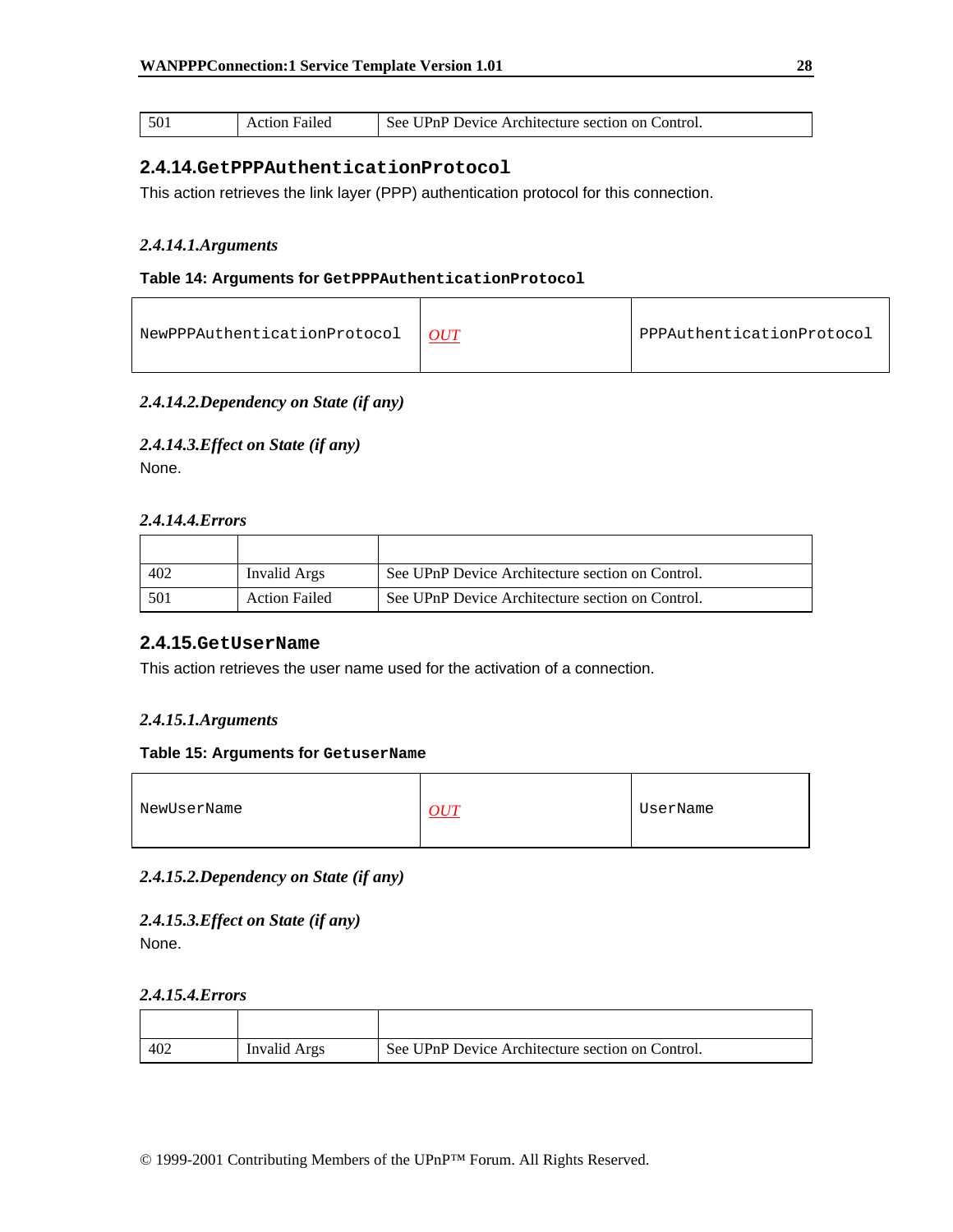| | | |
|---|---|---|
| 501 | Action Failed | See UPnP Device Architecture section on Control. |

## 2.4.14.GetPPPAuthenticationProtocol

This action retrieves the link layer (PPP) authentication protocol for this connection.

### *2.4.14.1.Arguments*

**Table 14: Arguments for GetPPPAuthenticationProtocol**

| | | |
|---|---|---|
| NewPPPAuthenticationProtocol | OUT | PPPAuthenticationProtocol |

### *2.4.14.2.Dependency on State (if any)*

### *2.4.14.3.Effect on State (if any)*

None.

### *2.4.14.4.Errors*

| | | |
|---|---|---|
| 402 | Invalid Args | See UPnP Device Architecture section on Control. |
| 501 | Action Failed | See UPnP Device Architecture section on Control. |

## 2.4.15.GetUserName

This action retrieves the user name used for the activation of a connection.

### *2.4.15.1.Arguments*

**Table 15: Arguments for GetuserName**

| | | |
|---|---|---|
| NewUserName | OUT | UserName |

### *2.4.15.2.Dependency on State (if any)*

### *2.4.15.3.Effect on State (if any)*

None.

### *2.4.15.4.Errors*

| | | |
|---|---|---|
| 402 | Invalid Args | See UPnP Device Architecture section on Control. |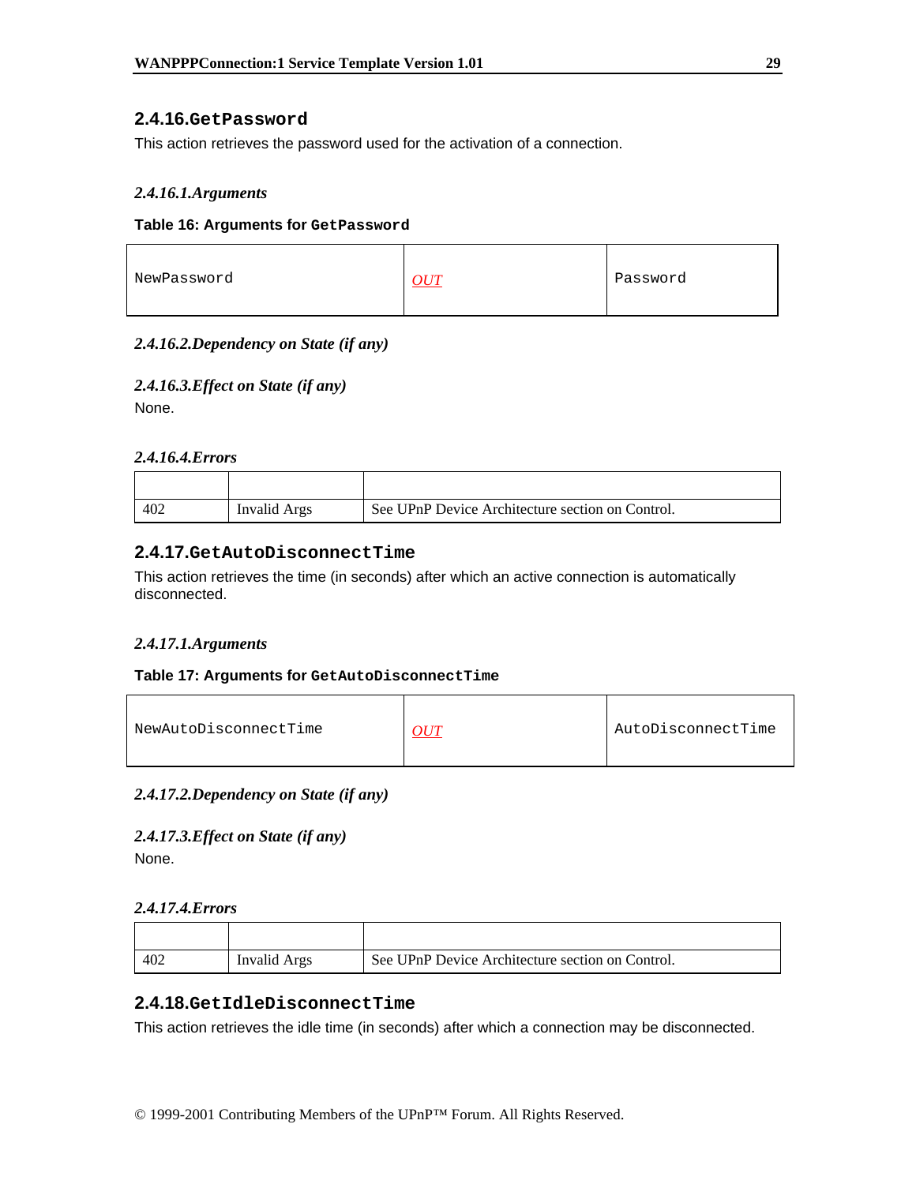### 2.4.16. GetPassword

This action retrieves the password used for the activation of a connection.

#### 2.4.16.1. Arguments

**Table 16: Arguments for GetPassword**

| | | |
|---|---|---|
| NewPassword | OUT | Password |

#### 2.4.16.2. Dependency on State (if any)

#### 2.4.16.3. Effect on State (if any)

None.

#### 2.4.16.4. Errors

| | | |
|---|---|---|
| 402 | Invalid Args | See UPnP Device Architecture section on Control. |

### 2.4.17. GetAutoDisconnectTime

This action retrieves the time (in seconds) after which an active connection is automatically disconnected.

#### 2.4.17.1. Arguments

**Table 17: Arguments for GetAutoDisconnectTime**

| | | |
|---|---|---|
| NewAutoDisconnectTime | OUT | AutoDisconnectTime |

#### 2.4.17.2. Dependency on State (if any)

#### 2.4.17.3. Effect on State (if any)

None.

#### 2.4.17.4. Errors

| | | |
|---|---|---|
| 402 | Invalid Args | See UPnP Device Architecture section on Control. |

### 2.4.18. GetIdleDisconnectTime

This action retrieves the idle time (in seconds) after which a connection may be disconnected.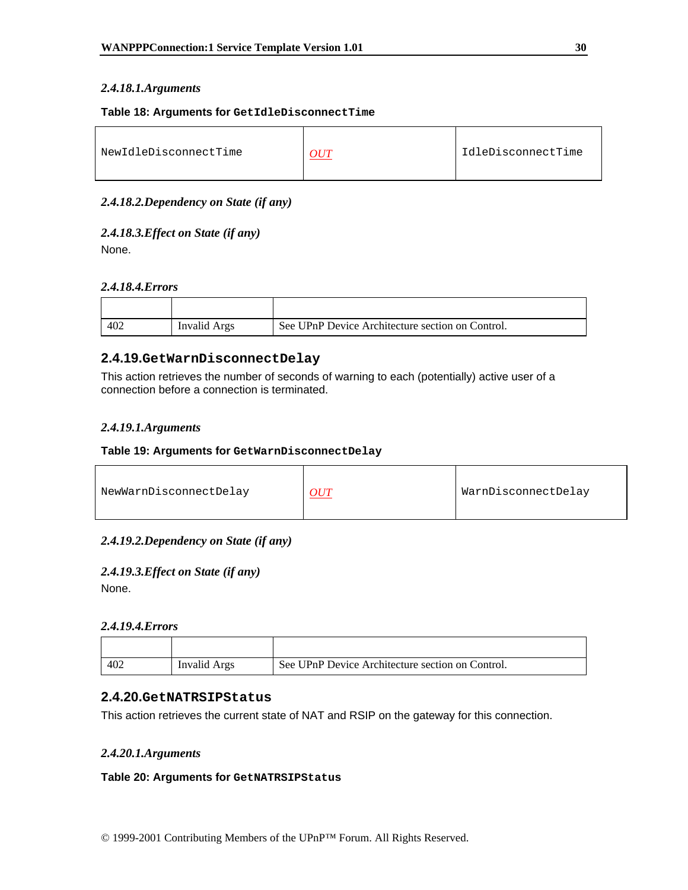#### 2.4.18.1.Arguments

**Table 18: Arguments for `GetIdleDisconnectTime`**

| | | |
|---|---|---|
| NewIdleDisconnectTime | *OUT* | IdleDisconnectTime |

#### 2.4.18.2.Dependency on State (if any)

#### 2.4.18.3.Effect on State (if any)

None.

#### 2.4.18.4.Errors

| | | |
|---|---|---|
| 402 | Invalid Args | See UPnP Device Architecture section on Control. |

### 2.4.19.GetWarnDisconnectDelay

This action retrieves the number of seconds of warning to each (potentially) active user of a connection before a connection is terminated.

#### 2.4.19.1.Arguments

**Table 19: Arguments for `GetWarnDisconnectDelay`**

| | | |
|---|---|---|
| NewWarnDisconnectDelay | *OUT* | WarnDisconnectDelay |

#### 2.4.19.2.Dependency on State (if any)

#### 2.4.19.3.Effect on State (if any)

None.

#### 2.4.19.4.Errors

| | | |
|---|---|---|
| 402 | Invalid Args | See UPnP Device Architecture section on Control. |

### 2.4.20.GetNATRSIPStatus

This action retrieves the current state of NAT and RSIP on the gateway for this connection.

#### 2.4.20.1.Arguments

**Table 20: Arguments for `GetNATRSIPStatus`**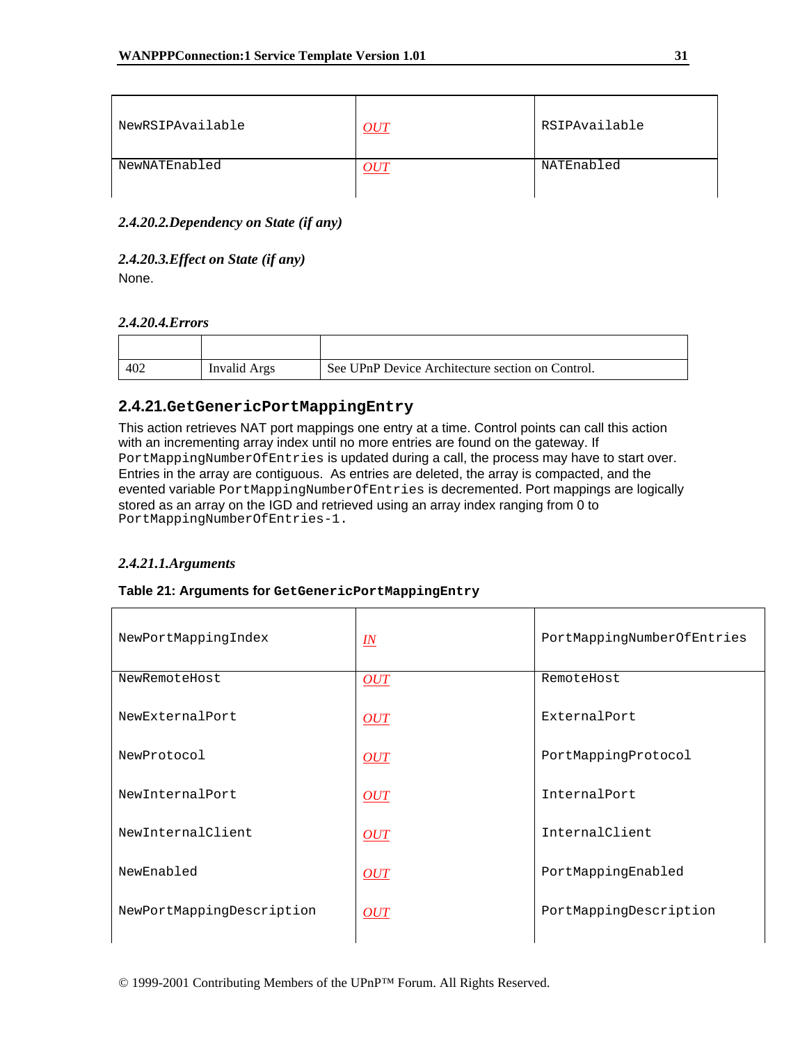| | | |
|---|---|---|
| NewRSIPAvailable | *OUT* | RSIPAvailable |
| NewNATEnabled | *OUT* | NATEnabled |

#### *2.4.20.2.Dependency on State (if any)*

#### *2.4.20.3.Effect on State (if any)*

None.

#### *2.4.20.4.Errors*

| | | |
|---|---|---|
| 402 | Invalid Args | See UPnP Device Architecture section on Control. |

### 2.4.21.GetGenericPortMappingEntry

This action retrieves NAT port mappings one entry at a time. Control points can call this action with an incrementing array index until no more entries are found on the gateway. If `PortMappingNumberOfEntries` is updated during a call, the process may have to start over. Entries in the array are contiguous. As entries are deleted, the array is compacted, and the evented variable `PortMappingNumberOfEntries` is decremented. Port mappings are logically stored as an array on the IGD and retrieved using an array index ranging from 0 to `PortMappingNumberOfEntries-1`.

#### *2.4.21.1.Arguments*

**Table 21: Arguments for GetGenericPortMappingEntry**

| | | |
|---|---|---|
| NewPortMappingIndex | *IN* | PortMappingNumberOfEntries |
| NewRemoteHost | *OUT* | RemoteHost |
| NewExternalPort | *OUT* | ExternalPort |
| NewProtocol | *OUT* | PortMappingProtocol |
| NewInternalPort | *OUT* | InternalPort |
| NewInternalClient | *OUT* | InternalClient |
| NewEnabled | *OUT* | PortMappingEnabled |
| NewPortMappingDescription | *OUT* | PortMappingDescription |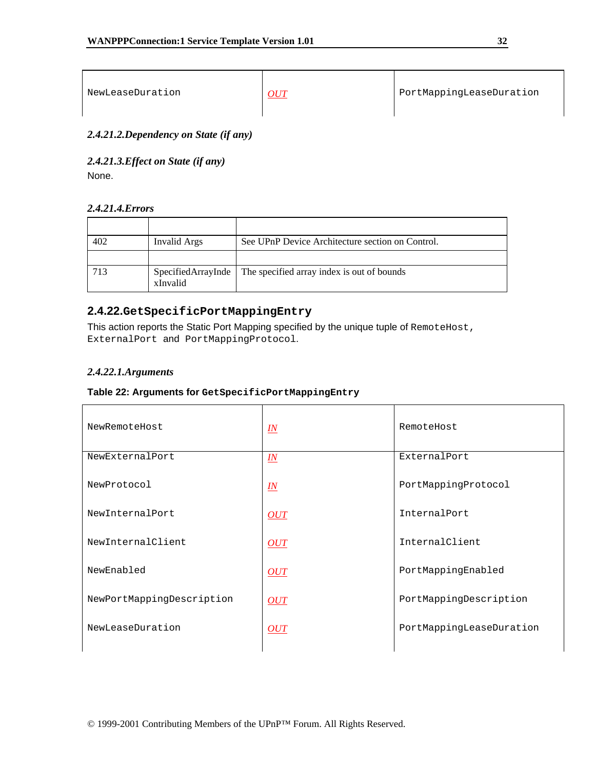| | | |
|---|---|---|
| NewLeaseDuration | *OUT* | PortMappingLeaseDuration |

#### *2.4.21.2.Dependency on State (if any)*

#### *2.4.21.3.Effect on State (if any)*

None.

#### *2.4.21.4.Errors*

| | | |
|---|---|---|
| 402 | Invalid Args | See UPnP Device Architecture section on Control. |
| | | |
| 713 | SpecifiedArrayIndexInvalid | The specified array index is out of bounds |

### 2.4.22.GetSpecificPortMappingEntry

This action reports the Static Port Mapping specified by the unique tuple of RemoteHost, ExternalPort and PortMappingProtocol.

#### *2.4.22.1.Arguments*

**Table 22: Arguments for GetSpecificPortMappingEntry**

| | | |
|---|---|---|
| NewRemoteHost | *IN* | RemoteHost |
| NewExternalPort | *IN* | ExternalPort |
| NewProtocol | *IN* | PortMappingProtocol |
| NewInternalPort | *OUT* | InternalPort |
| NewInternalClient | *OUT* | InternalClient |
| NewEnabled | *OUT* | PortMappingEnabled |
| NewPortMappingDescription | *OUT* | PortMappingDescription |
| NewLeaseDuration | *OUT* | PortMappingLeaseDuration |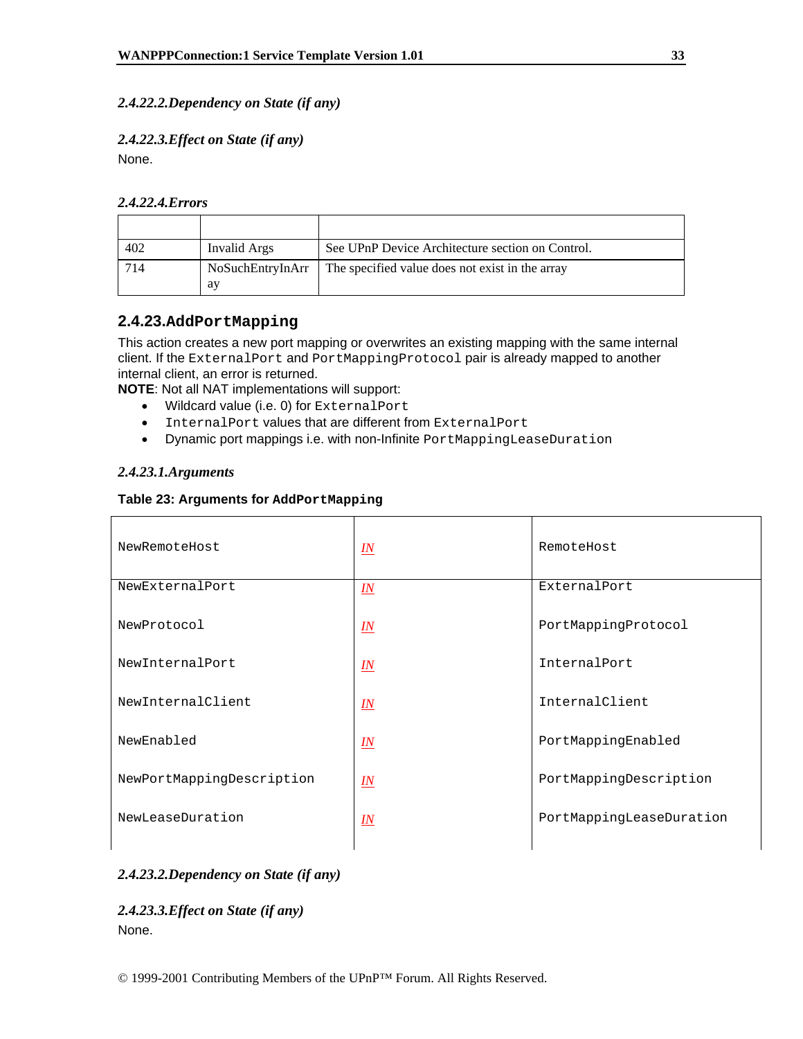#### *2.4.22.2.Dependency on State (if any)*

#### *2.4.22.3.Effect on State (if any)*

None.

#### *2.4.22.4.Errors*

| | | |
|---|---|---|
| 402 | Invalid Args | See UPnP Device Architecture section on Control. |
| 714 | NoSuchEntryInArray | The specified value does not exist in the array |

### 2.4.23.`AddPortMapping`

This action creates a new port mapping or overwrites an existing mapping with the same internal client. If the `ExternalPort` and `PortMappingProtocol` pair is already mapped to another internal client, an error is returned.

**NOTE**: Not all NAT implementations will support:

- Wildcard value (i.e. 0) for `ExternalPort`
- `InternalPort` values that are different from `ExternalPort`
- Dynamic port mappings i.e. with non-Infinite `PortMappingLeaseDuration`

#### *2.4.23.1.Arguments*

**Table 23: Arguments for `AddPortMapping`**

| | | |
|---|---|---|
| `NewRemoteHost` | *IN* | `RemoteHost` |
| `NewExternalPort` | *IN* | `ExternalPort` |
| `NewProtocol` | *IN* | `PortMappingProtocol` |
| `NewInternalPort` | *IN* | `InternalPort` |
| `NewInternalClient` | *IN* | `InternalClient` |
| `NewEnabled` | *IN* | `PortMappingEnabled` |
| `NewPortMappingDescription` | *IN* | `PortMappingDescription` |
| `NewLeaseDuration` | *IN* | `PortMappingLeaseDuration` |

#### *2.4.23.2.Dependency on State (if any)*

#### *2.4.23.3.Effect on State (if any)*

None.

© 1999-2001 Contributing Members of the UPnP™ Forum. All Rights Reserved.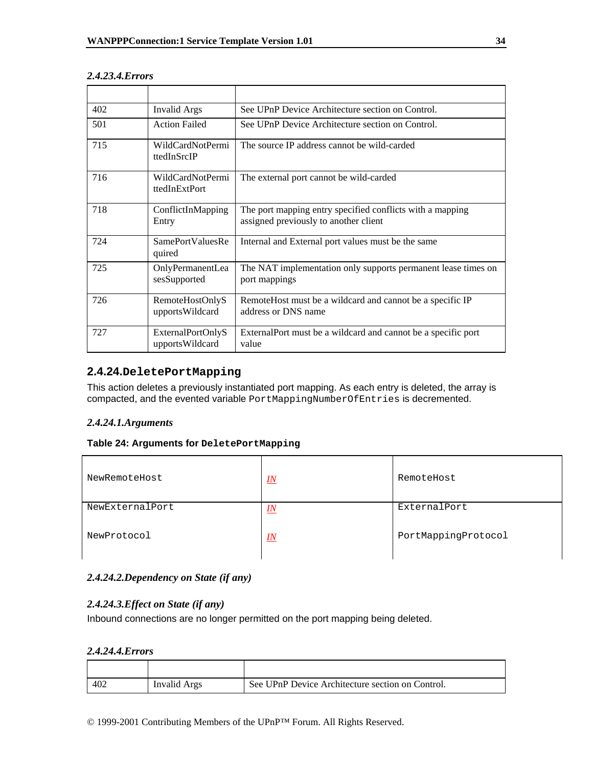#### 2.4.23.4. Errors

| | | |
|---|---|---|
| 402 | Invalid Args | See UPnP Device Architecture section on Control. |
| 501 | Action Failed | See UPnP Device Architecture section on Control. |
| 715 | WildCardNotPermittedInSrcIP | The source IP address cannot be wild-carded |
| 716 | WildCardNotPermittedInExtPort | The external port cannot be wild-carded |
| 718 | ConflictInMappingEntry | The port mapping entry specified conflicts with a mapping assigned previously to another client |
| 724 | SamePortValuesRequired | Internal and External port values must be the same |
| 725 | OnlyPermanentLeasesSupported | The NAT implementation only supports permanent lease times on port mappings |
| 726 | RemoteHostOnlySupportsWildcard | RemoteHost must be a wildcard and cannot be a specific IP address or DNS name |
| 727 | ExternalPortOnlySupportsWildcard | ExternalPort must be a wildcard and cannot be a specific port value |

### 2.4.24. DeletePortMapping

This action deletes a previously instantiated port mapping. As each entry is deleted, the array is compacted, and the evented variable `PortMappingNumberOfEntries` is decremented.

#### 2.4.24.1. Arguments

**Table 24: Arguments for `DeletePortMapping`**

| | | |
|---|---|---|
| NewRemoteHost | IN | RemoteHost |
| NewExternalPort | IN | ExternalPort |
| NewProtocol | IN | PortMappingProtocol |

#### 2.4.24.2. Dependency on State (if any)

#### 2.4.24.3. Effect on State (if any)

Inbound connections are no longer permitted on the port mapping being deleted.

#### 2.4.24.4. Errors

| | | |
|---|---|---|
| 402 | Invalid Args | See UPnP Device Architecture section on Control. |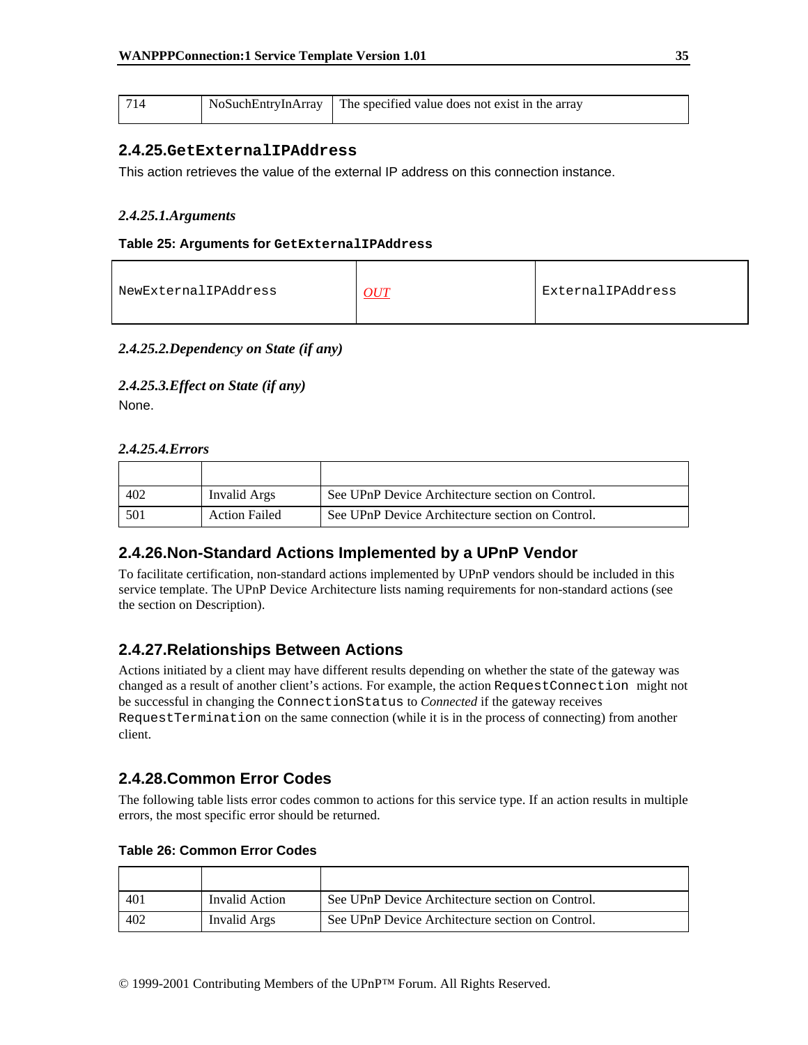| 714 | NoSuchEntryInArray | The specified value does not exist in the array |
|---|---|---|

### 2.4.25.GetExternalIPAddress

This action retrieves the value of the external IP address on this connection instance.

#### *2.4.25.1.Arguments*

**Table 25: Arguments for GetExternalIPAddress**

| NewExternalIPAddress | OUT | ExternalIPAddress |
|---|---|---|

#### *2.4.25.2.Dependency on State (if any)*

#### *2.4.25.3.Effect on State (if any)*

None.

#### *2.4.25.4.Errors*

| | | |
|---|---|---|
| 402 | Invalid Args | See UPnP Device Architecture section on Control. |
| 501 | Action Failed | See UPnP Device Architecture section on Control. |

### 2.4.26.Non-Standard Actions Implemented by a UPnP Vendor

To facilitate certification, non-standard actions implemented by UPnP vendors should be included in this service template. The UPnP Device Architecture lists naming requirements for non-standard actions (see the section on Description).

### 2.4.27.Relationships Between Actions

Actions initiated by a client may have different results depending on whether the state of the gateway was changed as a result of another client's actions. For example, the action RequestConnection might not be successful in changing the ConnectionStatus to *Connected* if the gateway receives RequestTermination on the same connection (while it is in the process of connecting) from another client.

### 2.4.28.Common Error Codes

The following table lists error codes common to actions for this service type. If an action results in multiple errors, the most specific error should be returned.

**Table 26: Common Error Codes**

| | | |
|---|---|---|
| 401 | Invalid Action | See UPnP Device Architecture section on Control. |
| 402 | Invalid Args | See UPnP Device Architecture section on Control. |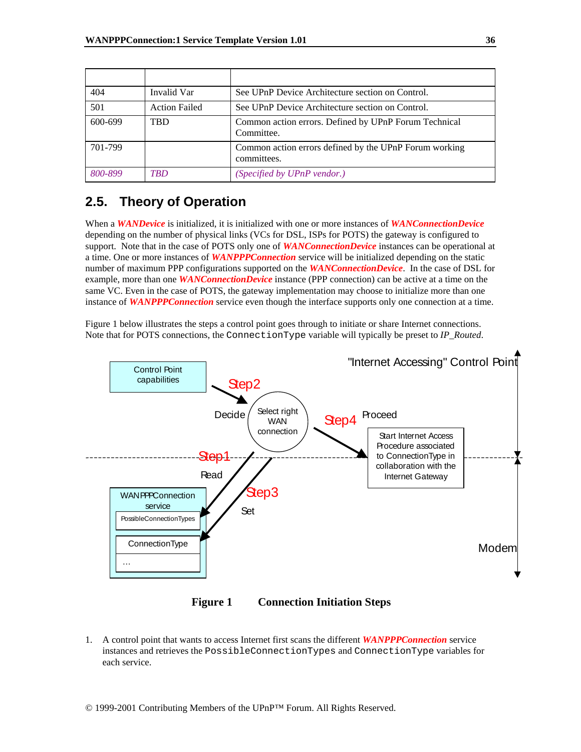| | | |
|---|---|---|
| 404 | Invalid Var | See UPnP Device Architecture section on Control. |
| 501 | Action Failed | See UPnP Device Architecture section on Control. |
| 600-699 | TBD | Common action errors. Defined by UPnP Forum Technical Committee. |
| 701-799 | | Common action errors defined by the UPnP Forum working committees. |
| *800-899* | *TBD* | *(Specified by UPnP vendor.)* |

## 2.5. Theory of Operation

When a ***WANDevice*** is initialized, it is initialized with one or more instances of ***WANConnectionDevice*** depending on the number of physical links (VCs for DSL, ISPs for POTS) the gateway is configured to support. Note that in the case of POTS only one of ***WANConnectionDevice*** instances can be operational at a time. One or more instances of ***WANPPPConnection*** service will be initialized depending on the static number of maximum PPP configurations supported on the ***WANConnectionDevice***. In the case of DSL for example, more than one ***WANConnectionDevice*** instance (PPP connection) can be active at a time on the same VC. Even in the case of POTS, the gateway implementation may choose to initialize more than one instance of ***WANPPPConnection*** service even though the interface supports only one connection at a time.

Figure 1 below illustrates the steps a control point goes through to initiate or share Internet connections. Note that for POTS connections, the `ConnectionType` variable will typically be preset to *IP_Routed*.

"Internet Accessing" Control Point

Control Point capabilities → Step2 Decide → Select right WAN connection → Step4 Proceed → Start Internet Access Procedure associated to ConnectionType in collaboration with the Internet Gateway

Step1 Read: WANPPPConnection service — PossibleConnectionTypes

Step3 Set: ConnectionType

...

Modem

**Figure 1 Connection Initiation Steps**

1. A control point that wants to access Internet first scans the different ***WANPPPConnection*** service instances and retrieves the `PossibleConnectionTypes` and `ConnectionType` variables for each service.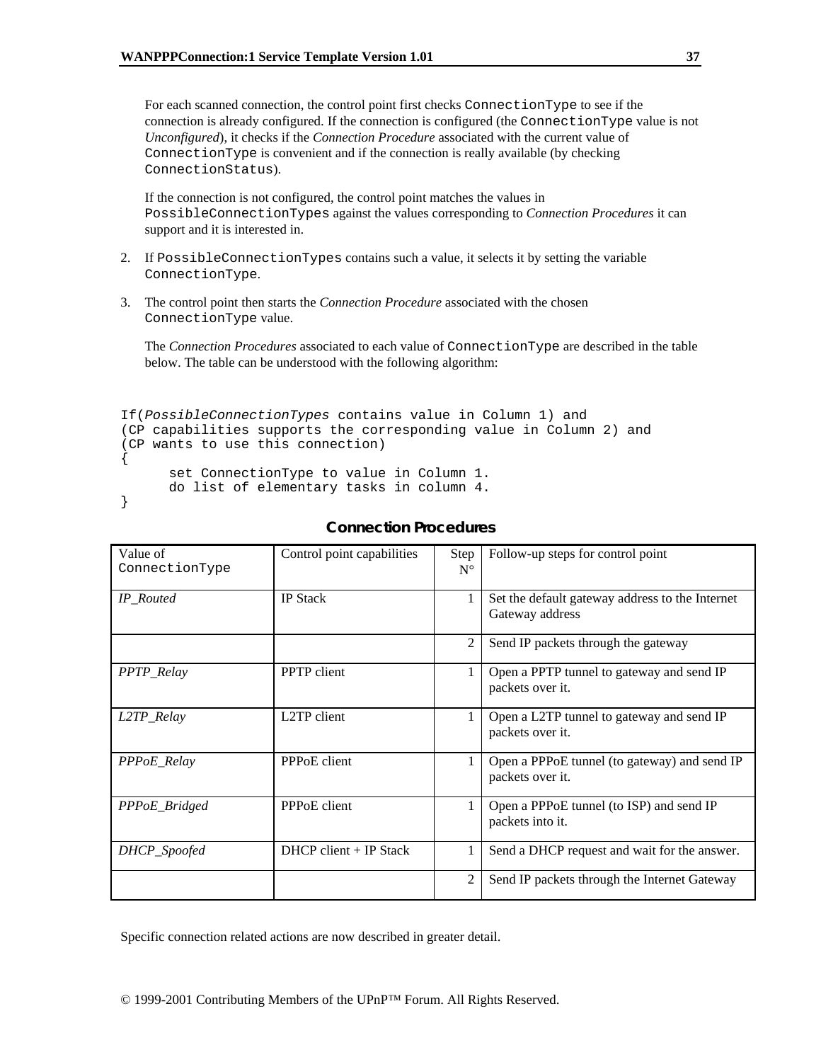For each scanned connection, the control point first checks `ConnectionType` to see if the connection is already configured. If the connection is configured (the `ConnectionType` value is not *Unconfigured*), it checks if the *Connection Procedure* associated with the current value of `ConnectionType` is convenient and if the connection is really available (by checking `ConnectionStatus`).

If the connection is not configured, the control point matches the values in `PossibleConnectionTypes` against the values corresponding to *Connection Procedures* it can support and it is interested in.

2. If `PossibleConnectionTypes` contains such a value, it selects it by setting the variable `ConnectionType`.

3. The control point then starts the *Connection Procedure* associated with the chosen `ConnectionType` value.

   The *Connection Procedures* associated to each value of `ConnectionType` are described in the table below. The table can be understood with the following algorithm:

```
If(PossibleConnectionTypes contains value in Column 1) and
(CP capabilities supports the corresponding value in Column 2) and
(CP wants to use this connection)
{
      set ConnectionType to value in Column 1.
      do list of elementary tasks in column 4.
}
```

**Connection Procedures**

| Value of `ConnectionType` | Control point capabilities | Step N° | Follow-up steps for control point |
|---|---|---|---|
| *IP_Routed* | IP Stack | 1 | Set the default gateway address to the Internet Gateway address |
| | | 2 | Send IP packets through the gateway |
| *PPTP_Relay* | PPTP client | 1 | Open a PPTP tunnel to gateway and send IP packets over it. |
| *L2TP_Relay* | L2TP client | 1 | Open a L2TP tunnel to gateway and send IP packets over it. |
| *PPPoE_Relay* | PPPoE client | 1 | Open a PPPoE tunnel (to gateway) and send IP packets over it. |
| *PPPoE_Bridged* | PPPoE client | 1 | Open a PPPoE tunnel (to ISP) and send IP packets into it. |
| *DHCP_Spoofed* | DHCP client + IP Stack | 1 | Send a DHCP request and wait for the answer. |
| | | 2 | Send IP packets through the Internet Gateway |

Specific connection related actions are now described in greater detail.

© 1999-2001 Contributing Members of the UPnP™ Forum. All Rights Reserved.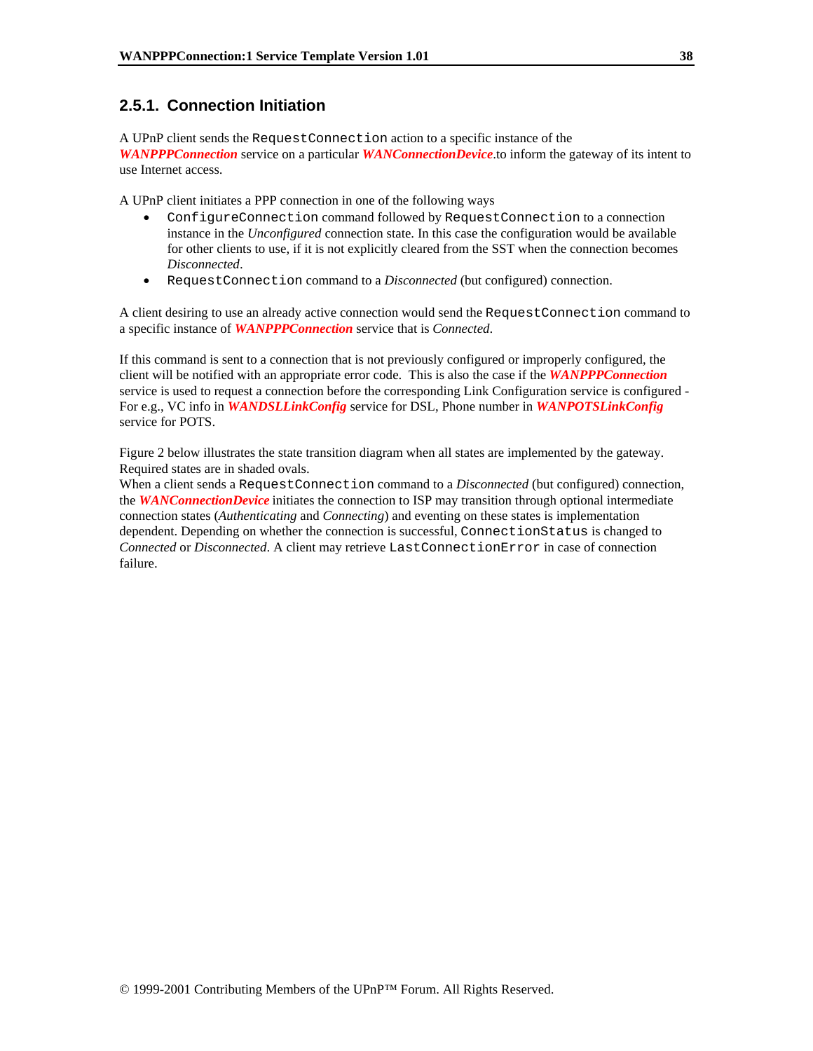### 2.5.1. Connection Initiation

A UPnP client sends the `RequestConnection` action to a specific instance of the ***WANPPPConnection*** service on a particular ***WANConnectionDevice***.to inform the gateway of its intent to use Internet access.

A UPnP client initiates a PPP connection in one of the following ways

- `ConfigureConnection` command followed by `RequestConnection` to a connection instance in the *Unconfigured* connection state. In this case the configuration would be available for other clients to use, if it is not explicitly cleared from the SST when the connection becomes *Disconnected*.
- `RequestConnection` command to a *Disconnected* (but configured) connection.

A client desiring to use an already active connection would send the `RequestConnection` command to a specific instance of ***WANPPPConnection*** service that is *Connected*.

If this command is sent to a connection that is not previously configured or improperly configured, the client will be notified with an appropriate error code. This is also the case if the ***WANPPPConnection*** service is used to request a connection before the corresponding Link Configuration service is configured - For e.g., VC info in ***WANDSLLinkConfig*** service for DSL, Phone number in ***WANPOTSLinkConfig*** service for POTS.

Figure 2 below illustrates the state transition diagram when all states are implemented by the gateway. Required states are in shaded ovals.
When a client sends a `RequestConnection` command to a *Disconnected* (but configured) connection, the ***WANConnectionDevice*** initiates the connection to ISP may transition through optional intermediate connection states (*Authenticating* and *Connecting*) and eventing on these states is implementation dependent. Depending on whether the connection is successful, `ConnectionStatus` is changed to *Connected* or *Disconnected*. A client may retrieve `LastConnectionError` in case of connection failure.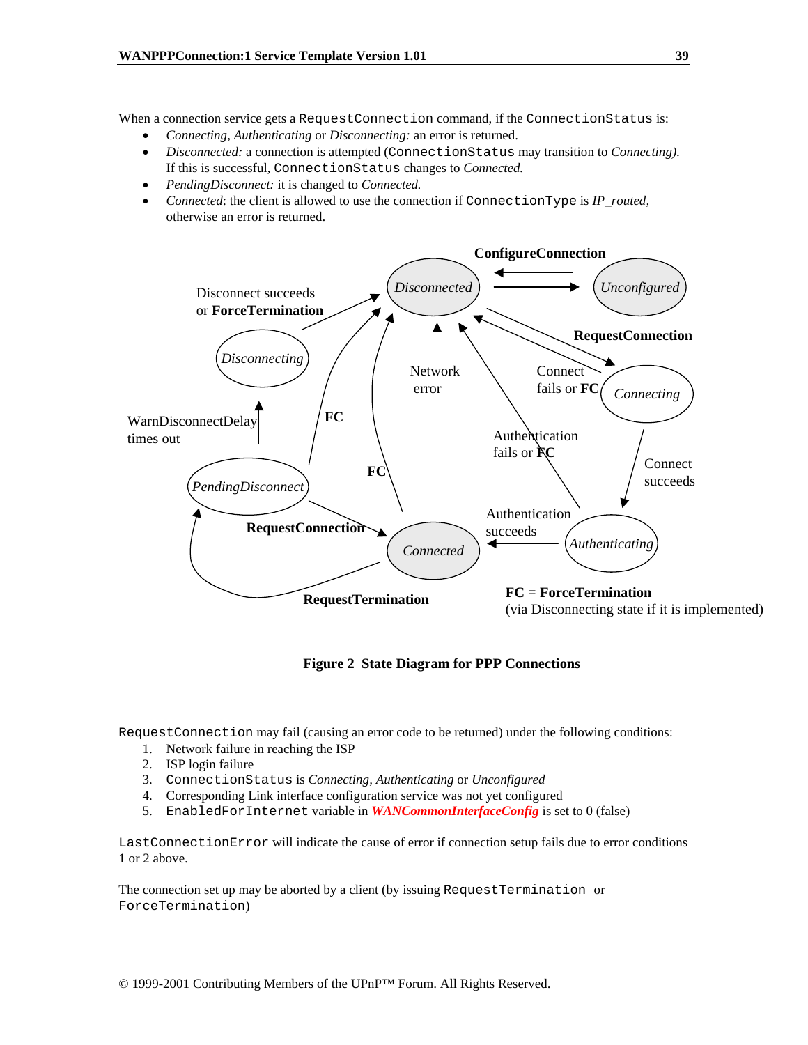When a connection service gets a RequestConnection command, if the ConnectionStatus is:

- *Connecting, Authenticating* or *Disconnecting:* an error is returned.
- *Disconnected:* a connection is attempted (ConnectionStatus may transition to *Connecting).* If this is successful, ConnectionStatus changes to *Connected.*
- *PendingDisconnect:* it is changed to *Connected.*
- *Connected*: the client is allowed to use the connection if ConnectionType is *IP_routed,* otherwise an error is returned.

**Figure 2 State Diagram for PPP Connections**

RequestConnection may fail (causing an error code to be returned) under the following conditions:

1. Network failure in reaching the ISP
2. ISP login failure
3. ConnectionStatus is *Connecting, Authenticating* or *Unconfigured*
4. Corresponding Link interface configuration service was not yet configured
5. EnabledForInternet variable in ***WANCommonInterfaceConfig*** is set to 0 (false)

LastConnectionError will indicate the cause of error if connection setup fails due to error conditions 1 or 2 above.

The connection set up may be aborted by a client (by issuing RequestTermination or ForceTermination)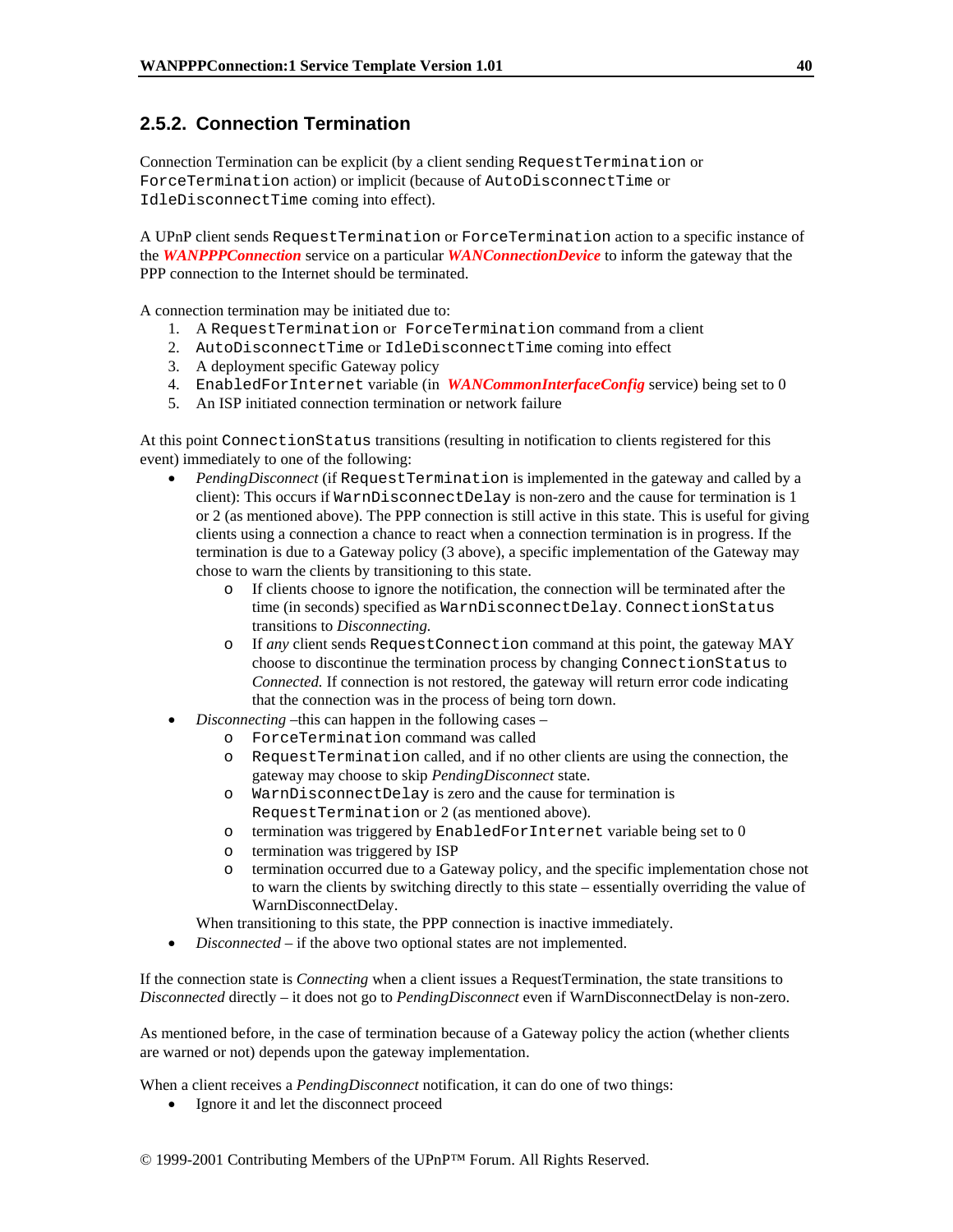### 2.5.2. Connection Termination

Connection Termination can be explicit (by a client sending `RequestTermination` or `ForceTermination` action) or implicit (because of `AutoDisconnectTime` or `IdleDisconnectTime` coming into effect).

A UPnP client sends `RequestTermination` or `ForceTermination` action to a specific instance of the ***WANPPPConnection*** service on a particular ***WANConnectionDevice*** to inform the gateway that the PPP connection to the Internet should be terminated.

A connection termination may be initiated due to:

1. A `RequestTermination` or `ForceTermination` command from a client
2. `AutoDisconnectTime` or `IdleDisconnectTime` coming into effect
3. A deployment specific Gateway policy
4. `EnabledForInternet` variable (in ***WANCommonInterfaceConfig*** service) being set to 0
5. An ISP initiated connection termination or network failure

At this point `ConnectionStatus` transitions (resulting in notification to clients registered for this event) immediately to one of the following:

- *PendingDisconnect* (if `RequestTermination` is implemented in the gateway and called by a client): This occurs if `WarnDisconnectDelay` is non-zero and the cause for termination is 1 or 2 (as mentioned above). The PPP connection is still active in this state. This is useful for giving clients using a connection a chance to react when a connection termination is in progress. If the termination is due to a Gateway policy (3 above), a specific implementation of the Gateway may chose to warn the clients by transitioning to this state.
  - If clients choose to ignore the notification, the connection will be terminated after the time (in seconds) specified as `WarnDisconnectDelay`. `ConnectionStatus` transitions to *Disconnecting.*
  - If *any* client sends `RequestConnection` command at this point, the gateway MAY choose to discontinue the termination process by changing `ConnectionStatus` to *Connected.* If connection is not restored, the gateway will return error code indicating that the connection was in the process of being torn down.
- *Disconnecting* –this can happen in the following cases –
  - `ForceTermination` command was called
  - `RequestTermination` called, and if no other clients are using the connection, the gateway may choose to skip *PendingDisconnect* state.
  - `WarnDisconnectDelay` is zero and the cause for termination is `RequestTermination` or 2 (as mentioned above).
  - termination was triggered by `EnabledForInternet` variable being set to 0
  - termination was triggered by ISP
  - termination occurred due to a Gateway policy, and the specific implementation chose not to warn the clients by switching directly to this state – essentially overriding the value of WarnDisconnectDelay.

  When transitioning to this state, the PPP connection is inactive immediately.
- *Disconnected* – if the above two optional states are not implemented.

If the connection state is *Connecting* when a client issues a RequestTermination, the state transitions to *Disconnected* directly – it does not go to *PendingDisconnect* even if WarnDisconnectDelay is non-zero.

As mentioned before, in the case of termination because of a Gateway policy the action (whether clients are warned or not) depends upon the gateway implementation.

When a client receives a *PendingDisconnect* notification, it can do one of two things:

- Ignore it and let the disconnect proceed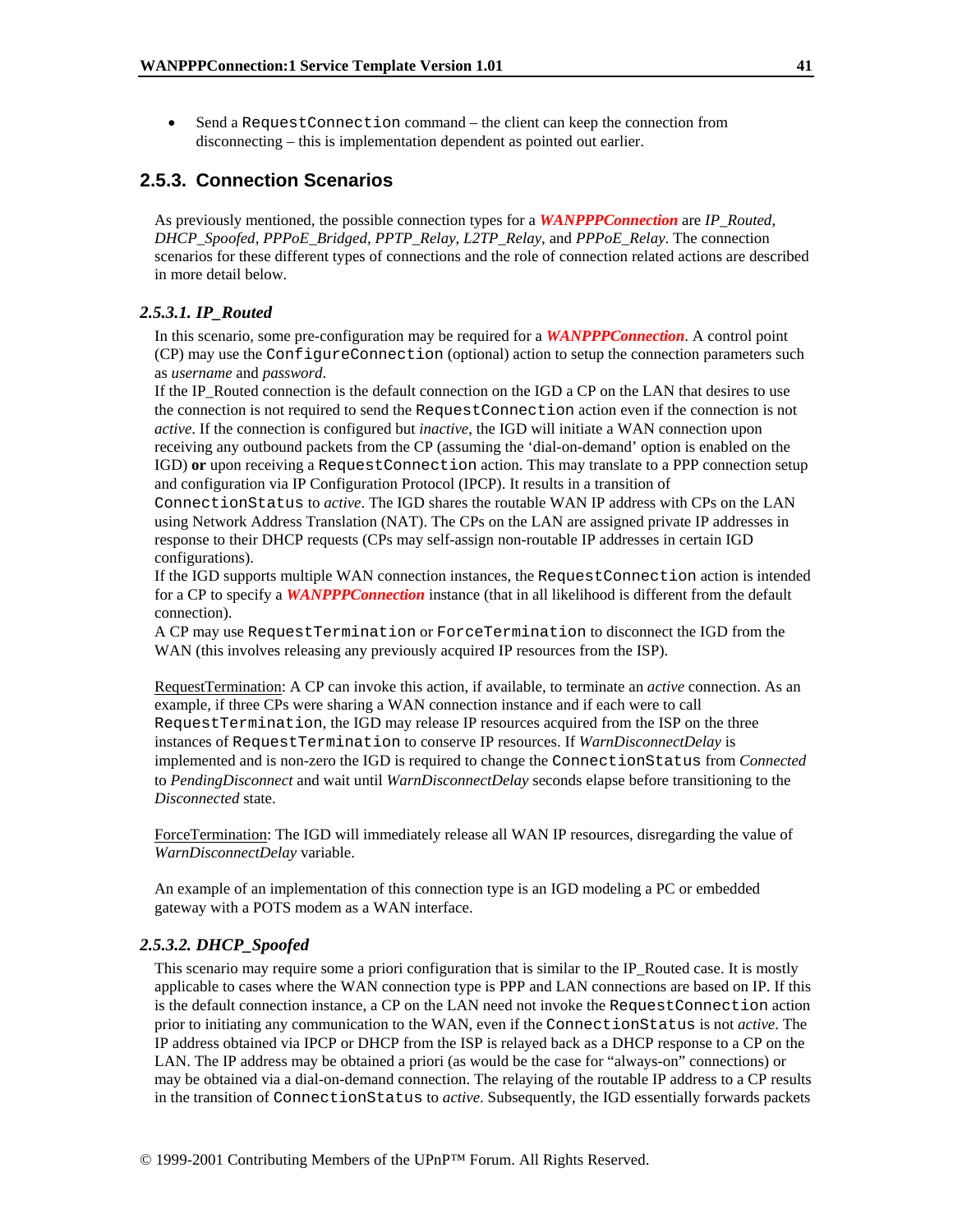- Send a `RequestConnection` command – the client can keep the connection from disconnecting – this is implementation dependent as pointed out earlier.

## 2.5.3. Connection Scenarios

As previously mentioned, the possible connection types for a ***WANPPPConnection*** are *IP_Routed, DHCP_Spoofed, PPPoE_Bridged, PPTP_Relay, L2TP_Relay,* and *PPPoE_Relay*. The connection scenarios for these different types of connections and the role of connection related actions are described in more detail below.

### *2.5.3.1. IP_Routed*

In this scenario, some pre-configuration may be required for a ***WANPPPConnection***. A control point (CP) may use the `ConfigureConnection` (optional) action to setup the connection parameters such as *username* and *password*.
If the IP_Routed connection is the default connection on the IGD a CP on the LAN that desires to use the connection is not required to send the `RequestConnection` action even if the connection is not *active*. If the connection is configured but *inactive*, the IGD will initiate a WAN connection upon receiving any outbound packets from the CP (assuming the 'dial-on-demand' option is enabled on the IGD) **or** upon receiving a `RequestConnection` action. This may translate to a PPP connection setup and configuration via IP Configuration Protocol (IPCP). It results in a transition of `ConnectionStatus` to *active*. The IGD shares the routable WAN IP address with CPs on the LAN using Network Address Translation (NAT). The CPs on the LAN are assigned private IP addresses in response to their DHCP requests (CPs may self-assign non-routable IP addresses in certain IGD configurations).
If the IGD supports multiple WAN connection instances, the `RequestConnection` action is intended for a CP to specify a ***WANPPPConnection*** instance (that in all likelihood is different from the default connection).
A CP may use `RequestTermination` or `ForceTermination` to disconnect the IGD from the WAN (this involves releasing any previously acquired IP resources from the ISP).

<u>RequestTermination</u>: A CP can invoke this action, if available, to terminate an *active* connection. As an example, if three CPs were sharing a WAN connection instance and if each were to call `RequestTermination`, the IGD may release IP resources acquired from the ISP on the three instances of `RequestTermination` to conserve IP resources. If *WarnDisconnectDelay* is implemented and is non-zero the IGD is required to change the `ConnectionStatus` from *Connected* to *PendingDisconnect* and wait until *WarnDisconnectDelay* seconds elapse before transitioning to the *Disconnected* state.

<u>ForceTermination</u>: The IGD will immediately release all WAN IP resources, disregarding the value of *WarnDisconnectDelay* variable.

An example of an implementation of this connection type is an IGD modeling a PC or embedded gateway with a POTS modem as a WAN interface.

### *2.5.3.2. DHCP_Spoofed*

This scenario may require some a priori configuration that is similar to the IP_Routed case. It is mostly applicable to cases where the WAN connection type is PPP and LAN connections are based on IP. If this is the default connection instance, a CP on the LAN need not invoke the `RequestConnection` action prior to initiating any communication to the WAN, even if the `ConnectionStatus` is not *active*. The IP address obtained via IPCP or DHCP from the ISP is relayed back as a DHCP response to a CP on the LAN. The IP address may be obtained a priori (as would be the case for "always-on" connections) or may be obtained via a dial-on-demand connection. The relaying of the routable IP address to a CP results in the transition of `ConnectionStatus` to *active*. Subsequently, the IGD essentially forwards packets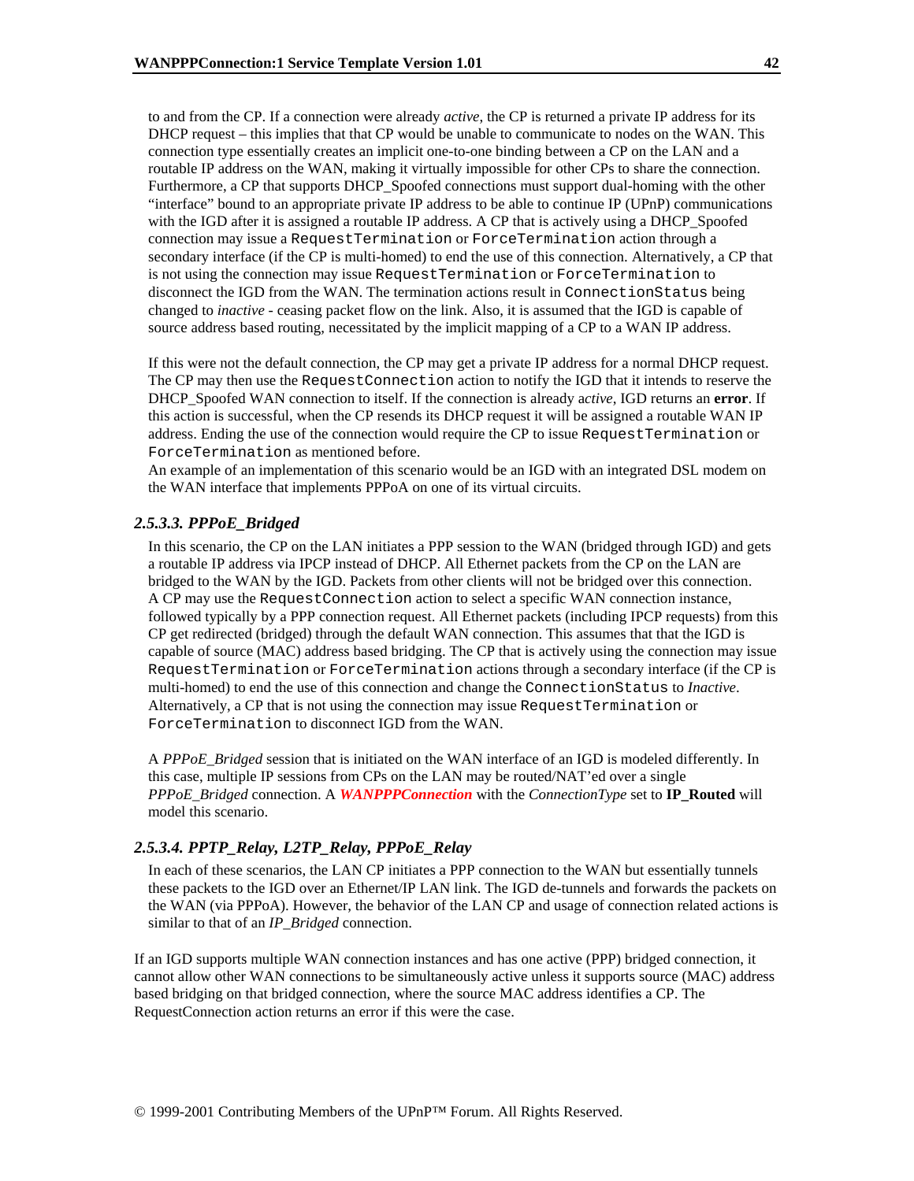to and from the CP. If a connection were already *active*, the CP is returned a private IP address for its DHCP request – this implies that that CP would be unable to communicate to nodes on the WAN. This connection type essentially creates an implicit one-to-one binding between a CP on the LAN and a routable IP address on the WAN, making it virtually impossible for other CPs to share the connection. Furthermore, a CP that supports DHCP_Spoofed connections must support dual-homing with the other "interface" bound to an appropriate private IP address to be able to continue IP (UPnP) communications with the IGD after it is assigned a routable IP address. A CP that is actively using a DHCP_Spoofed connection may issue a `RequestTermination` or `ForceTermination` action through a secondary interface (if the CP is multi-homed) to end the use of this connection. Alternatively, a CP that is not using the connection may issue `RequestTermination` or `ForceTermination` to disconnect the IGD from the WAN. The termination actions result in `ConnectionStatus` being changed to *inactive* - ceasing packet flow on the link. Also, it is assumed that the IGD is capable of source address based routing, necessitated by the implicit mapping of a CP to a WAN IP address.

If this were not the default connection, the CP may get a private IP address for a normal DHCP request. The CP may then use the `RequestConnection` action to notify the IGD that it intends to reserve the DHCP_Spoofed WAN connection to itself. If the connection is already a*ctive*, IGD returns an **error**. If this action is successful, when the CP resends its DHCP request it will be assigned a routable WAN IP address. Ending the use of the connection would require the CP to issue `RequestTermination` or `ForceTermination` as mentioned before.
An example of an implementation of this scenario would be an IGD with an integrated DSL modem on the WAN interface that implements PPPoA on one of its virtual circuits.

### *2.5.3.3. PPPoE_Bridged*

In this scenario, the CP on the LAN initiates a PPP session to the WAN (bridged through IGD) and gets a routable IP address via IPCP instead of DHCP. All Ethernet packets from the CP on the LAN are bridged to the WAN by the IGD. Packets from other clients will not be bridged over this connection. A CP may use the `RequestConnection` action to select a specific WAN connection instance, followed typically by a PPP connection request. All Ethernet packets (including IPCP requests) from this CP get redirected (bridged) through the default WAN connection. This assumes that that the IGD is capable of source (MAC) address based bridging. The CP that is actively using the connection may issue `RequestTermination` or `ForceTermination` actions through a secondary interface (if the CP is multi-homed) to end the use of this connection and change the `ConnectionStatus` to *Inactive*. Alternatively, a CP that is not using the connection may issue `RequestTermination` or `ForceTermination` to disconnect IGD from the WAN.

A *PPPoE_Bridged* session that is initiated on the WAN interface of an IGD is modeled differently. In this case, multiple IP sessions from CPs on the LAN may be routed/NAT'ed over a single *PPPoE_Bridged* connection. A ***WANPPPConnection*** with the *ConnectionType* set to **IP_Routed** will model this scenario.

### *2.5.3.4. PPTP_Relay, L2TP_Relay, PPPoE_Relay*

In each of these scenarios, the LAN CP initiates a PPP connection to the WAN but essentially tunnels these packets to the IGD over an Ethernet/IP LAN link. The IGD de-tunnels and forwards the packets on the WAN (via PPPoA). However, the behavior of the LAN CP and usage of connection related actions is similar to that of an *IP_Bridged* connection.

If an IGD supports multiple WAN connection instances and has one active (PPP) bridged connection, it cannot allow other WAN connections to be simultaneously active unless it supports source (MAC) address based bridging on that bridged connection, where the source MAC address identifies a CP. The RequestConnection action returns an error if this were the case.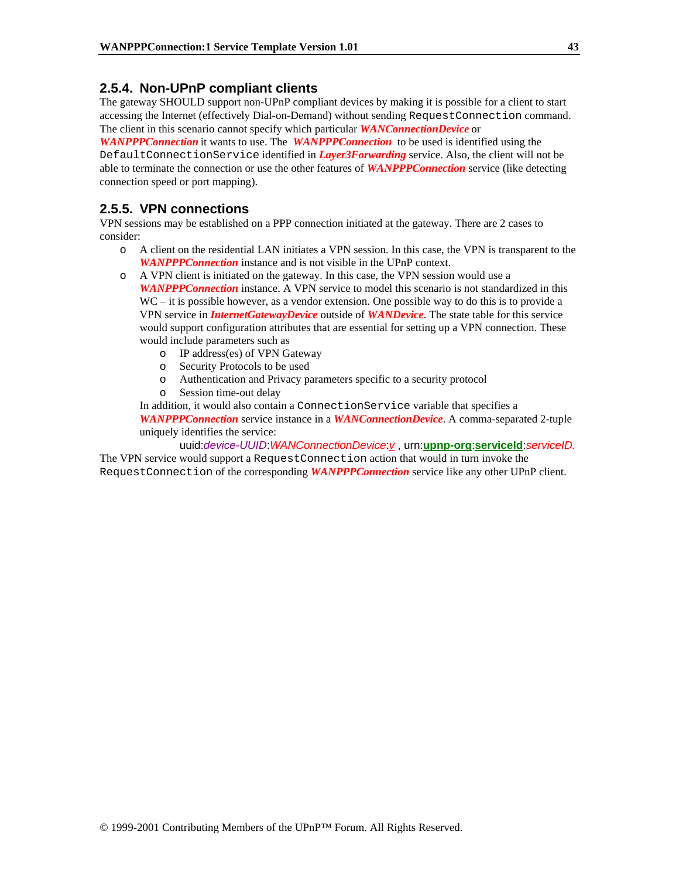### 2.5.4. Non-UPnP compliant clients

The gateway SHOULD support non-UPnP compliant devices by making it is possible for a client to start accessing the Internet (effectively Dial-on-Demand) without sending `RequestConnection` command. The client in this scenario cannot specify which particular ***WANConnectionDevice*** or ***WANPPPConnection*** it wants to use. The ***WANPPPConnection*** to be used is identified using the `DefaultConnectionService` identified in ***Layer3Forwarding*** service. Also, the client will not be able to terminate the connection or use the other features of ***WANPPPConnection*** service (like detecting connection speed or port mapping).

### 2.5.5. VPN connections

VPN sessions may be established on a PPP connection initiated at the gateway. There are 2 cases to consider:

- A client on the residential LAN initiates a VPN session. In this case, the VPN is transparent to the ***WANPPPConnection*** instance and is not visible in the UPnP context.
- A VPN client is initiated on the gateway. In this case, the VPN session would use a ***WANPPPConnection*** instance. A VPN service to model this scenario is not standardized in this WC – it is possible however, as a vendor extension. One possible way to do this is to provide a VPN service in ***InternetGatewayDevice*** outside of ***WANDevice***. The state table for this service would support configuration attributes that are essential for setting up a VPN connection. These would include parameters such as
  - IP address(es) of VPN Gateway
  - Security Protocols to be used
  - Authentication and Privacy parameters specific to a security protocol
  - Session time-out delay

  In addition, it would also contain a `ConnectionService` variable that specifies a ***WANPPPConnection*** service instance in a ***WANConnectionDevice***. A comma-separated 2-tuple uniquely identifies the service:

  uuid:*device-UUID*:*WANConnectionDevice*:*v* , urn:**upnp-org**:**serviceId**:*serviceID.*

The VPN service would support a `RequestConnection` action that would in turn invoke the `RequestConnection` of the corresponding ***WANPPPConnection*** service like any other UPnP client.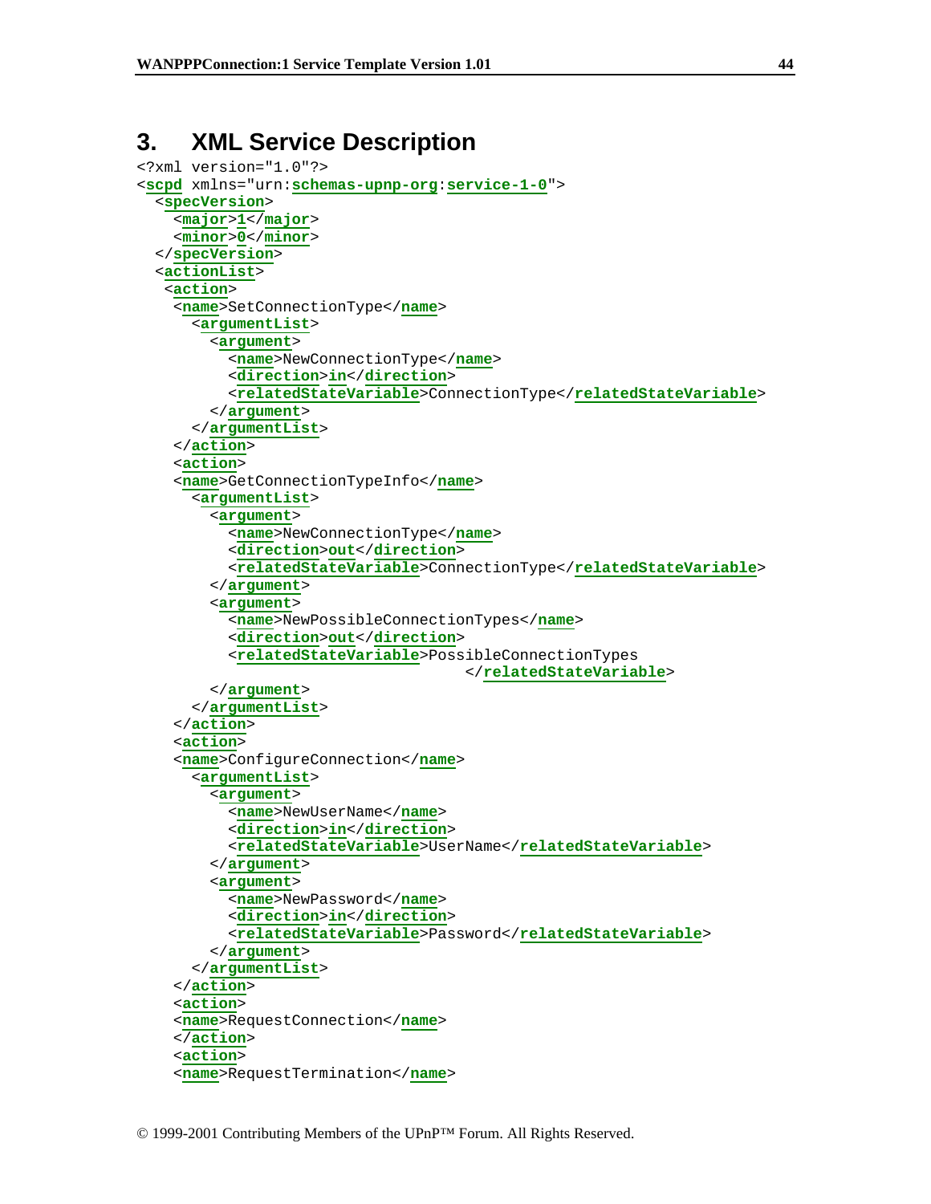# 3. XML Service Description

```
<?xml version="1.0"?>
<scpd xmlns="urn:schemas-upnp-org:service-1-0">
  <specVersion>
    <major>1</major>
    <minor>0</minor>
  </specVersion>
  <actionList>
   <action>
    <name>SetConnectionType</name>
      <argumentList>
        <argument>
          <name>NewConnectionType</name>
          <direction>in</direction>
          <relatedStateVariable>ConnectionType</relatedStateVariable>
        </argument>
      </argumentList>
    </action>
    <action>
    <name>GetConnectionTypeInfo</name>
      <argumentList>
        <argument>
          <name>NewConnectionType</name>
          <direction>out</direction>
          <relatedStateVariable>ConnectionType</relatedStateVariable>
        </argument>
        <argument>
          <name>NewPossibleConnectionTypes</name>
          <direction>out</direction>
          <relatedStateVariable>PossibleConnectionTypes
                                    </relatedStateVariable>
        </argument>
      </argumentList>
    </action>
    <action>
    <name>ConfigureConnection</name>
      <argumentList>
        <argument>
          <name>NewUserName</name>
          <direction>in</direction>
          <relatedStateVariable>UserName</relatedStateVariable>
        </argument>
        <argument>
          <name>NewPassword</name>
          <direction>in</direction>
          <relatedStateVariable>Password</relatedStateVariable>
        </argument>
      </argumentList>
    </action>
    <action>
    <name>RequestConnection</name>
    </action>
    <action>
    <name>RequestTermination</name>
```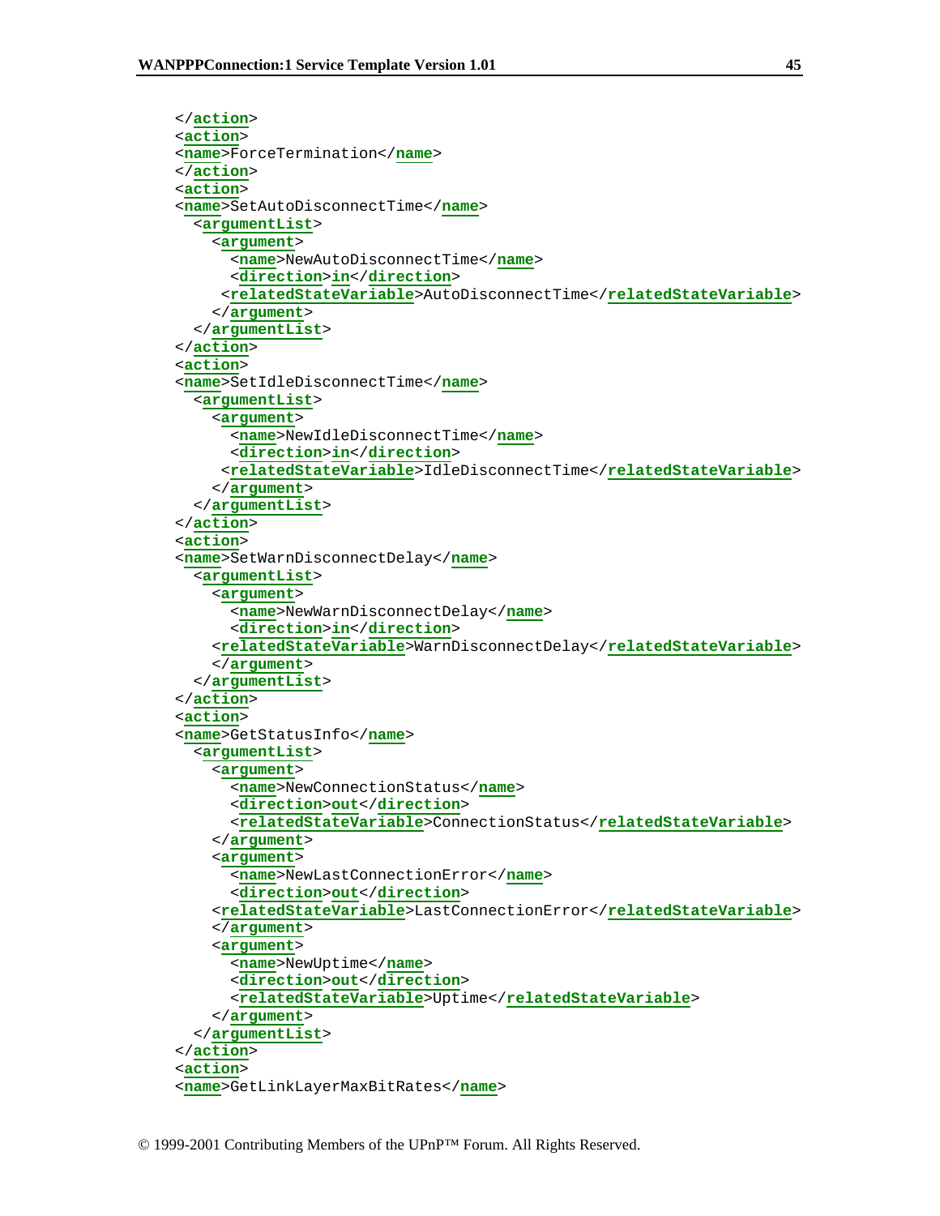```
</action>
<action>
<name>ForceTermination</name>
</action>
<action>
<name>SetAutoDisconnectTime</name>
  <argumentList>
    <argument>
      <name>NewAutoDisconnectTime</name>
      <direction>in</direction>
     <relatedStateVariable>AutoDisconnectTime</relatedStateVariable>
    </argument>
  </argumentList>
</action>
<action>
<name>SetIdleDisconnectTime</name>
  <argumentList>
    <argument>
      <name>NewIdleDisconnectTime</name>
      <direction>in</direction>
     <relatedStateVariable>IdleDisconnectTime</relatedStateVariable>
    </argument>
  </argumentList>
</action>
<action>
<name>SetWarnDisconnectDelay</name>
  <argumentList>
    <argument>
      <name>NewWarnDisconnectDelay</name>
      <direction>in</direction>
    <relatedStateVariable>WarnDisconnectDelay</relatedStateVariable>
    </argument>
  </argumentList>
</action>
<action>
<name>GetStatusInfo</name>
  <argumentList>
    <argument>
      <name>NewConnectionStatus</name>
      <direction>out</direction>
      <relatedStateVariable>ConnectionStatus</relatedStateVariable>
    </argument>
    <argument>
      <name>NewLastConnectionError</name>
      <direction>out</direction>
    <relatedStateVariable>LastConnectionError</relatedStateVariable>
    </argument>
    <argument>
      <name>NewUptime</name>
      <direction>out</direction>
      <relatedStateVariable>Uptime</relatedStateVariable>
    </argument>
  </argumentList>
</action>
<action>
<name>GetLinkLayerMaxBitRates</name>
```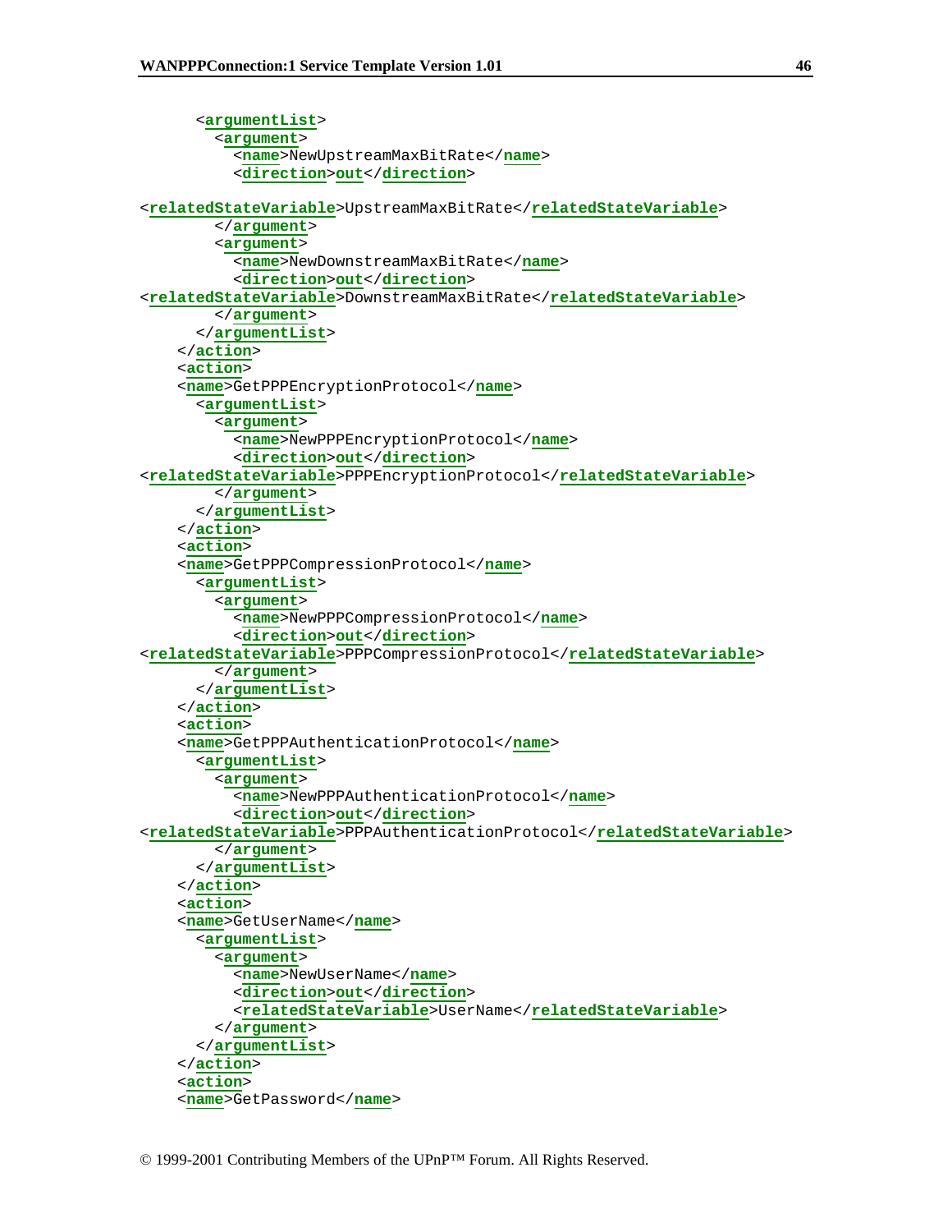```
      <argumentList>
        <argument>
          <name>NewUpstreamMaxBitRate</name>
          <direction>out</direction>
<relatedStateVariable>UpstreamMaxBitRate</relatedStateVariable>
        </argument>
        <argument>
          <name>NewDownstreamMaxBitRate</name>
          <direction>out</direction>
<relatedStateVariable>DownstreamMaxBitRate</relatedStateVariable>
        </argument>
      </argumentList>
    </action>
    <action>
    <name>GetPPPEncryptionProtocol</name>
      <argumentList>
        <argument>
          <name>NewPPPEncryptionProtocol</name>
          <direction>out</direction>
<relatedStateVariable>PPPEncryptionProtocol</relatedStateVariable>
        </argument>
      </argumentList>
    </action>
    <action>
    <name>GetPPPCompressionProtocol</name>
      <argumentList>
        <argument>
          <name>NewPPPCompressionProtocol</name>
          <direction>out</direction>
<relatedStateVariable>PPPCompressionProtocol</relatedStateVariable>
        </argument>
      </argumentList>
    </action>
    <action>
    <name>GetPPPAuthenticationProtocol</name>
      <argumentList>
        <argument>
          <name>NewPPPAuthenticationProtocol</name>
          <direction>out</direction>
<relatedStateVariable>PPPAuthenticationProtocol</relatedStateVariable>
        </argument>
      </argumentList>
    </action>
    <action>
    <name>GetUserName</name>
      <argumentList>
        <argument>
          <name>NewUserName</name>
          <direction>out</direction>
          <relatedStateVariable>UserName</relatedStateVariable>
        </argument>
      </argumentList>
    </action>
    <action>
    <name>GetPassword</name>
```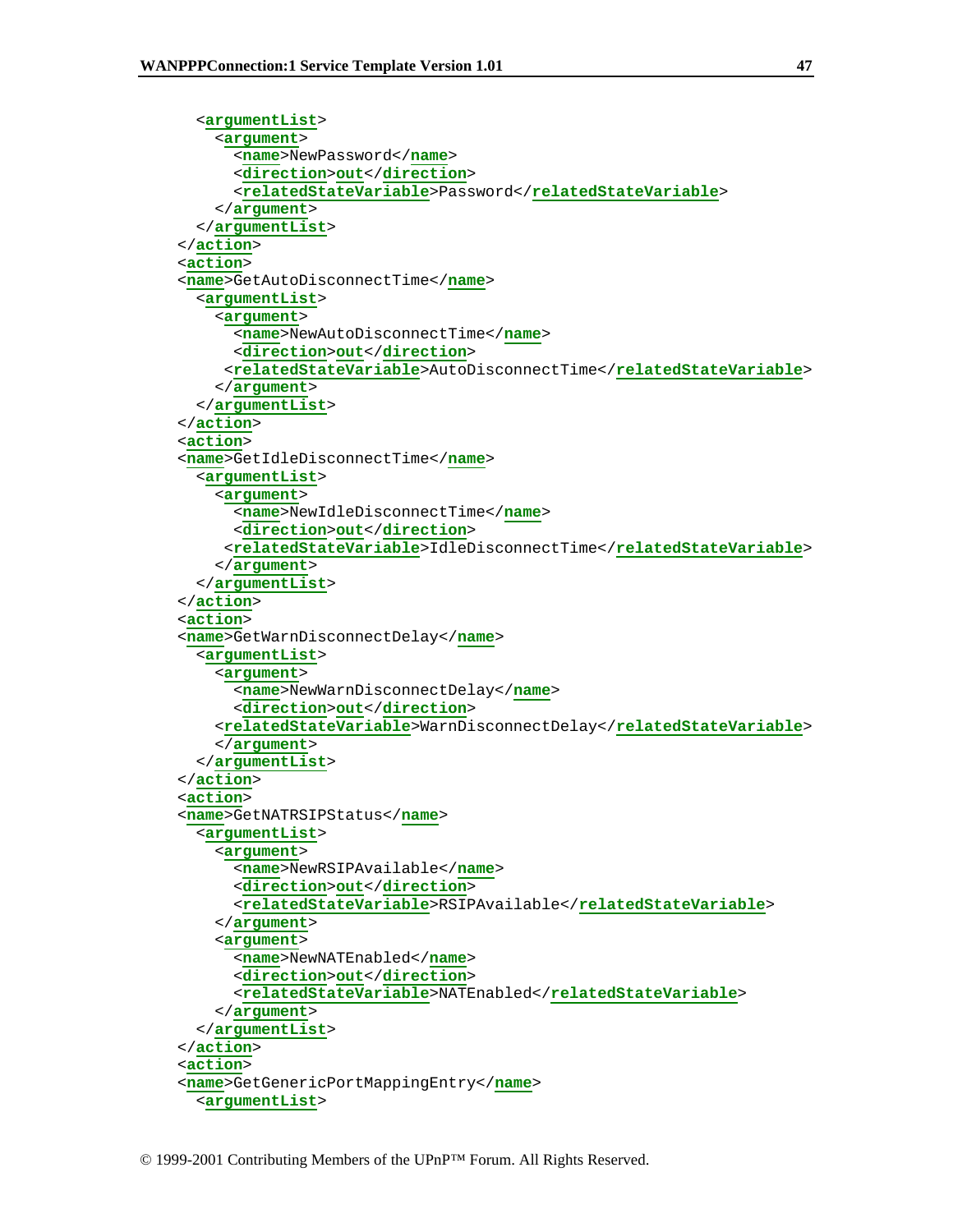```
      <argumentList>
        <argument>
          <name>NewPassword</name>
          <direction>out</direction>
          <relatedStateVariable>Password</relatedStateVariable>
        </argument>
      </argumentList>
    </action>
    <action>
    <name>GetAutoDisconnectTime</name>
      <argumentList>
        <argument>
          <name>NewAutoDisconnectTime</name>
          <direction>out</direction>
         <relatedStateVariable>AutoDisconnectTime</relatedStateVariable>
        </argument>
      </argumentList>
    </action>
    <action>
    <name>GetIdleDisconnectTime</name>
      <argumentList>
        <argument>
          <name>NewIdleDisconnectTime</name>
          <direction>out</direction>
         <relatedStateVariable>IdleDisconnectTime</relatedStateVariable>
        </argument>
      </argumentList>
    </action>
    <action>
    <name>GetWarnDisconnectDelay</name>
      <argumentList>
        <argument>
          <name>NewWarnDisconnectDelay</name>
          <direction>out</direction>
        <relatedStateVariable>WarnDisconnectDelay</relatedStateVariable>
        </argument>
      </argumentList>
    </action>
    <action>
    <name>GetNATRSIPStatus</name>
      <argumentList>
        <argument>
          <name>NewRSIPAvailable</name>
          <direction>out</direction>
          <relatedStateVariable>RSIPAvailable</relatedStateVariable>
        </argument>
        <argument>
          <name>NewNATEnabled</name>
          <direction>out</direction>
          <relatedStateVariable>NATEnabled</relatedStateVariable>
        </argument>
      </argumentList>
    </action>
    <action>
    <name>GetGenericPortMappingEntry</name>
      <argumentList>
```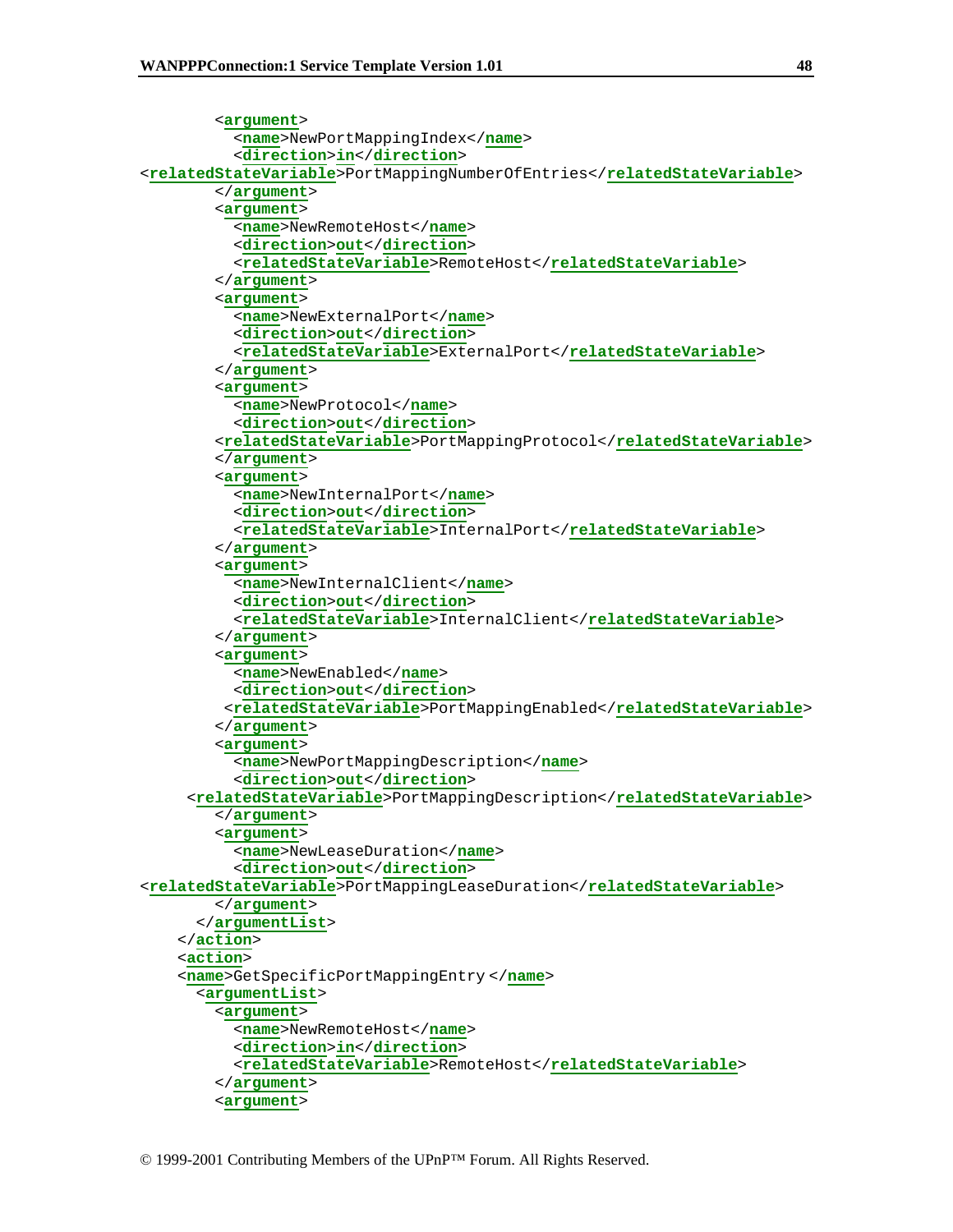```
        <argument>
          <name>NewPortMappingIndex</name>
          <direction>in</direction>
<relatedStateVariable>PortMappingNumberOfEntries</relatedStateVariable>
        </argument>
        <argument>
          <name>NewRemoteHost</name>
          <direction>out</direction>
          <relatedStateVariable>RemoteHost</relatedStateVariable>
        </argument>
        <argument>
          <name>NewExternalPort</name>
          <direction>out</direction>
          <relatedStateVariable>ExternalPort</relatedStateVariable>
        </argument>
        <argument>
          <name>NewProtocol</name>
          <direction>out</direction>
        <relatedStateVariable>PortMappingProtocol</relatedStateVariable>
        </argument>
        <argument>
          <name>NewInternalPort</name>
          <direction>out</direction>
          <relatedStateVariable>InternalPort</relatedStateVariable>
        </argument>
        <argument>
          <name>NewInternalClient</name>
          <direction>out</direction>
          <relatedStateVariable>InternalClient</relatedStateVariable>
        </argument>
        <argument>
          <name>NewEnabled</name>
          <direction>out</direction>
         <relatedStateVariable>PortMappingEnabled</relatedStateVariable>
        </argument>
        <argument>
          <name>NewPortMappingDescription</name>
          <direction>out</direction>
     <relatedStateVariable>PortMappingDescription</relatedStateVariable>
        </argument>
        <argument>
          <name>NewLeaseDuration</name>
          <direction>out</direction>
<relatedStateVariable>PortMappingLeaseDuration</relatedStateVariable>
        </argument>
      </argumentList>
    </action>
    <action>
    <name>GetSpecificPortMappingEntry </name>
      <argumentList>
        <argument>
          <name>NewRemoteHost</name>
          <direction>in</direction>
          <relatedStateVariable>RemoteHost</relatedStateVariable>
        </argument>
        <argument>
```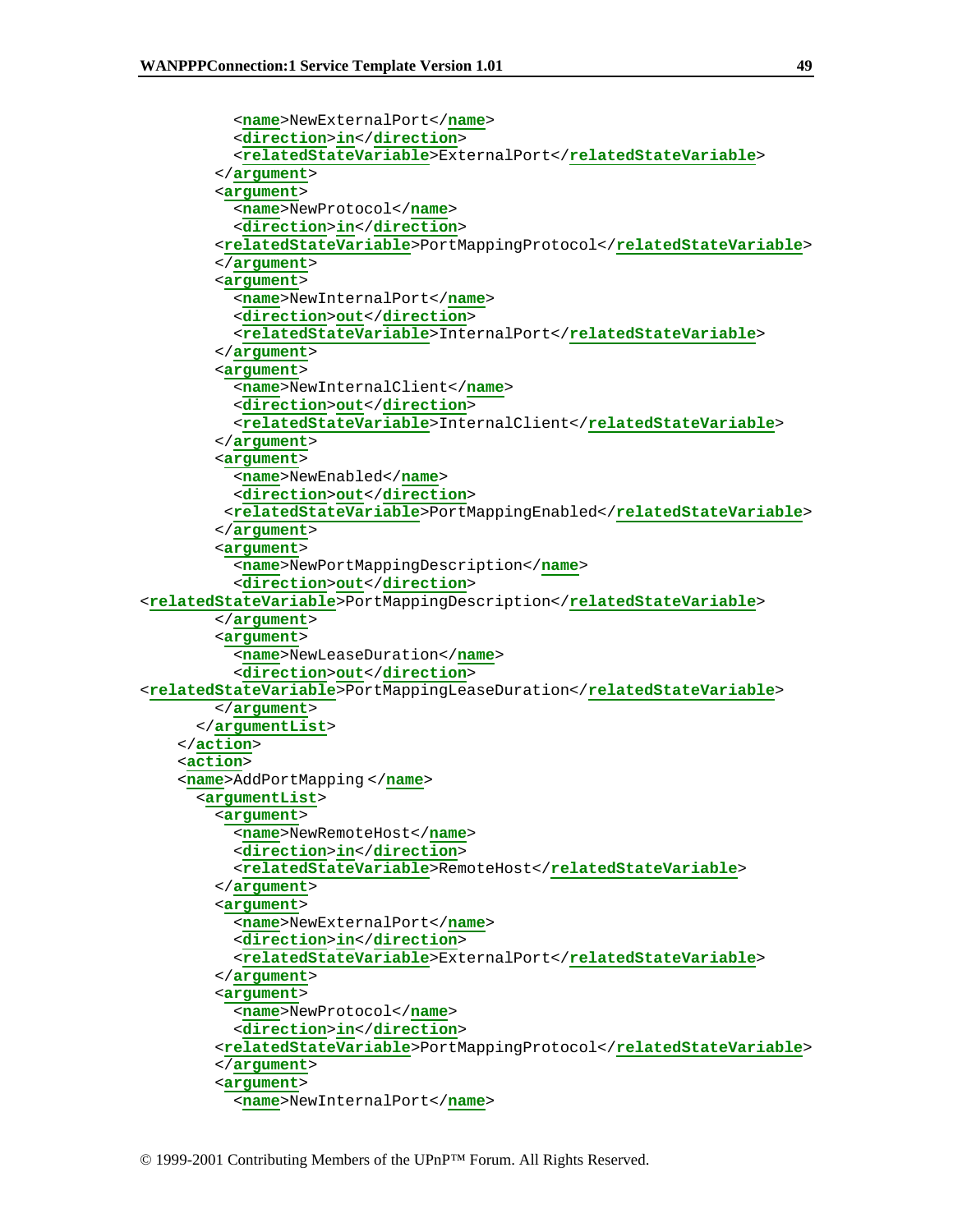```
          <name>NewExternalPort</name>
          <direction>in</direction>
          <relatedStateVariable>ExternalPort</relatedStateVariable>
        </argument>
        <argument>
          <name>NewProtocol</name>
          <direction>in</direction>
        <relatedStateVariable>PortMappingProtocol</relatedStateVariable>
        </argument>
        <argument>
          <name>NewInternalPort</name>
          <direction>out</direction>
          <relatedStateVariable>InternalPort</relatedStateVariable>
        </argument>
        <argument>
          <name>NewInternalClient</name>
          <direction>out</direction>
          <relatedStateVariable>InternalClient</relatedStateVariable>
        </argument>
        <argument>
          <name>NewEnabled</name>
          <direction>out</direction>
         <relatedStateVariable>PortMappingEnabled</relatedStateVariable>
        </argument>
        <argument>
          <name>NewPortMappingDescription</name>
          <direction>out</direction>
<relatedStateVariable>PortMappingDescription</relatedStateVariable>
        </argument>
        <argument>
          <name>NewLeaseDuration</name>
          <direction>out</direction>
<relatedStateVariable>PortMappingLeaseDuration</relatedStateVariable>
        </argument>
      </argumentList>
    </action>
    <action>
    <name>AddPortMapping</name>
      <argumentList>
        <argument>
          <name>NewRemoteHost</name>
          <direction>in</direction>
          <relatedStateVariable>RemoteHost</relatedStateVariable>
        </argument>
        <argument>
          <name>NewExternalPort</name>
          <direction>in</direction>
          <relatedStateVariable>ExternalPort</relatedStateVariable>
        </argument>
        <argument>
          <name>NewProtocol</name>
          <direction>in</direction>
        <relatedStateVariable>PortMappingProtocol</relatedStateVariable>
        </argument>
        <argument>
          <name>NewInternalPort</name>
```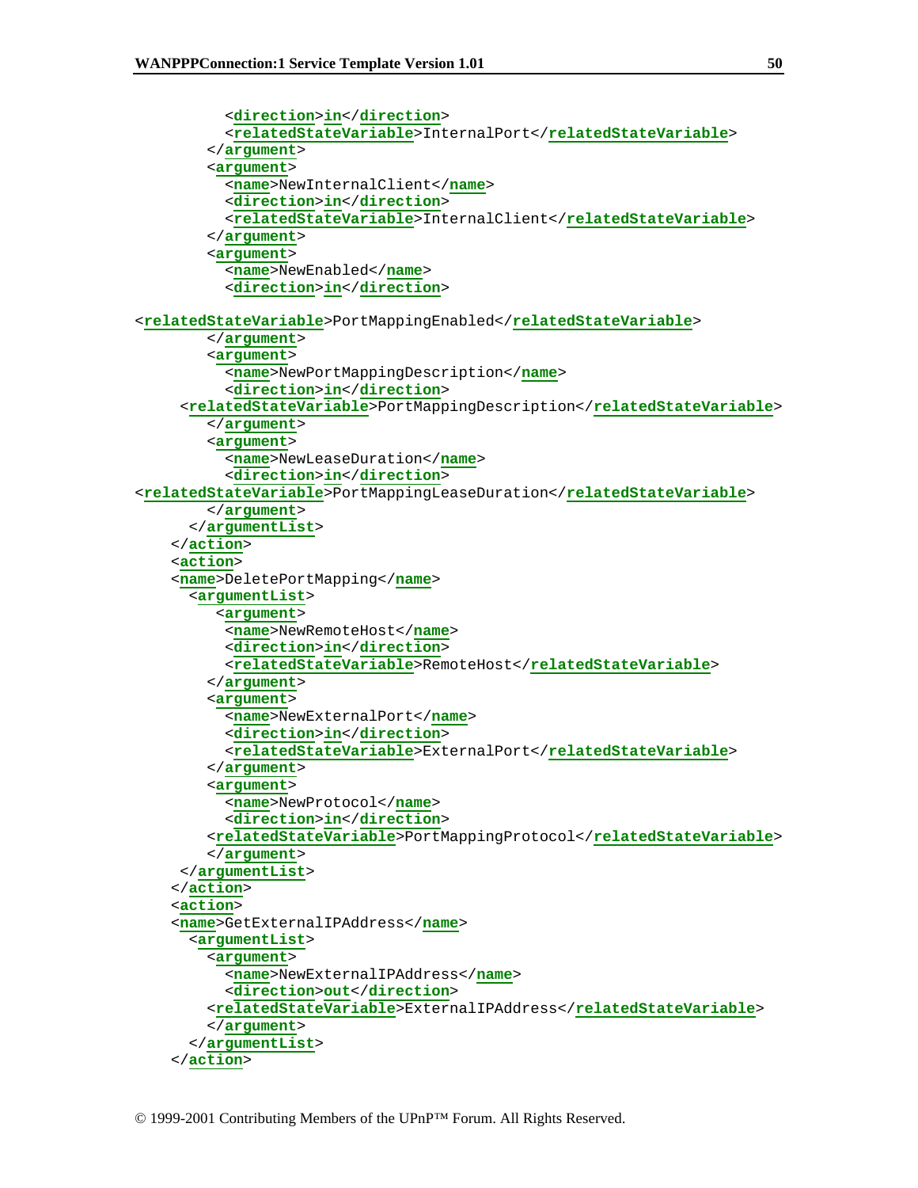```
          <direction>in</direction>
          <relatedStateVariable>InternalPort</relatedStateVariable>
        </argument>
        <argument>
          <name>NewInternalClient</name>
          <direction>in</direction>
          <relatedStateVariable>InternalClient</relatedStateVariable>
        </argument>
        <argument>
          <name>NewEnabled</name>
          <direction>in</direction>

<relatedStateVariable>PortMappingEnabled</relatedStateVariable>
        </argument>
        <argument>
          <name>NewPortMappingDescription</name>
          <direction>in</direction>
     <relatedStateVariable>PortMappingDescription</relatedStateVariable>
        </argument>
        <argument>
          <name>NewLeaseDuration</name>
          <direction>in</direction>
<relatedStateVariable>PortMappingLeaseDuration</relatedStateVariable>
        </argument>
      </argumentList>
    </action>
    <action>
    <name>DeletePortMapping</name>
      <argumentList>
         <argument>
          <name>NewRemoteHost</name>
          <direction>in</direction>
          <relatedStateVariable>RemoteHost</relatedStateVariable>
        </argument>
        <argument>
          <name>NewExternalPort</name>
          <direction>in</direction>
          <relatedStateVariable>ExternalPort</relatedStateVariable>
        </argument>
        <argument>
          <name>NewProtocol</name>
          <direction>in</direction>
        <relatedStateVariable>PortMappingProtocol</relatedStateVariable>
        </argument>
     </argumentList>
    </action>
    <action>
    <name>GetExternalIPAddress</name>
      <argumentList>
        <argument>
          <name>NewExternalIPAddress</name>
          <direction>out</direction>
        <relatedStateVariable>ExternalIPAddress</relatedStateVariable>
        </argument>
      </argumentList>
    </action>
```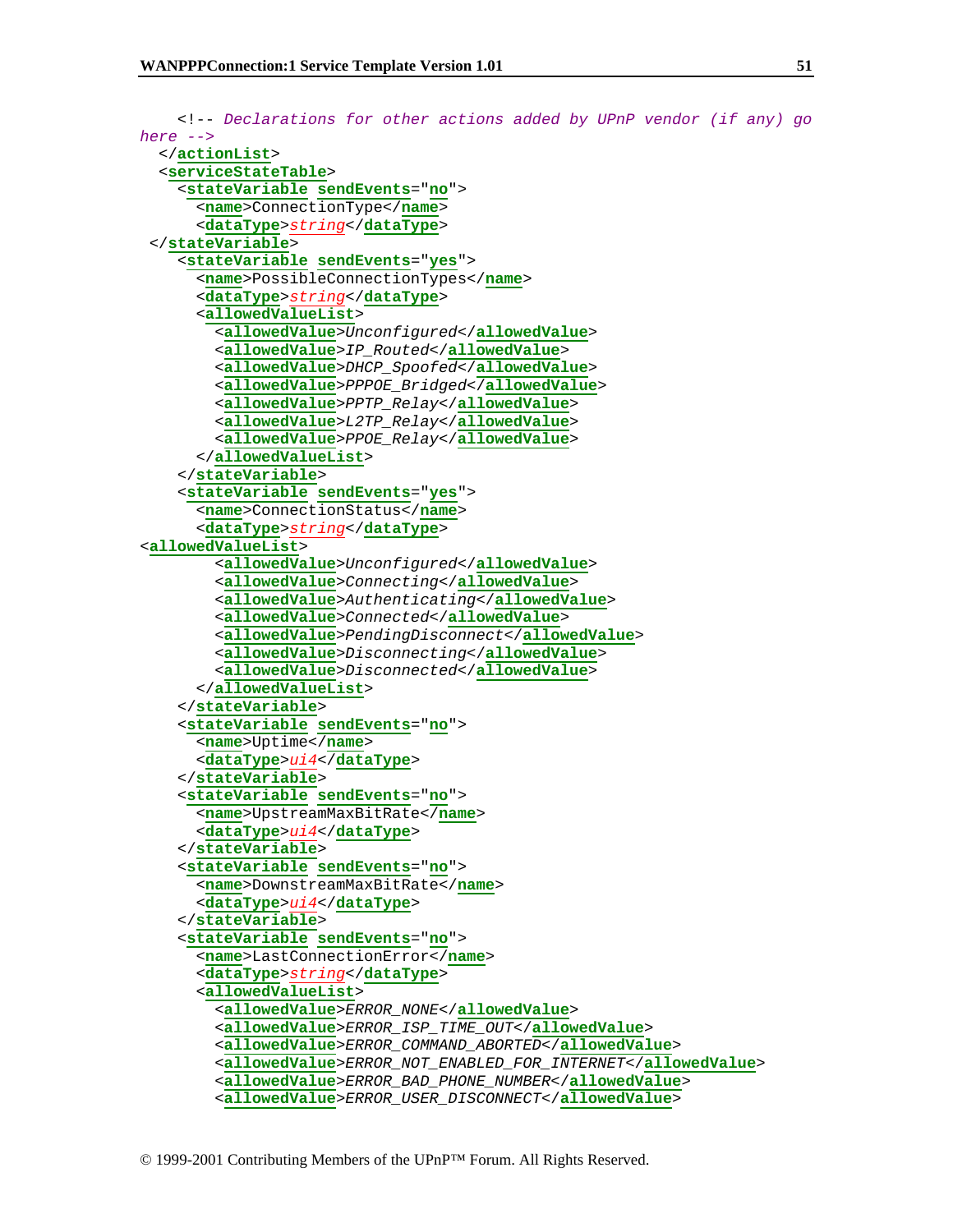```
    <!-- Declarations for other actions added by UPnP vendor (if any) go
here -->
  </actionList>
  <serviceStateTable>
    <stateVariable sendEvents="no">
      <name>ConnectionType</name>
      <dataType>string</dataType>
 </stateVariable>
    <stateVariable sendEvents="yes">
      <name>PossibleConnectionTypes</name>
      <dataType>string</dataType>
      <allowedValueList>
        <allowedValue>Unconfigured</allowedValue>
        <allowedValue>IP_Routed</allowedValue>
        <allowedValue>DHCP_Spoofed</allowedValue>
        <allowedValue>PPPOE_Bridged</allowedValue>
        <allowedValue>PPTP_Relay</allowedValue>
        <allowedValue>L2TP_Relay</allowedValue>
        <allowedValue>PPOE_Relay</allowedValue>
      </allowedValueList>
    </stateVariable>
    <stateVariable sendEvents="yes">
      <name>ConnectionStatus</name>
      <dataType>string</dataType>
<allowedValueList>
        <allowedValue>Unconfigured</allowedValue>
        <allowedValue>Connecting</allowedValue>
        <allowedValue>Authenticating</allowedValue>
        <allowedValue>Connected</allowedValue>
        <allowedValue>PendingDisconnect</allowedValue>
        <allowedValue>Disconnecting</allowedValue>
        <allowedValue>Disconnected</allowedValue>
      </allowedValueList>
    </stateVariable>
    <stateVariable sendEvents="no">
      <name>Uptime</name>
      <dataType>ui4</dataType>
    </stateVariable>
    <stateVariable sendEvents="no">
      <name>UpstreamMaxBitRate</name>
      <dataType>ui4</dataType>
    </stateVariable>
    <stateVariable sendEvents="no">
      <name>DownstreamMaxBitRate</name>
      <dataType>ui4</dataType>
    </stateVariable>
    <stateVariable sendEvents="no">
      <name>LastConnectionError</name>
      <dataType>string</dataType>
      <allowedValueList>
        <allowedValue>ERROR_NONE</allowedValue>
        <allowedValue>ERROR_ISP_TIME_OUT</allowedValue>
        <allowedValue>ERROR_COMMAND_ABORTED</allowedValue>
        <allowedValue>ERROR_NOT_ENABLED_FOR_INTERNET</allowedValue>
        <allowedValue>ERROR_BAD_PHONE_NUMBER</allowedValue>
        <allowedValue>ERROR_USER_DISCONNECT</allowedValue>
```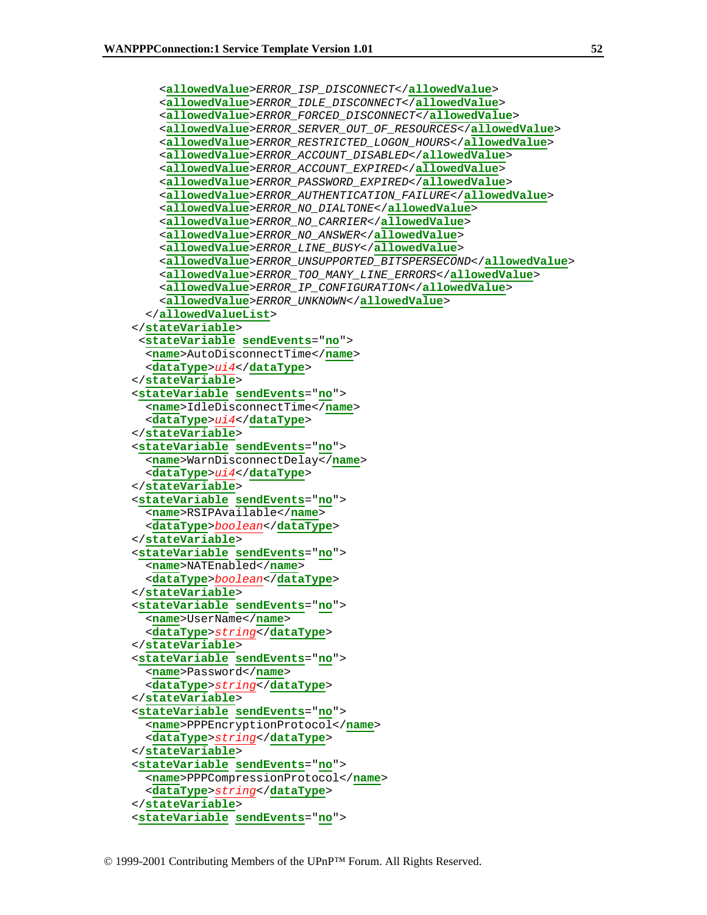```xml
      <allowedValue>ERROR_ISP_DISCONNECT</allowedValue>
      <allowedValue>ERROR_IDLE_DISCONNECT</allowedValue>
      <allowedValue>ERROR_FORCED_DISCONNECT</allowedValue>
      <allowedValue>ERROR_SERVER_OUT_OF_RESOURCES</allowedValue>
      <allowedValue>ERROR_RESTRICTED_LOGON_HOURS</allowedValue>
      <allowedValue>ERROR_ACCOUNT_DISABLED</allowedValue>
      <allowedValue>ERROR_ACCOUNT_EXPIRED</allowedValue>
      <allowedValue>ERROR_PASSWORD_EXPIRED</allowedValue>
      <allowedValue>ERROR_AUTHENTICATION_FAILURE</allowedValue>
      <allowedValue>ERROR_NO_DIALTONE</allowedValue>
      <allowedValue>ERROR_NO_CARRIER</allowedValue>
      <allowedValue>ERROR_NO_ANSWER</allowedValue>
      <allowedValue>ERROR_LINE_BUSY</allowedValue>
      <allowedValue>ERROR_UNSUPPORTED_BITSPERSECOND</allowedValue>
      <allowedValue>ERROR_TOO_MANY_LINE_ERRORS</allowedValue>
      <allowedValue>ERROR_IP_CONFIGURATION</allowedValue>
      <allowedValue>ERROR_UNKNOWN</allowedValue>
    </allowedValueList>
  </stateVariable>
   <stateVariable sendEvents="no">
    <name>AutoDisconnectTime</name>
    <dataType>ui4</dataType>
  </stateVariable>
  <stateVariable sendEvents="no">
    <name>IdleDisconnectTime</name>
    <dataType>ui4</dataType>
  </stateVariable>
  <stateVariable sendEvents="no">
    <name>WarnDisconnectDelay</name>
    <dataType>ui4</dataType>
  </stateVariable>
  <stateVariable sendEvents="no">
    <name>RSIPAvailable</name>
    <dataType>boolean</dataType>
  </stateVariable>
  <stateVariable sendEvents="no">
    <name>NATEnabled</name>
    <dataType>boolean</dataType>
  </stateVariable>
  <stateVariable sendEvents="no">
    <name>UserName</name>
    <dataType>string</dataType>
  </stateVariable>
  <stateVariable sendEvents="no">
    <name>Password</name>
    <dataType>string</dataType>
  </stateVariable>
  <stateVariable sendEvents="no">
    <name>PPPEncryptionProtocol</name>
    <dataType>string</dataType>
  </stateVariable>
  <stateVariable sendEvents="no">
    <name>PPPCompressionProtocol</name>
    <dataType>string</dataType>
  </stateVariable>
  <stateVariable sendEvents="no">
```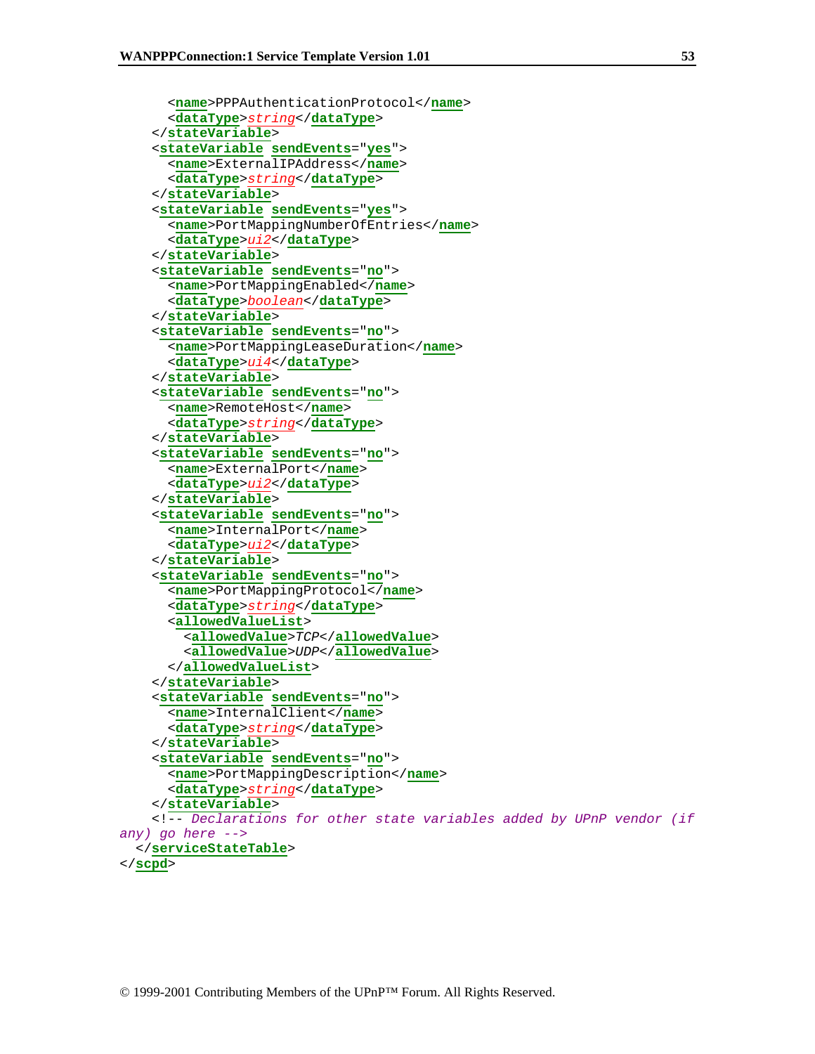```xml
      <name>PPPAuthenticationProtocol</name>
      <dataType>string</dataType>
    </stateVariable>
    <stateVariable sendEvents="yes">
      <name>ExternalIPAddress</name>
      <dataType>string</dataType>
    </stateVariable>
    <stateVariable sendEvents="yes">
      <name>PortMappingNumberOfEntries</name>
      <dataType>ui2</dataType>
    </stateVariable>
    <stateVariable sendEvents="no">
      <name>PortMappingEnabled</name>
      <dataType>boolean</dataType>
    </stateVariable>
    <stateVariable sendEvents="no">
      <name>PortMappingLeaseDuration</name>
      <dataType>ui4</dataType>
    </stateVariable>
    <stateVariable sendEvents="no">
      <name>RemoteHost</name>
      <dataType>string</dataType>
    </stateVariable>
    <stateVariable sendEvents="no">
      <name>ExternalPort</name>
      <dataType>ui2</dataType>
    </stateVariable>
    <stateVariable sendEvents="no">
      <name>InternalPort</name>
      <dataType>ui2</dataType>
    </stateVariable>
    <stateVariable sendEvents="no">
      <name>PortMappingProtocol</name>
      <dataType>string</dataType>
      <allowedValueList>
        <allowedValue>TCP</allowedValue>
        <allowedValue>UDP</allowedValue>
      </allowedValueList>
    </stateVariable>
    <stateVariable sendEvents="no">
      <name>InternalClient</name>
      <dataType>string</dataType>
    </stateVariable>
    <stateVariable sendEvents="no">
      <name>PortMappingDescription</name>
      <dataType>string</dataType>
    </stateVariable>
    <!-- Declarations for other state variables added by UPnP vendor (if
any) go here -->
  </serviceStateTable>
</scpd>
```

© 1999-2001 Contributing Members of the UPnP™ Forum. All Rights Reserved.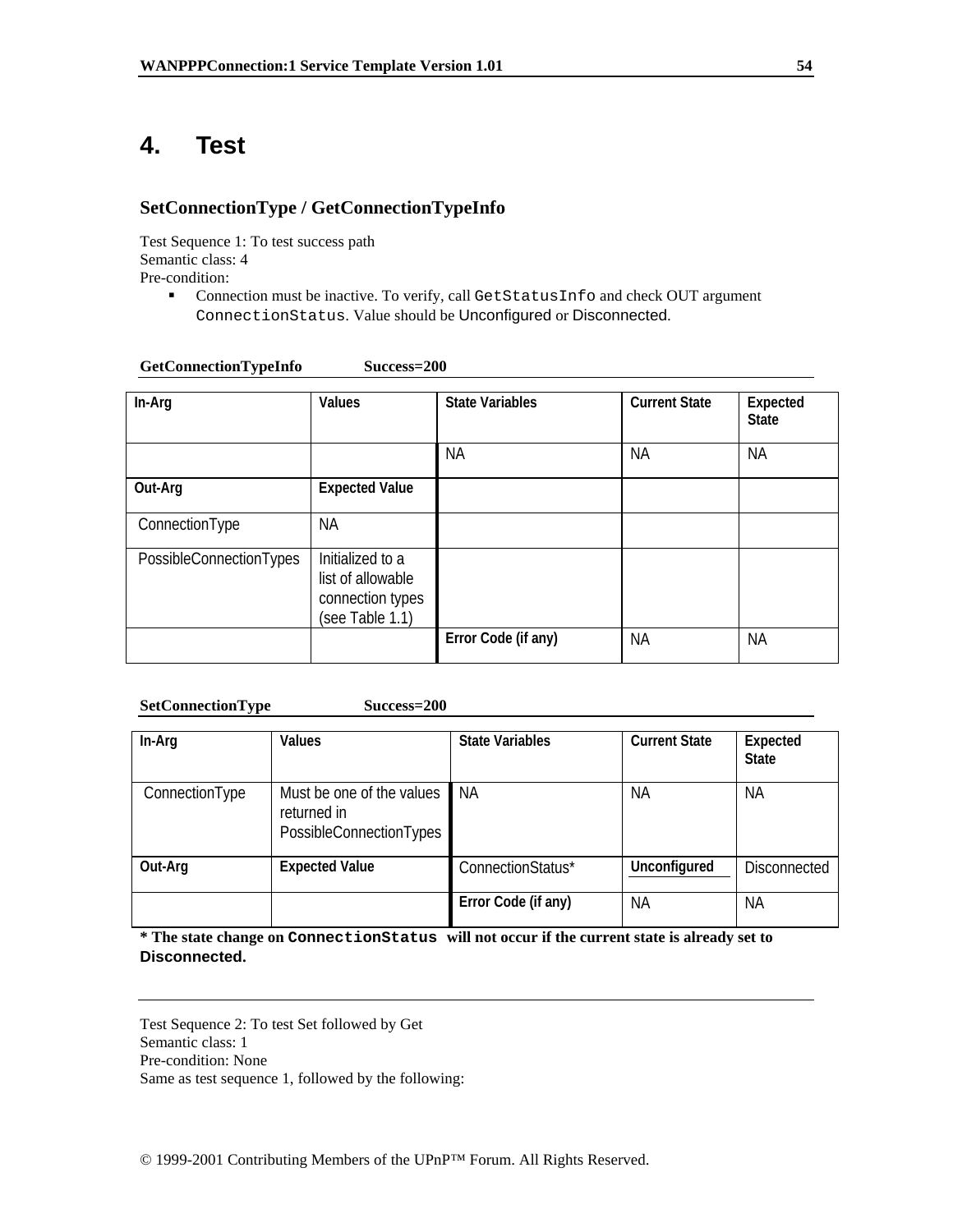# 4. Test

### SetConnectionType / GetConnectionTypeInfo

Test Sequence 1: To test success path
Semantic class: 4
Pre-condition:

- Connection must be inactive. To verify, call `GetStatusInfo` and check OUT argument `ConnectionStatus`. Value should be Unconfigured or Disconnected.

**GetConnectionTypeInfo Success=200**

| In-Arg | Values | State Variables | Current State | Expected State |
|---|---|---|---|---|
| | | NA | NA | NA |
| **Out-Arg** | **Expected Value** | | | |
| ConnectionType | NA | | | |
| PossibleConnectionTypes | Initialized to a list of allowable connection types (see Table 1.1) | | | |
| | | **Error Code (if any)** | NA | NA |

**SetConnectionType Success=200**

| In-Arg | Values | State Variables | Current State | Expected State |
|---|---|---|---|---|
| ConnectionType | Must be one of the values returned in PossibleConnectionTypes | NA | NA | NA |
| **Out-Arg** | **Expected Value** | ConnectionStatus* | Unconfigured | Disconnected |
| | | **Error Code (if any)** | NA | NA |

**\* The state change on `ConnectionStatus` will not occur if the current state is already set to Disconnected.**

---

Test Sequence 2: To test Set followed by Get
Semantic class: 1
Pre-condition: None
Same as test sequence 1, followed by the following: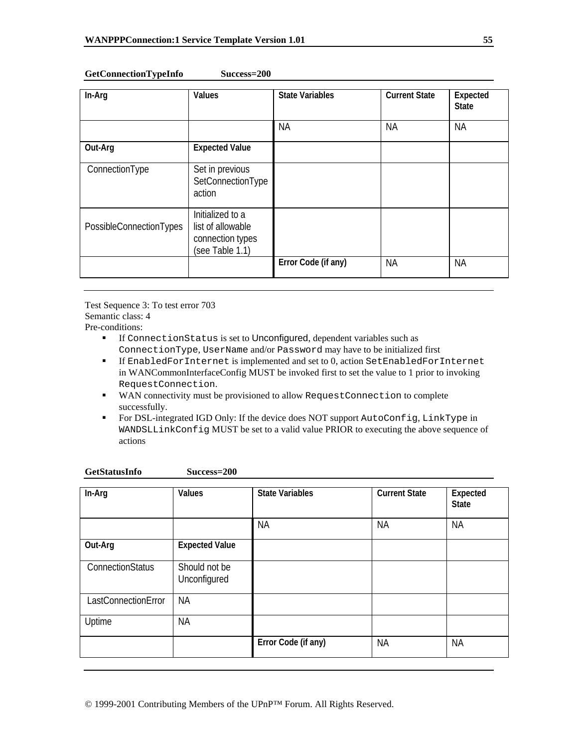**GetConnectionTypeInfo Success=200**

| In-Arg | Values | State Variables | Current State | Expected State |
|---|---|---|---|---|
| | | NA | NA | NA |
| **Out-Arg** | **Expected Value** | | | |
| ConnectionType | Set in previous SetConnectionType action | | | |
| PossibleConnectionTypes | Initialized to a list of allowable connection types (see Table 1.1) | | | |
| | | **Error Code (if any)** | NA | NA |

---

Test Sequence 3: To test error 703
Semantic class: 4
Pre-conditions:

- If `ConnectionStatus` is set to Unconfigured, dependent variables such as `ConnectionType`, `UserName` and/or `Password` may have to be initialized first
- If `EnabledForInternet` is implemented and set to 0, action `SetEnabledForInternet` in WANCommonInterfaceConfig MUST be invoked first to set the value to 1 prior to invoking `RequestConnection`.
- WAN connectivity must be provisioned to allow `RequestConnection` to complete successfully.
- For DSL-integrated IGD Only: If the device does NOT support `AutoConfig`, `LinkType` in `WANDSLLinkConfig` MUST be set to a valid value PRIOR to executing the above sequence of actions

**GetStatusInfo Success=200**

| In-Arg | Values | State Variables | Current State | Expected State |
|---|---|---|---|---|
| | | NA | NA | NA |
| **Out-Arg** | **Expected Value** | | | |
| ConnectionStatus | Should not be Unconfigured | | | |
| LastConnectionError | NA | | | |
| Uptime | NA | | | |
| | | **Error Code (if any)** | NA | NA |

---

© 1999-2001 Contributing Members of the UPnP™ Forum. All Rights Reserved.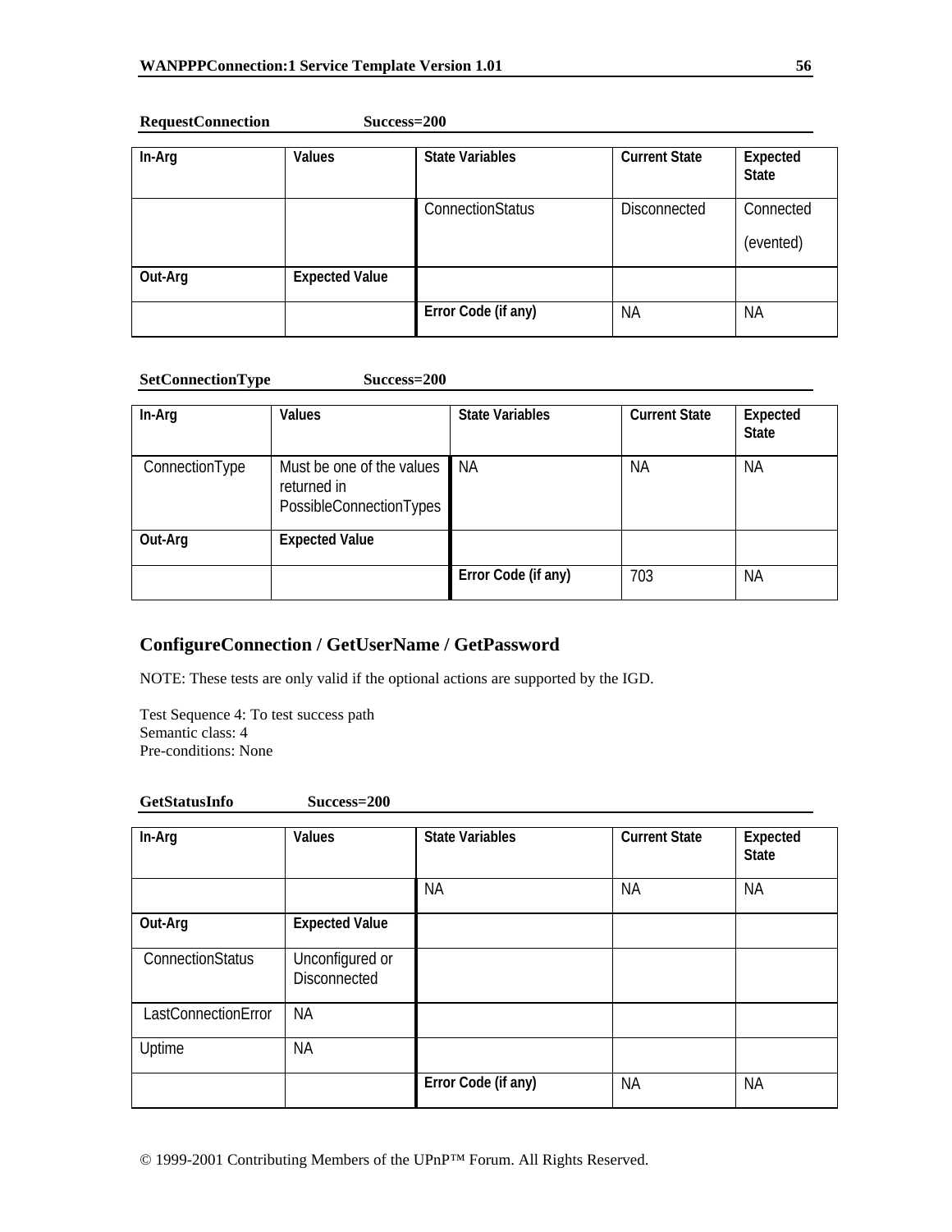**RequestConnection Success=200**

| In-Arg | Values | State Variables | Current State | Expected State |
|---|---|---|---|---|
| | | ConnectionStatus | Disconnected | Connected (evented) |
| **Out-Arg** | **Expected Value** | | | |
| | | **Error Code (if any)** | NA | NA |

**SetConnectionType Success=200**

| In-Arg | Values | State Variables | Current State | Expected State |
|---|---|---|---|---|
| ConnectionType | Must be one of the values returned in PossibleConnectionTypes | NA | NA | NA |
| **Out-Arg** | **Expected Value** | | | |
| | | **Error Code (if any)** | 703 | NA |

## ConfigureConnection / GetUserName / GetPassword

NOTE: These tests are only valid if the optional actions are supported by the IGD.

Test Sequence 4: To test success path
Semantic class: 4
Pre-conditions: None

**GetStatusInfo Success=200**

| In-Arg | Values | State Variables | Current State | Expected State |
|---|---|---|---|---|
| | | NA | NA | NA |
| **Out-Arg** | **Expected Value** | | | |
| ConnectionStatus | Unconfigured or Disconnected | | | |
| LastConnectionError | NA | | | |
| Uptime | NA | | | |
| | | **Error Code (if any)** | NA | NA |

© 1999-2001 Contributing Members of the UPnP™ Forum. All Rights Reserved.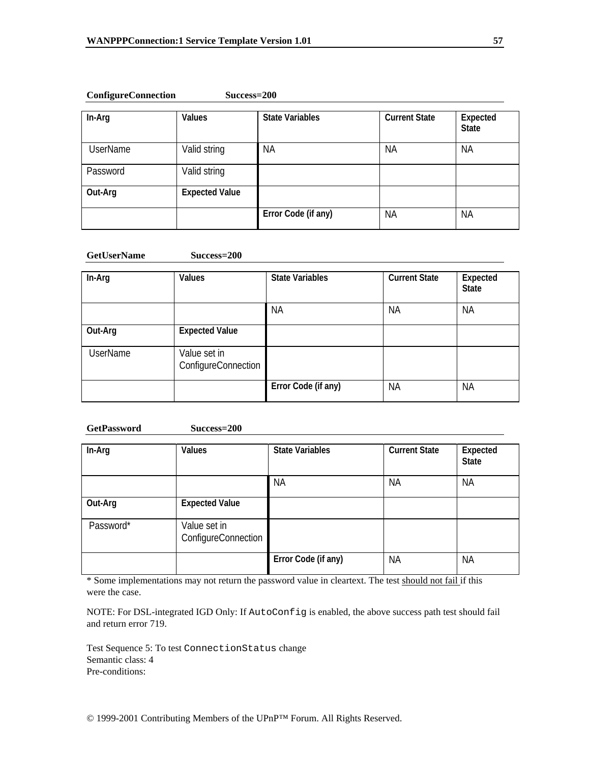**ConfigureConnection Success=200**

| In-Arg | Values | State Variables | Current State | Expected State |
|---|---|---|---|---|
| UserName | Valid string | NA | NA | NA |
| Password | Valid string | | | |
| **Out-Arg** | **Expected Value** | | | |
| | | **Error Code (if any)** | NA | NA |

**GetUserName Success=200**

| In-Arg | Values | State Variables | Current State | Expected State |
|---|---|---|---|---|
| | | NA | NA | NA |
| **Out-Arg** | **Expected Value** | | | |
| UserName | Value set in ConfigureConnection | | | |
| | | **Error Code (if any)** | NA | NA |

**GetPassword Success=200**

| In-Arg | Values | State Variables | Current State | Expected State |
|---|---|---|---|---|
| | | NA | NA | NA |
| **Out-Arg** | **Expected Value** | | | |
| Password* | Value set in ConfigureConnection | | | |
| | | **Error Code (if any)** | NA | NA |

* Some implementations may not return the password value in cleartext. The test should not fail if this were the case.

NOTE: For DSL-integrated IGD Only: If `AutoConfig` is enabled, the above success path test should fail and return error 719.

Test Sequence 5: To test `ConnectionStatus` change
Semantic class: 4
Pre-conditions:

© 1999-2001 Contributing Members of the UPnP™ Forum. All Rights Reserved.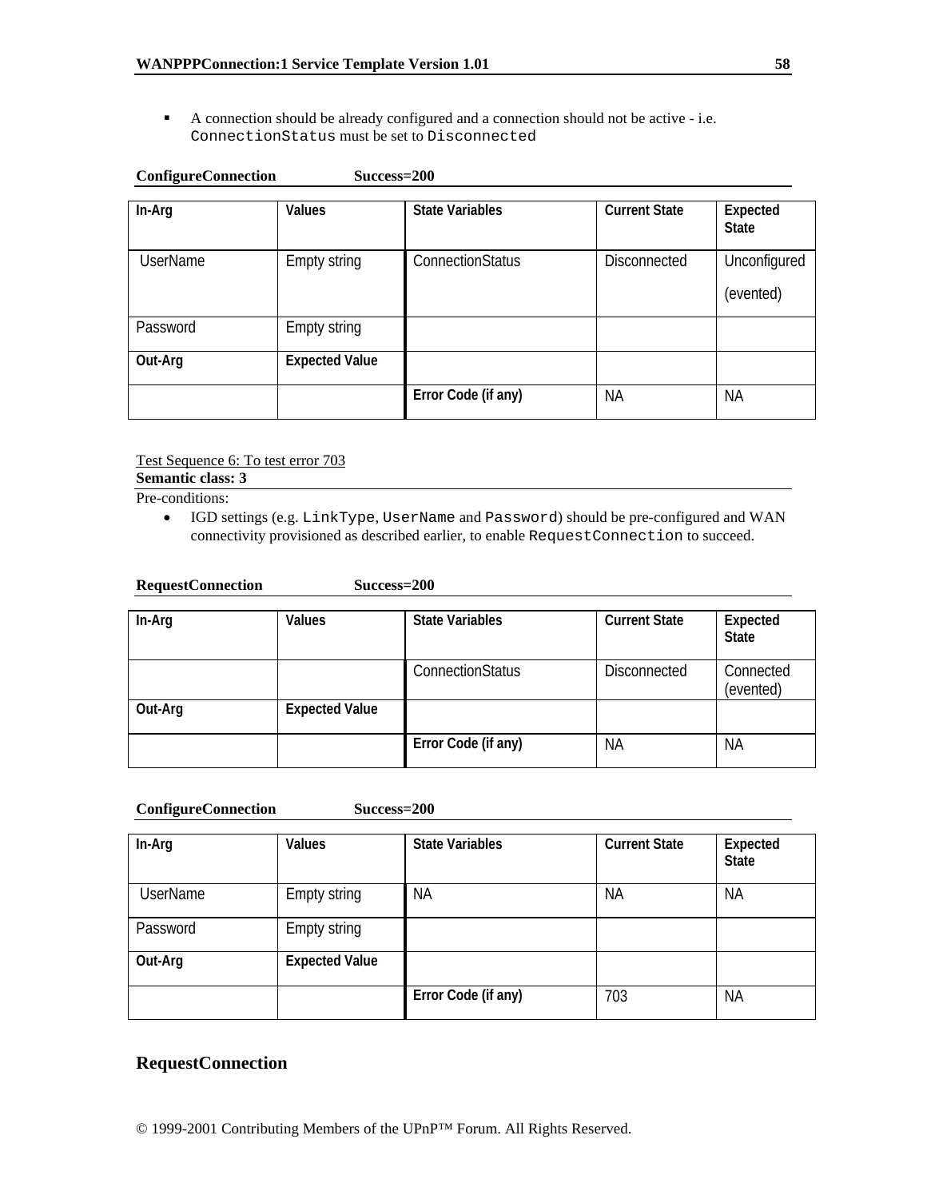- A connection should be already configured and a connection should not be active - i.e. `ConnectionStatus` must be set to `Disconnected`

**ConfigureConnection Success=200**

| In-Arg | Values | State Variables | Current State | Expected State |
|---|---|---|---|---|
| UserName | Empty string | ConnectionStatus | Disconnected | Unconfigured (evented) |
| Password | Empty string | | | |
| **Out-Arg** | **Expected Value** | | | |
| | | **Error Code (if any)** | NA | NA |

Test Sequence 6: To test error 703

**Semantic class: 3**

Pre-conditions:

- IGD settings (e.g. `LinkType`, `UserName` and `Password`) should be pre-configured and WAN connectivity provisioned as described earlier, to enable `RequestConnection` to succeed.

**RequestConnection Success=200**

| In-Arg | Values | State Variables | Current State | Expected State |
|---|---|---|---|---|
| | | ConnectionStatus | Disconnected | Connected (evented) |
| **Out-Arg** | **Expected Value** | | | |
| | | **Error Code (if any)** | NA | NA |

**ConfigureConnection Success=200**

| In-Arg | Values | State Variables | Current State | Expected State |
|---|---|---|---|---|
| UserName | Empty string | NA | NA | NA |
| Password | Empty string | | | |
| **Out-Arg** | **Expected Value** | | | |
| | | **Error Code (if any)** | 703 | NA |

## RequestConnection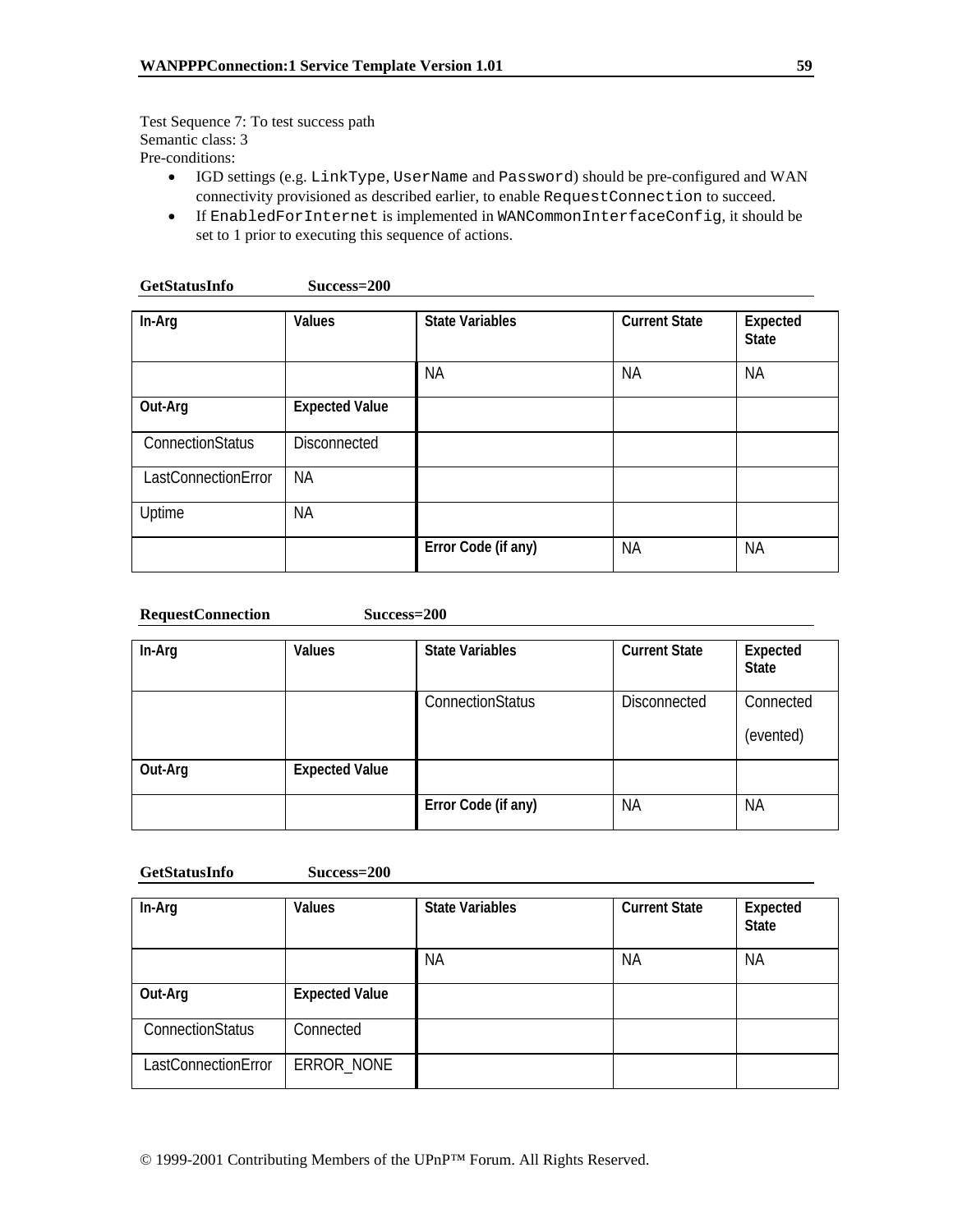Test Sequence 7: To test success path
Semantic class: 3
Pre-conditions:

- IGD settings (e.g. `LinkType`, `UserName` and `Password`) should be pre-configured and WAN connectivity provisioned as described earlier, to enable `RequestConnection` to succeed.
- If `EnabledForInternet` is implemented in `WANCommonInterfaceConfig`, it should be set to 1 prior to executing this sequence of actions.

**GetStatusInfo Success=200**

| In-Arg | Values | State Variables | Current State | Expected State |
|---|---|---|---|---|
| | | NA | NA | NA |
| **Out-Arg** | **Expected Value** | | | |
| ConnectionStatus | Disconnected | | | |
| LastConnectionError | NA | | | |
| Uptime | NA | | | |
| | | **Error Code (if any)** | NA | NA |

**RequestConnection Success=200**

| In-Arg | Values | State Variables | Current State | Expected State |
|---|---|---|---|---|
| | | ConnectionStatus | Disconnected | Connected (evented) |
| **Out-Arg** | **Expected Value** | | | |
| | | **Error Code (if any)** | NA | NA |

**GetStatusInfo Success=200**

| In-Arg | Values | State Variables | Current State | Expected State |
|---|---|---|---|---|
| | | NA | NA | NA |
| **Out-Arg** | **Expected Value** | | | |
| ConnectionStatus | Connected | | | |
| LastConnectionError | ERROR_NONE | | | |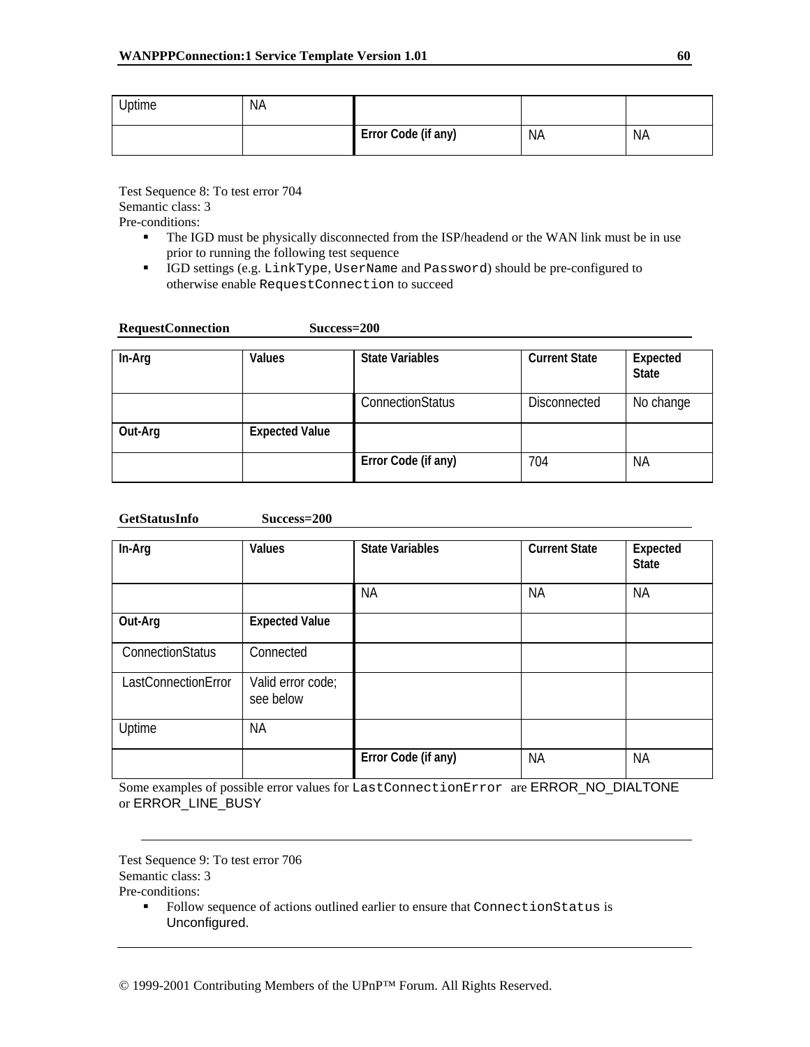| Uptime | NA | | | |
|---|---|---|---|---|
| | | **Error Code (if any)** | NA | NA |

Test Sequence 8: To test error 704
Semantic class: 3
Pre-conditions:

- The IGD must be physically disconnected from the ISP/headend or the WAN link must be in use prior to running the following test sequence
- IGD settings (e.g. `LinkType`, `UserName` and `Password`) should be pre-configured to otherwise enable `RequestConnection` to succeed

**RequestConnection Success=200**

| **In-Arg** | **Values** | **State Variables** | **Current State** | **Expected State** |
|---|---|---|---|---|
| | | ConnectionStatus | Disconnected | No change |
| **Out-Arg** | **Expected Value** | | | |
| | | **Error Code (if any)** | 704 | NA |

**GetStatusInfo Success=200**

| **In-Arg** | **Values** | **State Variables** | **Current State** | **Expected State** |
|---|---|---|---|---|
| | | NA | NA | NA |
| **Out-Arg** | **Expected Value** | | | |
| ConnectionStatus | Connected | | | |
| LastConnectionError | Valid error code; see below | | | |
| Uptime | NA | | | |
| | | **Error Code (if any)** | NA | NA |

Some examples of possible error values for `LastConnectionError` are ERROR_NO_DIALTONE or ERROR_LINE_BUSY

---

Test Sequence 9: To test error 706
Semantic class: 3
Pre-conditions:

- Follow sequence of actions outlined earlier to ensure that `ConnectionStatus` is Unconfigured.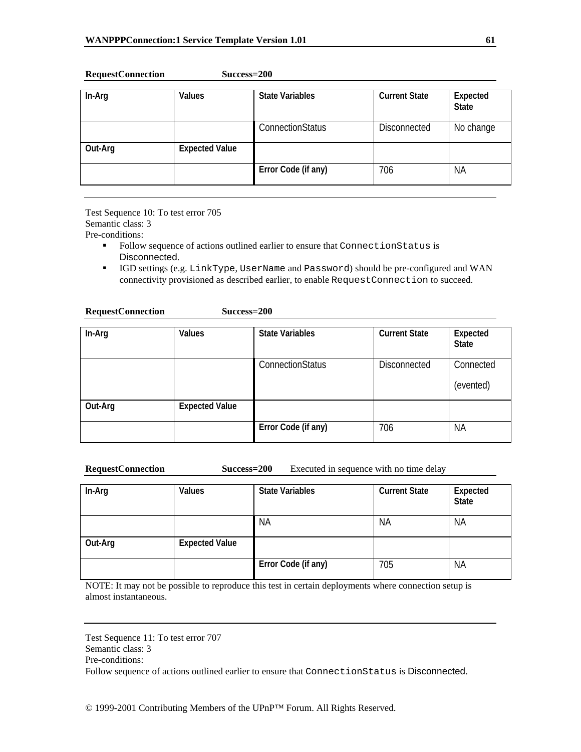**RequestConnection** **Success=200**

| In-Arg | Values | State Variables | Current State | Expected State |
|---|---|---|---|---|
| | | ConnectionStatus | Disconnected | No change |
| **Out-Arg** | **Expected Value** | | | |
| | | **Error Code (if any)** | 706 | NA |

---

Test Sequence 10: To test error 705
Semantic class: 3
Pre-conditions:

- Follow sequence of actions outlined earlier to ensure that `ConnectionStatus` is Disconnected.
- IGD settings (e.g. `LinkType`, `UserName` and `Password`) should be pre-configured and WAN connectivity provisioned as described earlier, to enable `RequestConnection` to succeed.

**RequestConnection** **Success=200**

| In-Arg | Values | State Variables | Current State | Expected State |
|---|---|---|---|---|
| | | ConnectionStatus | Disconnected | Connected (evented) |
| **Out-Arg** | **Expected Value** | | | |
| | | **Error Code (if any)** | 706 | NA |

**RequestConnection** **Success=200** Executed in sequence with no time delay

| In-Arg | Values | State Variables | Current State | Expected State |
|---|---|---|---|---|
| | | NA | NA | NA |
| **Out-Arg** | **Expected Value** | | | |
| | | **Error Code (if any)** | 705 | NA |

NOTE: It may not be possible to reproduce this test in certain deployments where connection setup is almost instantaneous.

---

Test Sequence 11: To test error 707
Semantic class: 3
Pre-conditions:
Follow sequence of actions outlined earlier to ensure that `ConnectionStatus` is Disconnected.

© 1999-2001 Contributing Members of the UPnP™ Forum. All Rights Reserved.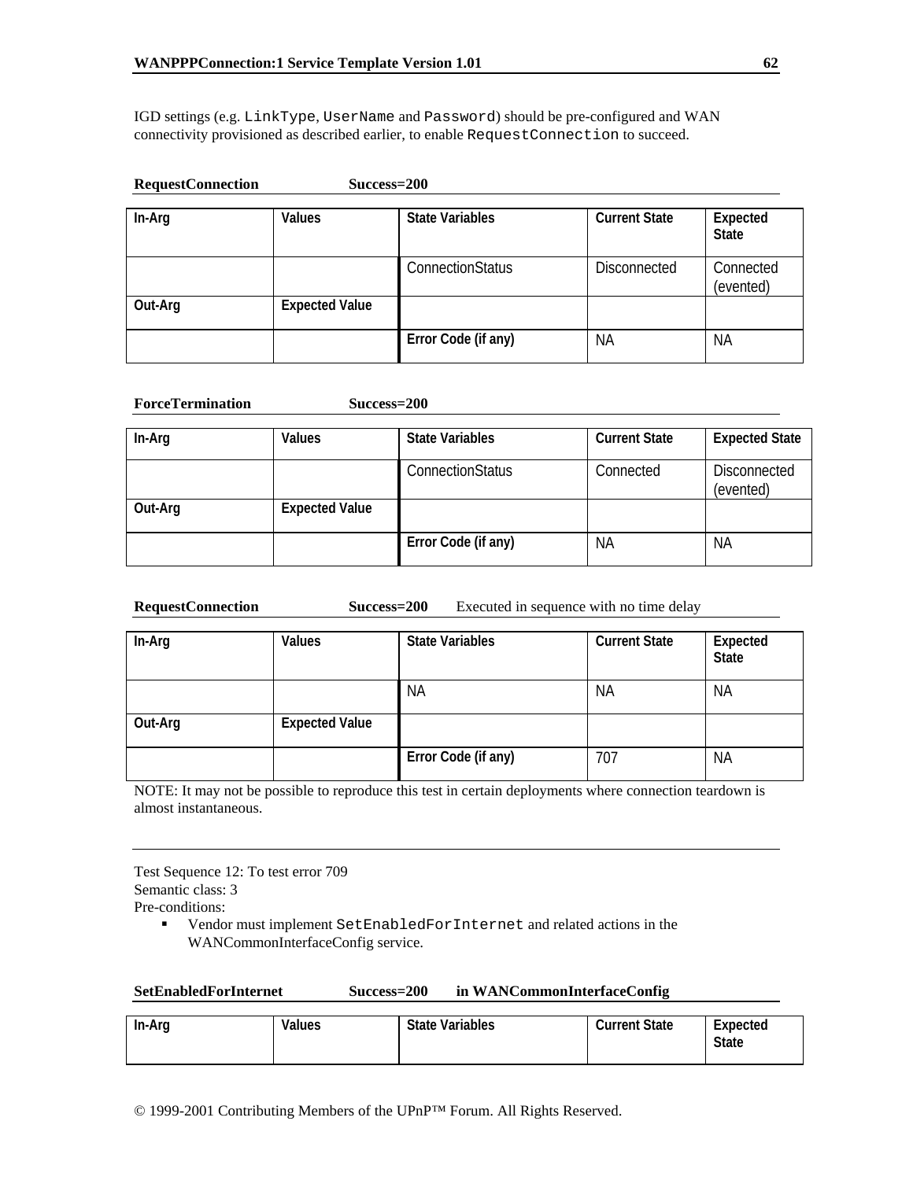IGD settings (e.g. `LinkType`, `UserName` and `Password`) should be pre-configured and WAN connectivity provisioned as described earlier, to enable `RequestConnection` to succeed.

**RequestConnection** **Success=200**

| In-Arg | Values | State Variables | Current State | Expected State |
|---|---|---|---|---|
| | | ConnectionStatus | Disconnected | Connected (evented) |
| **Out-Arg** | **Expected Value** | | | |
| | | **Error Code (if any)** | NA | NA |

**ForceTermination** **Success=200**

| In-Arg | Values | State Variables | Current State | Expected State |
|---|---|---|---|---|
| | | ConnectionStatus | Connected | Disconnected (evented) |
| **Out-Arg** | **Expected Value** | | | |
| | | **Error Code (if any)** | NA | NA |

**RequestConnection** **Success=200** Executed in sequence with no time delay

| In-Arg | Values | State Variables | Current State | Expected State |
|---|---|---|---|---|
| | | NA | NA | NA |
| **Out-Arg** | **Expected Value** | | | |
| | | **Error Code (if any)** | 707 | NA |

NOTE: It may not be possible to reproduce this test in certain deployments where connection teardown is almost instantaneous.

---

Test Sequence 12: To test error 709
Semantic class: 3
Pre-conditions:

- Vendor must implement `SetEnabledForInternet` and related actions in the WANCommonInterfaceConfig service.

**SetEnabledForInternet** **Success=200** **in WANCommonInterfaceConfig**

| In-Arg | Values | State Variables | Current State | Expected State |
|---|---|---|---|---|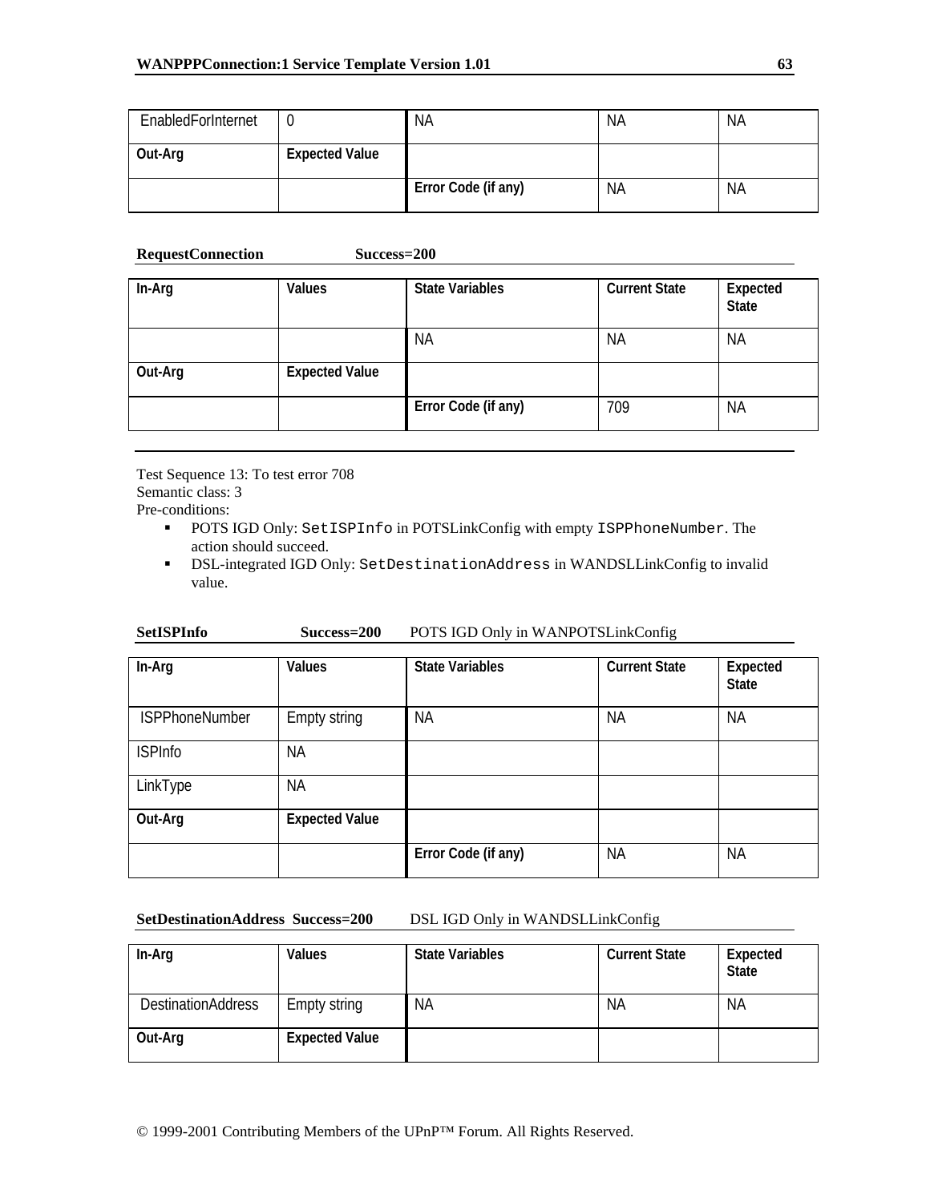| EnabledForInternet | 0 | NA | NA | NA |
|---|---|---|---|---|
| **Out-Arg** | **Expected Value** | | | |
| | | **Error Code (if any)** | NA | NA |

**RequestConnection** **Success=200**

| In-Arg | Values | State Variables | Current State | Expected State |
|---|---|---|---|---|
| | | NA | NA | NA |
| **Out-Arg** | **Expected Value** | | | |
| | | **Error Code (if any)** | 709 | NA |

---

Test Sequence 13: To test error 708
Semantic class: 3
Pre-conditions:

- POTS IGD Only: `SetISPInfo` in POTSLinkConfig with empty `ISPPhoneNumber`. The action should succeed.
- DSL-integrated IGD Only: `SetDestinationAddress` in WANDSLLinkConfig to invalid value.

**SetISPInfo** **Success=200** POTS IGD Only in WANPOTSLinkConfig

| In-Arg | Values | State Variables | Current State | Expected State |
|---|---|---|---|---|
| ISPPhoneNumber | Empty string | NA | NA | NA |
| ISPInfo | NA | | | |
| LinkType | NA | | | |
| **Out-Arg** | **Expected Value** | | | |
| | | **Error Code (if any)** | NA | NA |

**SetDestinationAddress** **Success=200** DSL IGD Only in WANDSLLinkConfig

| In-Arg | Values | State Variables | Current State | Expected State |
|---|---|---|---|---|
| DestinationAddress | Empty string | NA | NA | NA |
| **Out-Arg** | **Expected Value** | | | |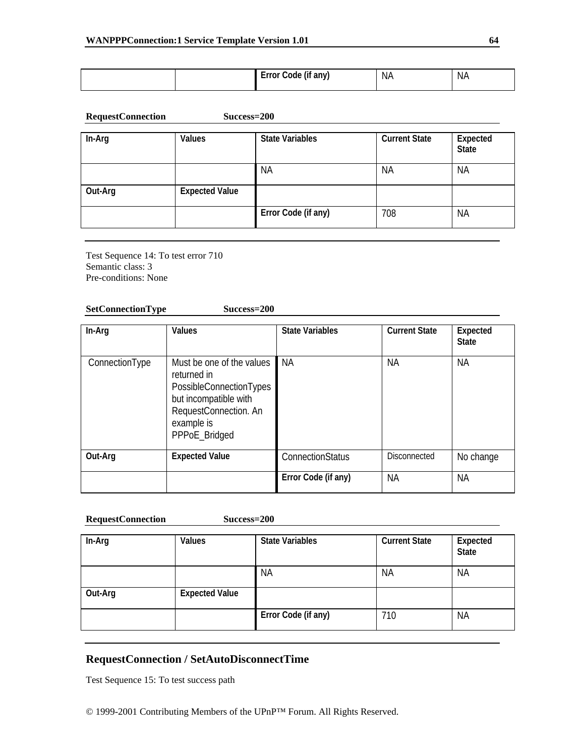| | | Error Code (if any) | NA | NA |
|---|---|---|---|---|

**RequestConnection Success=200**

| In-Arg | Values | State Variables | Current State | Expected State |
|---|---|---|---|---|
| | | NA | NA | NA |
| **Out-Arg** | **Expected Value** | | | |
| | | **Error Code (if any)** | 708 | NA |

Test Sequence 14: To test error 710
Semantic class: 3
Pre-conditions: None

**SetConnectionType Success=200**

| In-Arg | Values | State Variables | Current State | Expected State |
|---|---|---|---|---|
| ConnectionType | Must be one of the values returned in PossibleConnectionTypes but incompatible with RequestConnection. An example is PPPoE_Bridged | NA | NA | NA |
| **Out-Arg** | **Expected Value** | ConnectionStatus | Disconnected | No change |
| | | **Error Code (if any)** | NA | NA |

**RequestConnection Success=200**

| In-Arg | Values | State Variables | Current State | Expected State |
|---|---|---|---|---|
| | | NA | NA | NA |
| **Out-Arg** | **Expected Value** | | | |
| | | **Error Code (if any)** | 710 | NA |

## RequestConnection / SetAutoDisconnectTime

Test Sequence 15: To test success path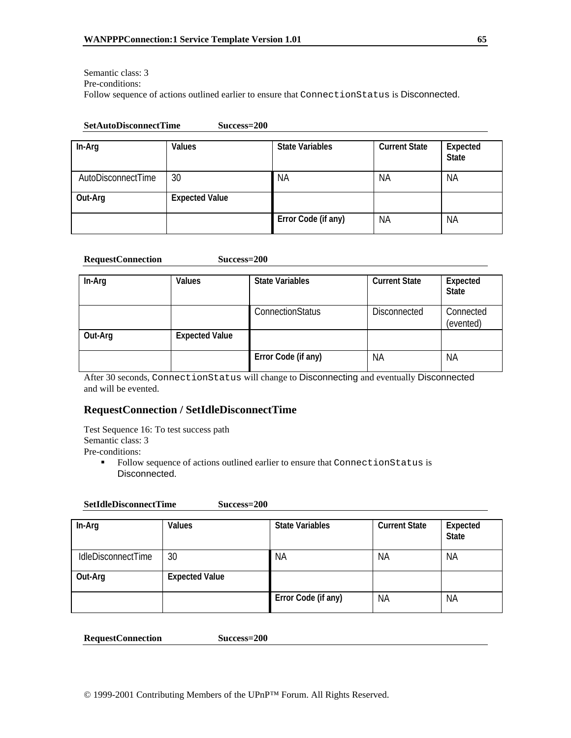Semantic class: 3
Pre-conditions:
Follow sequence of actions outlined earlier to ensure that `ConnectionStatus` is Disconnected.

**SetAutoDisconnectTime Success=200**

| In-Arg | Values | State Variables | Current State | Expected State |
|---|---|---|---|---|
| AutoDisconnectTime | 30 | NA | NA | NA |
| **Out-Arg** | **Expected Value** | | | |
| | | **Error Code (if any)** | NA | NA |

**RequestConnection Success=200**

| In-Arg | Values | State Variables | Current State | Expected State |
|---|---|---|---|---|
| | | ConnectionStatus | Disconnected | Connected (evented) |
| **Out-Arg** | **Expected Value** | | | |
| | | **Error Code (if any)** | NA | NA |

After 30 seconds, `ConnectionStatus` will change to Disconnecting and eventually Disconnected and will be evented.

## RequestConnection / SetIdleDisconnectTime

Test Sequence 16: To test success path
Semantic class: 3
Pre-conditions:

- Follow sequence of actions outlined earlier to ensure that `ConnectionStatus` is Disconnected.

**SetIdleDisconnectTime Success=200**

| In-Arg | Values | State Variables | Current State | Expected State |
|---|---|---|---|---|
| IdleDisconnectTime | 30 | NA | NA | NA |
| **Out-Arg** | **Expected Value** | | | |
| | | **Error Code (if any)** | NA | NA |

**RequestConnection Success=200**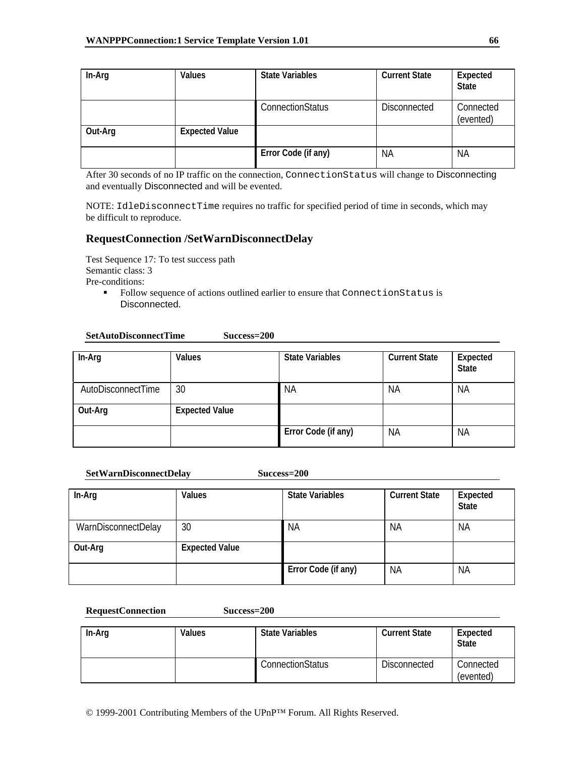| In-Arg | Values | State Variables | Current State | Expected State |
|---|---|---|---|---|
| | | ConnectionStatus | Disconnected | Connected (evented) |
| **Out-Arg** | **Expected Value** | | | |
| | | **Error Code (if any)** | NA | NA |

After 30 seconds of no IP traffic on the connection, `ConnectionStatus` will change to Disconnecting and eventually Disconnected and will be evented.

NOTE: `IdleDisconnectTime` requires no traffic for specified period of time in seconds, which may be difficult to reproduce.

### RequestConnection /SetWarnDisconnectDelay

Test Sequence 17: To test success path
Semantic class: 3
Pre-conditions:

- Follow sequence of actions outlined earlier to ensure that `ConnectionStatus` is Disconnected.

**SetAutoDisconnectTime Success=200**

| In-Arg | Values | State Variables | Current State | Expected State |
|---|---|---|---|---|
| AutoDisconnectTime | 30 | NA | NA | NA |
| **Out-Arg** | **Expected Value** | | | |
| | | **Error Code (if any)** | NA | NA |

**SetWarnDisconnectDelay Success=200**

| In-Arg | Values | State Variables | Current State | Expected State |
|---|---|---|---|---|
| WarnDisconnectDelay | 30 | NA | NA | NA |
| **Out-Arg** | **Expected Value** | | | |
| | | **Error Code (if any)** | NA | NA |

**RequestConnection Success=200**

| In-Arg | Values | State Variables | Current State | Expected State |
|---|---|---|---|---|
| | | ConnectionStatus | Disconnected | Connected (evented) |

© 1999-2001 Contributing Members of the UPnP™ Forum. All Rights Reserved.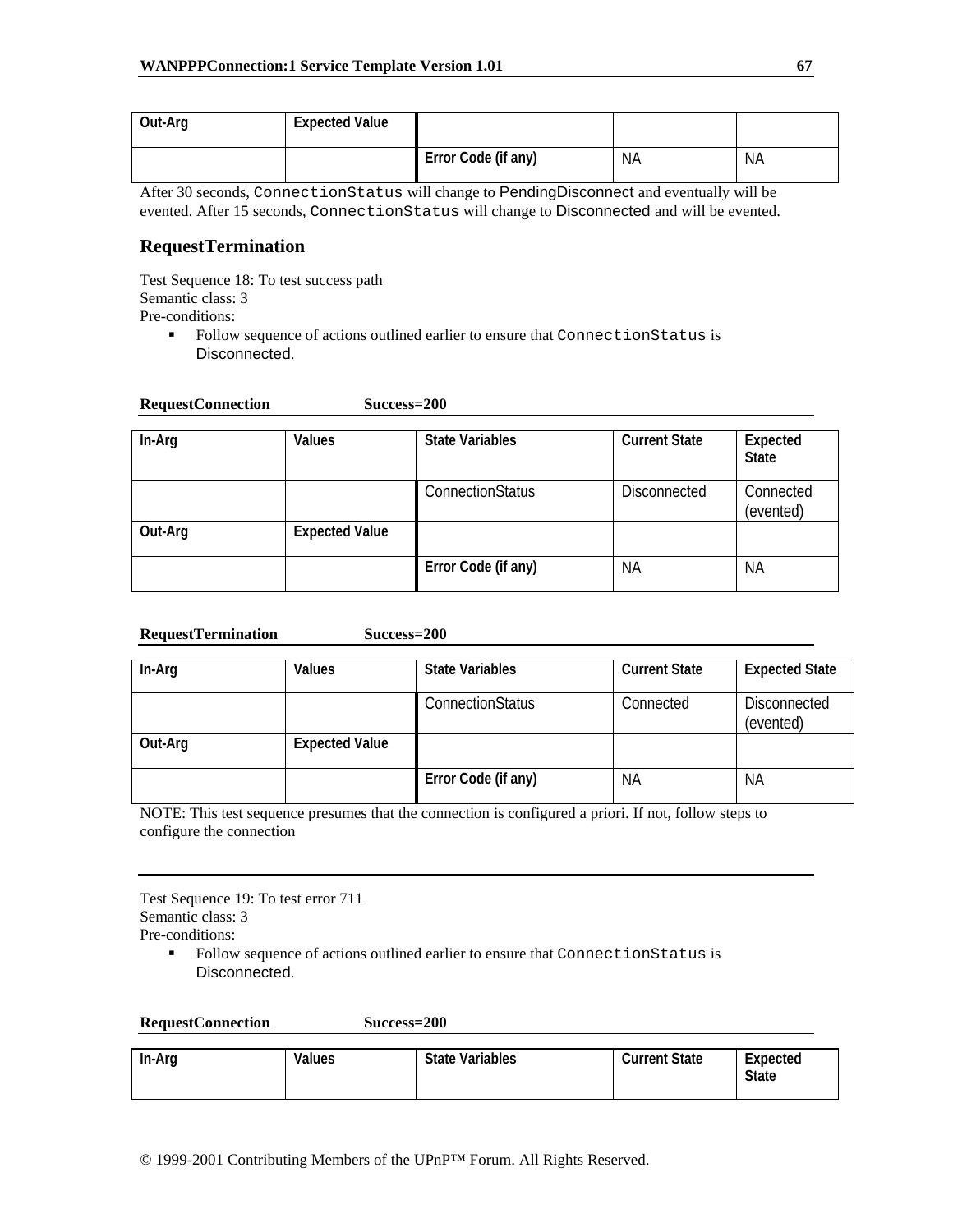| Out-Arg | Expected Value | | | |
|---|---|---|---|---|
| | | Error Code (if any) | NA | NA |

After 30 seconds, `ConnectionStatus` will change to PendingDisconnect and eventually will be evented. After 15 seconds, `ConnectionStatus` will change to Disconnected and will be evented.

### RequestTermination

Test Sequence 18: To test success path
Semantic class: 3
Pre-conditions:

- Follow sequence of actions outlined earlier to ensure that `ConnectionStatus` is Disconnected.

**RequestConnection Success=200**

| In-Arg | Values | State Variables | Current State | Expected State |
|---|---|---|---|---|
| | | ConnectionStatus | Disconnected | Connected (evented) |
| **Out-Arg** | **Expected Value** | | | |
| | | **Error Code (if any)** | NA | NA |

**RequestTermination Success=200**

| In-Arg | Values | State Variables | Current State | Expected State |
|---|---|---|---|---|
| | | ConnectionStatus | Connected | Disconnected (evented) |
| **Out-Arg** | **Expected Value** | | | |
| | | **Error Code (if any)** | NA | NA |

NOTE: This test sequence presumes that the connection is configured a priori. If not, follow steps to configure the connection

---

Test Sequence 19: To test error 711
Semantic class: 3
Pre-conditions:

- Follow sequence of actions outlined earlier to ensure that `ConnectionStatus` is Disconnected.

**RequestConnection Success=200**

| In-Arg | Values | State Variables | Current State | Expected State |
|---|---|---|---|---|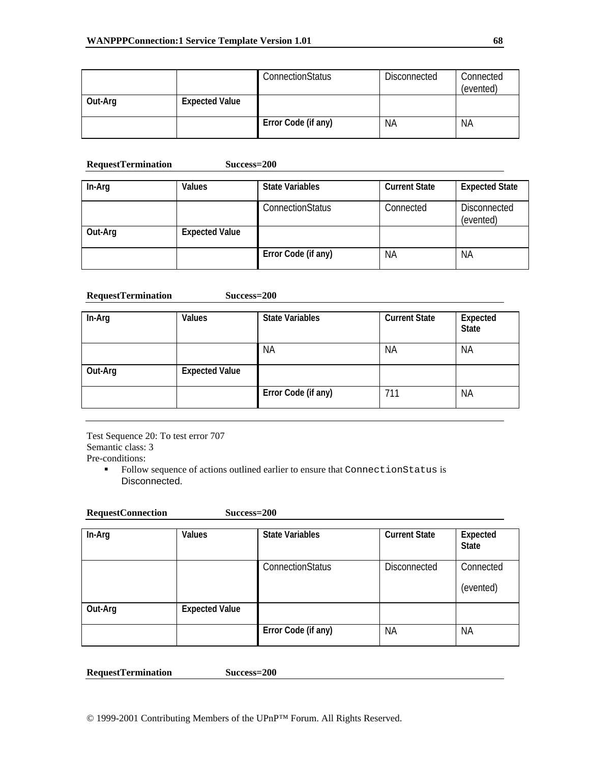| | | ConnectionStatus | Disconnected | Connected (evented) |
|---|---|---|---|---|
| **Out-Arg** | **Expected Value** | | | |
| | | **Error Code (if any)** | NA | NA |

**RequestTermination Success=200**

| In-Arg | Values | State Variables | Current State | Expected State |
|---|---|---|---|---|
| | | ConnectionStatus | Connected | Disconnected (evented) |
| **Out-Arg** | **Expected Value** | | | |
| | | **Error Code (if any)** | NA | NA |

**RequestTermination Success=200**

| In-Arg | Values | State Variables | Current State | Expected State |
|---|---|---|---|---|
| | | NA | NA | NA |
| **Out-Arg** | **Expected Value** | | | |
| | | **Error Code (if any)** | 711 | NA |

Test Sequence 20: To test error 707
Semantic class: 3
Pre-conditions:

- Follow sequence of actions outlined earlier to ensure that `ConnectionStatus` is Disconnected.

**RequestConnection Success=200**

| In-Arg | Values | State Variables | Current State | Expected State |
|---|---|---|---|---|
| | | ConnectionStatus | Disconnected | Connected (evented) |
| **Out-Arg** | **Expected Value** | | | |
| | | **Error Code (if any)** | NA | NA |

**RequestTermination Success=200**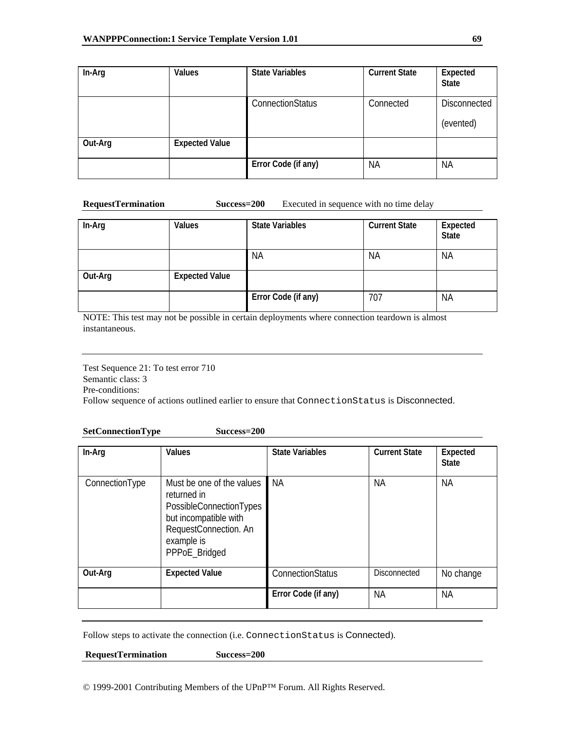| In-Arg | Values | State Variables | Current State | Expected State |
|---|---|---|---|---|
| | | ConnectionStatus | Connected | Disconnected (evented) |
| **Out-Arg** | **Expected Value** | | | |
| | | **Error Code (if any)** | NA | NA |

**RequestTermination** **Success=200** Executed in sequence with no time delay

| In-Arg | Values | State Variables | Current State | Expected State |
|---|---|---|---|---|
| | | NA | NA | NA |
| **Out-Arg** | **Expected Value** | | | |
| | | **Error Code (if any)** | 707 | NA |

NOTE: This test may not be possible in certain deployments where connection teardown is almost instantaneous.

---

Test Sequence 21: To test error 710
Semantic class: 3
Pre-conditions:
Follow sequence of actions outlined earlier to ensure that `ConnectionStatus` is Disconnected.

**SetConnectionType** **Success=200**

| In-Arg | Values | State Variables | Current State | Expected State |
|---|---|---|---|---|
| ConnectionType | Must be one of the values returned in PossibleConnectionTypes but incompatible with RequestConnection. An example is PPPoE_Bridged | NA | NA | NA |
| **Out-Arg** | **Expected Value** | ConnectionStatus | Disconnected | No change |
| | | **Error Code (if any)** | NA | NA |

---

Follow steps to activate the connection (i.e. `ConnectionStatus` is Connected).

**RequestTermination** **Success=200**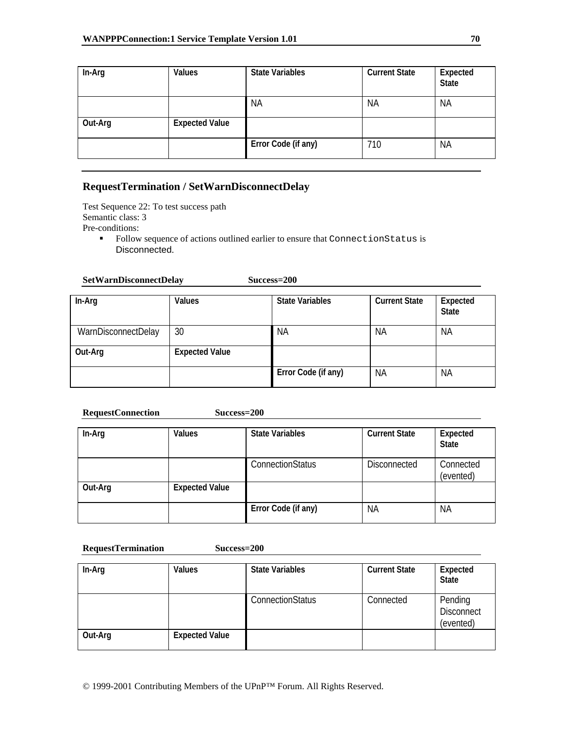| In-Arg | Values | State Variables | Current State | Expected State |
|---|---|---|---|---|
| | | NA | NA | NA |
| **Out-Arg** | **Expected Value** | | | |
| | | **Error Code (if any)** | 710 | NA |

---

## RequestTermination / SetWarnDisconnectDelay

Test Sequence 22: To test success path
Semantic class: 3
Pre-conditions:

- Follow sequence of actions outlined earlier to ensure that `ConnectionStatus` is Disconnected.

**SetWarnDisconnectDelay Success=200**

| In-Arg | Values | State Variables | Current State | Expected State |
|---|---|---|---|---|
| WarnDisconnectDelay | 30 | NA | NA | NA |
| **Out-Arg** | **Expected Value** | | | |
| | | **Error Code (if any)** | NA | NA |

**RequestConnection Success=200**

| In-Arg | Values | State Variables | Current State | Expected State |
|---|---|---|---|---|
| | | ConnectionStatus | Disconnected | Connected (evented) |
| **Out-Arg** | **Expected Value** | | | |
| | | **Error Code (if any)** | NA | NA |

**RequestTermination Success=200**

| In-Arg | Values | State Variables | Current State | Expected State |
|---|---|---|---|---|
| | | ConnectionStatus | Connected | Pending Disconnect (evented) |
| **Out-Arg** | **Expected Value** | | | |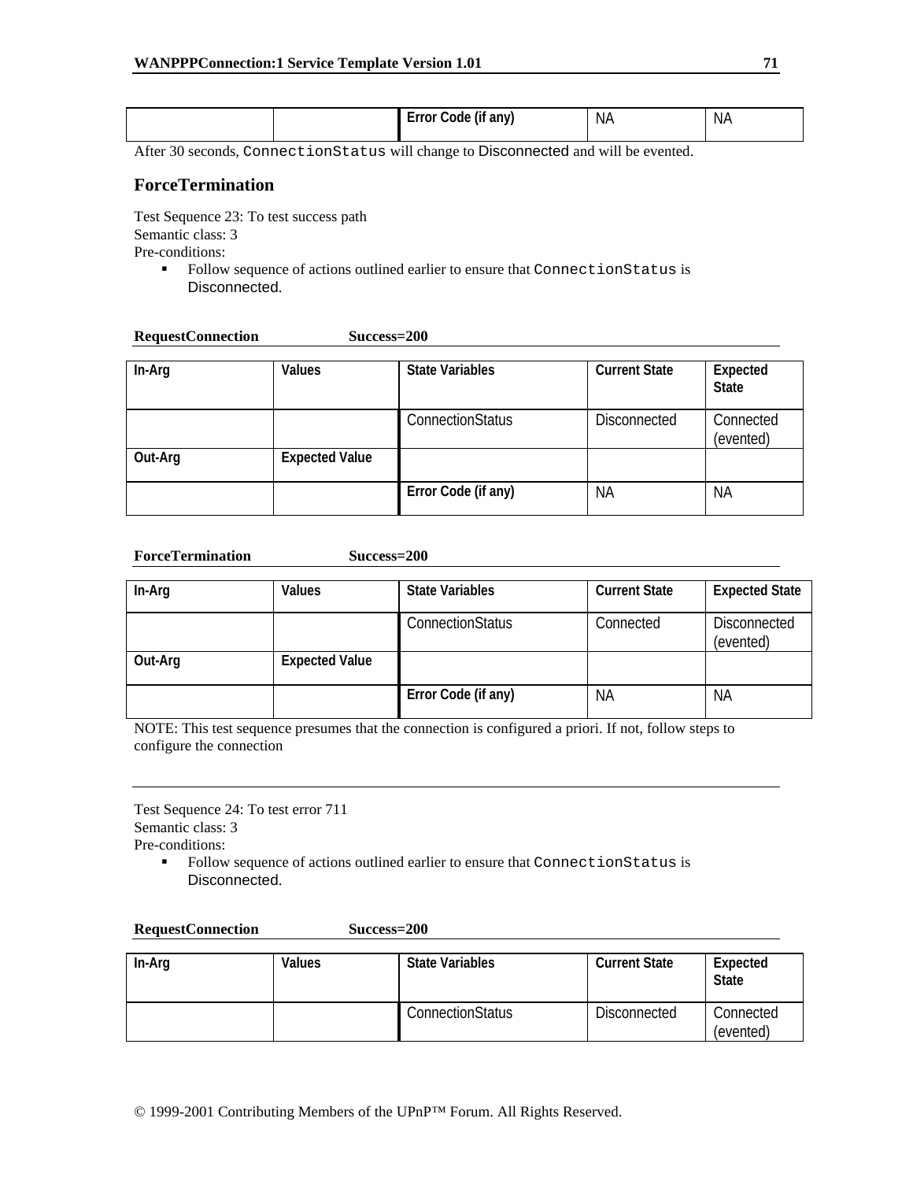| | | Error Code (if any) | NA | NA |
|---|---|---|---|---|

After 30 seconds, ConnectionStatus will change to Disconnected and will be evented.

## ForceTermination

Test Sequence 23: To test success path
Semantic class: 3
Pre-conditions:

- Follow sequence of actions outlined earlier to ensure that ConnectionStatus is Disconnected.

**RequestConnection** **Success=200**

| In-Arg | Values | State Variables | Current State | Expected State |
|---|---|---|---|---|
| | | ConnectionStatus | Disconnected | Connected (evented) |
| **Out-Arg** | **Expected Value** | | | |
| | | **Error Code (if any)** | NA | NA |

**ForceTermination** **Success=200**

| In-Arg | Values | State Variables | Current State | Expected State |
|---|---|---|---|---|
| | | ConnectionStatus | Connected | Disconnected (evented) |
| **Out-Arg** | **Expected Value** | | | |
| | | **Error Code (if any)** | NA | NA |

NOTE: This test sequence presumes that the connection is configured a priori. If not, follow steps to configure the connection

---

Test Sequence 24: To test error 711
Semantic class: 3
Pre-conditions:

- Follow sequence of actions outlined earlier to ensure that ConnectionStatus is Disconnected.

**RequestConnection** **Success=200**

| In-Arg | Values | State Variables | Current State | Expected State |
|---|---|---|---|---|
| | | ConnectionStatus | Disconnected | Connected (evented) |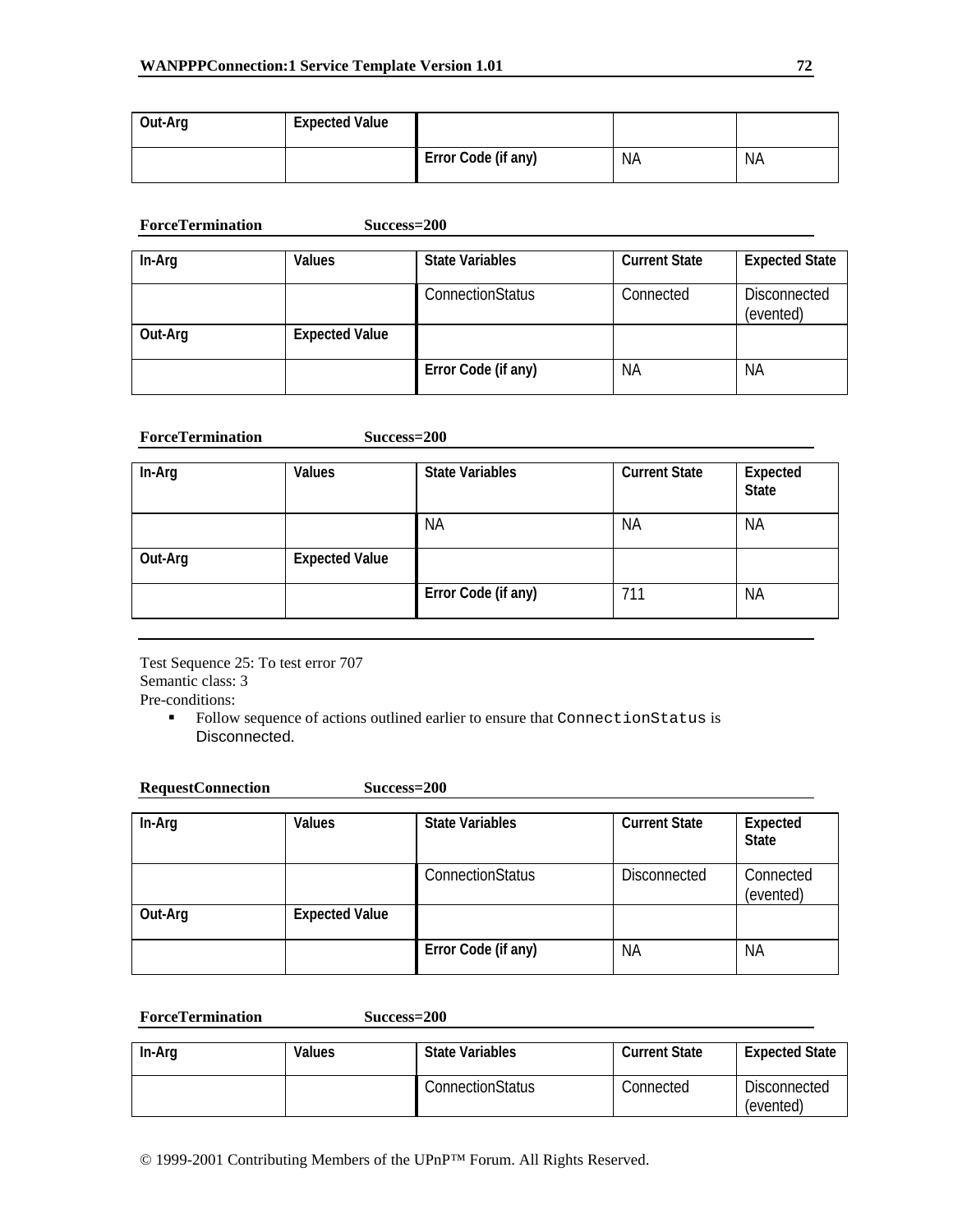| Out-Arg | Expected Value | | | |
|---|---|---|---|---|
| | | Error Code (if any) | NA | NA |

**ForceTermination Success=200**

| In-Arg | Values | State Variables | Current State | Expected State |
|---|---|---|---|---|
| | | ConnectionStatus | Connected | Disconnected (evented) |
| **Out-Arg** | **Expected Value** | | | |
| | | **Error Code (if any)** | NA | NA |

**ForceTermination Success=200**

| In-Arg | Values | State Variables | Current State | Expected State |
|---|---|---|---|---|
| | | NA | NA | NA |
| **Out-Arg** | **Expected Value** | | | |
| | | **Error Code (if any)** | 711 | NA |

Test Sequence 25: To test error 707
Semantic class: 3
Pre-conditions:

- Follow sequence of actions outlined earlier to ensure that `ConnectionStatus` is Disconnected.

**RequestConnection Success=200**

| In-Arg | Values | State Variables | Current State | Expected State |
|---|---|---|---|---|
| | | ConnectionStatus | Disconnected | Connected (evented) |
| **Out-Arg** | **Expected Value** | | | |
| | | **Error Code (if any)** | NA | NA |

**ForceTermination Success=200**

| In-Arg | Values | State Variables | Current State | Expected State |
|---|---|---|---|---|
| | | ConnectionStatus | Connected | Disconnected (evented) |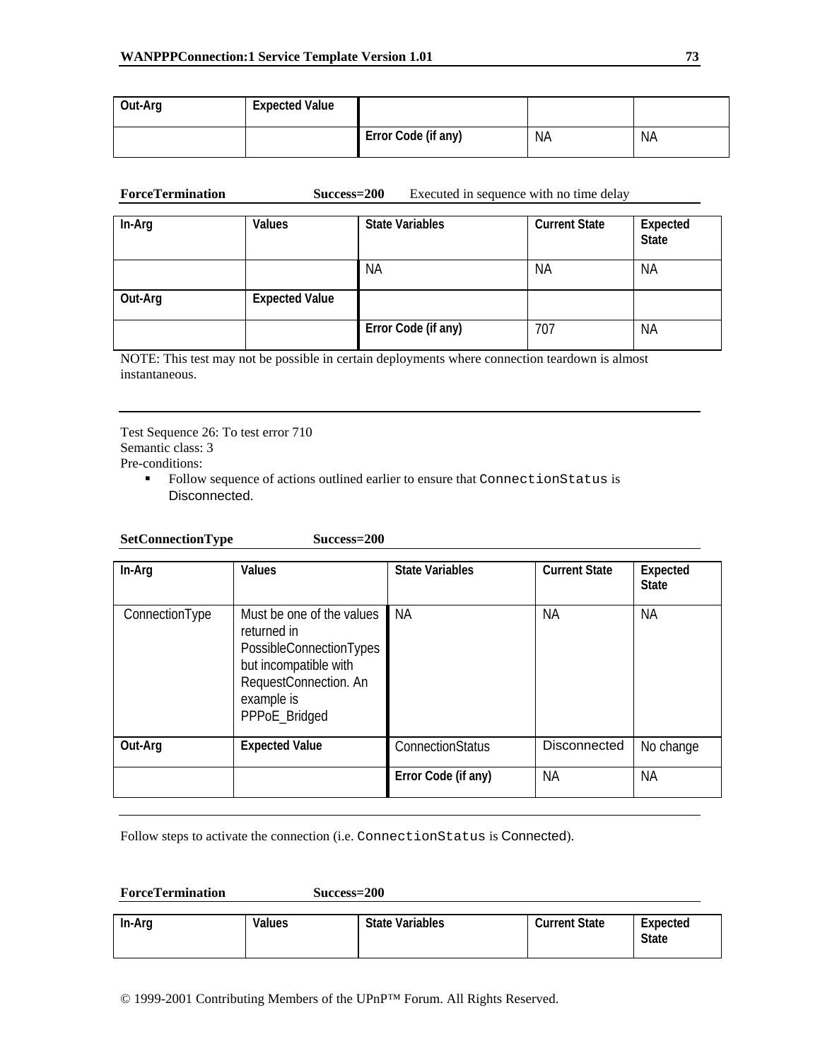| Out-Arg | Expected Value | | | |
|---|---|---|---|---|
| | | Error Code (if any) | NA | NA |

**ForceTermination** **Success=200** Executed in sequence with no time delay

| In-Arg | Values | State Variables | Current State | Expected State |
|---|---|---|---|---|
| | | NA | NA | NA |
| **Out-Arg** | **Expected Value** | | | |
| | | Error Code (if any) | 707 | NA |

NOTE: This test may not be possible in certain deployments where connection teardown is almost instantaneous.

---

Test Sequence 26: To test error 710
Semantic class: 3
Pre-conditions:

- Follow sequence of actions outlined earlier to ensure that `ConnectionStatus` is Disconnected.

**SetConnectionType** **Success=200**

| In-Arg | Values | State Variables | Current State | Expected State |
|---|---|---|---|---|
| ConnectionType | Must be one of the values returned in PossibleConnectionTypes but incompatible with RequestConnection. An example is PPPoE_Bridged | NA | NA | NA |
| **Out-Arg** | **Expected Value** | ConnectionStatus | Disconnected | No change |
| | | Error Code (if any) | NA | NA |

---

Follow steps to activate the connection (i.e. `ConnectionStatus` is Connected).

**ForceTermination** **Success=200**

| In-Arg | Values | State Variables | Current State | Expected State |
|---|---|---|---|---|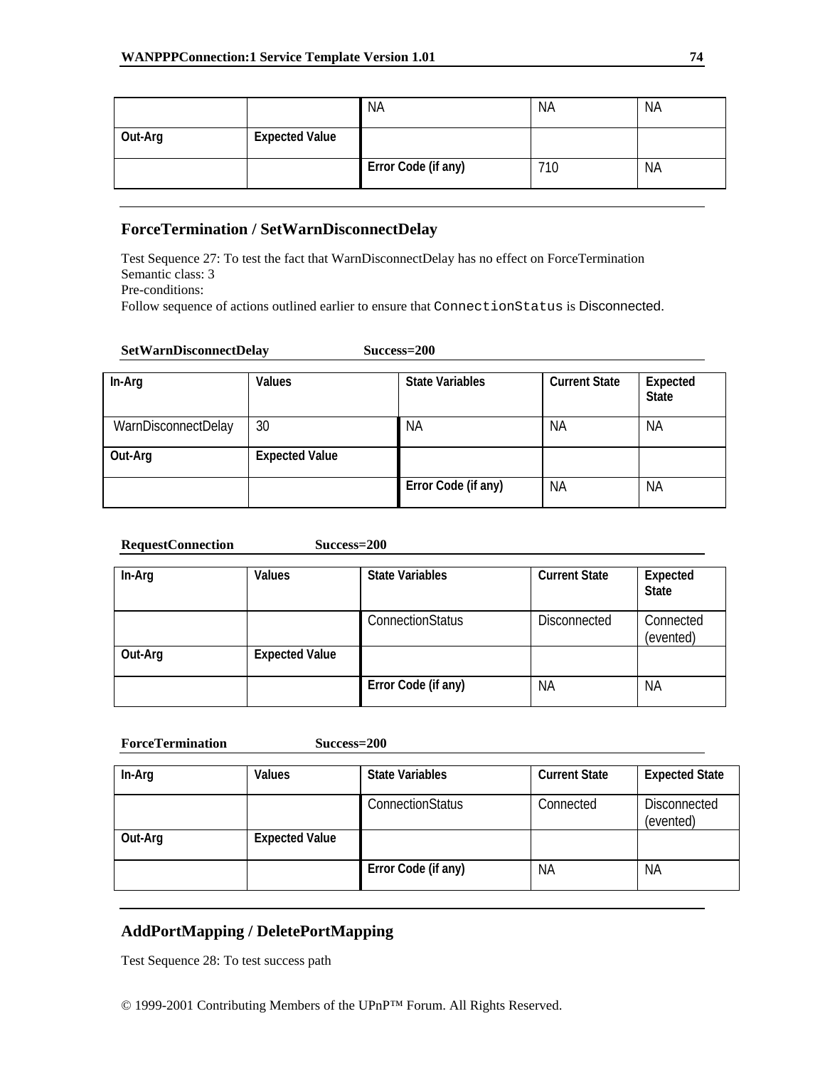| | | NA | NA | NA |
|---|---|---|---|---|
| **Out-Arg** | **Expected Value** | | | |
| | | **Error Code (if any)** | 710 | NA |

## ForceTermination / SetWarnDisconnectDelay

Test Sequence 27: To test the fact that WarnDisconnectDelay has no effect on ForceTermination
Semantic class: 3
Pre-conditions:
Follow sequence of actions outlined earlier to ensure that `ConnectionStatus` is Disconnected.

**SetWarnDisconnectDelay Success=200**

| In-Arg | Values | State Variables | Current State | Expected State |
|---|---|---|---|---|
| WarnDisconnectDelay | 30 | NA | NA | NA |
| **Out-Arg** | **Expected Value** | | | |
| | | **Error Code (if any)** | NA | NA |

**RequestConnection Success=200**

| In-Arg | Values | State Variables | Current State | Expected State |
|---|---|---|---|---|
| | | ConnectionStatus | Disconnected | Connected (evented) |
| **Out-Arg** | **Expected Value** | | | |
| | | **Error Code (if any)** | NA | NA |

**ForceTermination Success=200**

| In-Arg | Values | State Variables | Current State | Expected State |
|---|---|---|---|---|
| | | ConnectionStatus | Connected | Disconnected (evented) |
| **Out-Arg** | **Expected Value** | | | |
| | | **Error Code (if any)** | NA | NA |

## AddPortMapping / DeletePortMapping

Test Sequence 28: To test success path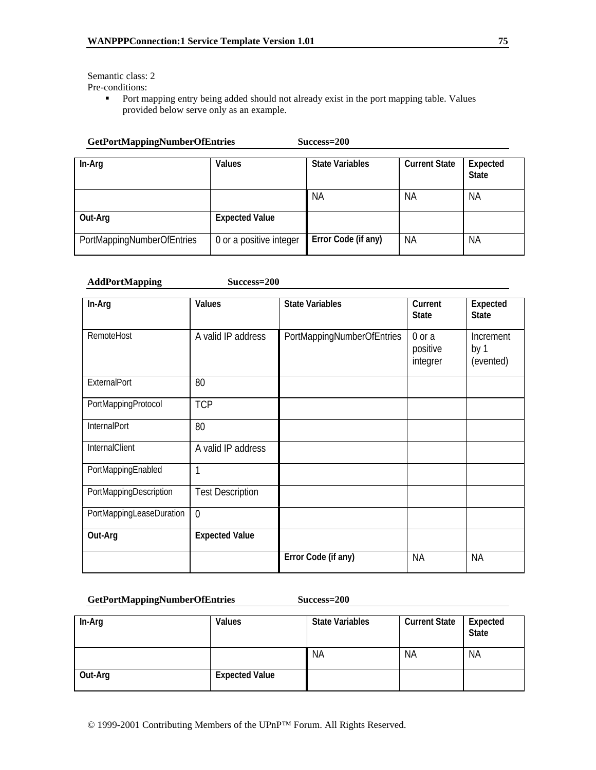Semantic class: 2

Pre-conditions:

- Port mapping entry being added should not already exist in the port mapping table. Values provided below serve only as an example.

**GetPortMappingNumberOfEntries Success=200**

| In-Arg | Values | State Variables | Current State | Expected State |
|---|---|---|---|---|
| | | NA | NA | NA |
| **Out-Arg** | **Expected Value** | | | |
| PortMappingNumberOfEntries | 0 or a positive integer | **Error Code (if any)** | NA | NA |

**AddPortMapping Success=200**

| In-Arg | Values | State Variables | Current State | Expected State |
|---|---|---|---|---|
| RemoteHost | A valid IP address | PortMappingNumberOfEntries | 0 or a positive integrer | Increment by 1 (evented) |
| ExternalPort | 80 | | | |
| PortMappingProtocol | TCP | | | |
| InternalPort | 80 | | | |
| InternalClient | A valid IP address | | | |
| PortMappingEnabled | 1 | | | |
| PortMappingDescription | Test Description | | | |
| PortMappingLeaseDuration | 0 | | | |
| **Out-Arg** | **Expected Value** | | | |
| | | **Error Code (if any)** | NA | NA |

**GetPortMappingNumberOfEntries Success=200**

| In-Arg | Values | State Variables | Current State | Expected State |
|---|---|---|---|---|
| | | NA | NA | NA |
| **Out-Arg** | **Expected Value** | | | |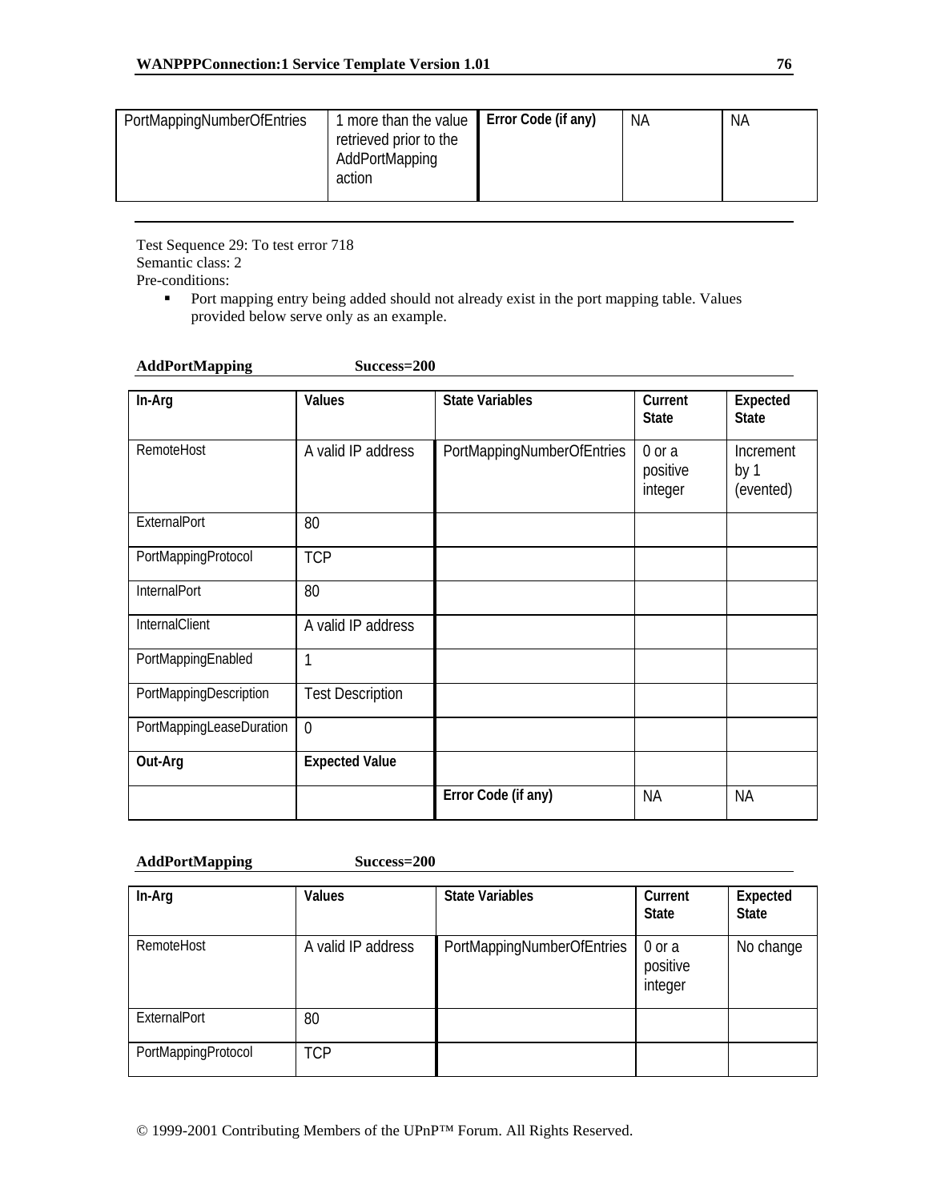| PortMappingNumberOfEntries | 1 more than the value retrieved prior to the AddPortMapping action | Error Code (if any) | NA | NA |
|---|---|---|---|---|

Test Sequence 29: To test error 718
Semantic class: 2
Pre-conditions:

- Port mapping entry being added should not already exist in the port mapping table. Values provided below serve only as an example.

**AddPortMapping Success=200**

| In-Arg | Values | State Variables | Current State | Expected State |
|---|---|---|---|---|
| RemoteHost | A valid IP address | PortMappingNumberOfEntries | 0 or a positive integer | Increment by 1 (evented) |
| ExternalPort | 80 | | | |
| PortMappingProtocol | TCP | | | |
| InternalPort | 80 | | | |
| InternalClient | A valid IP address | | | |
| PortMappingEnabled | 1 | | | |
| PortMappingDescription | Test Description | | | |
| PortMappingLeaseDuration | 0 | | | |
| **Out-Arg** | **Expected Value** | | | |
| | | Error Code (if any) | NA | NA |

**AddPortMapping Success=200**

| In-Arg | Values | State Variables | Current State | Expected State |
|---|---|---|---|---|
| RemoteHost | A valid IP address | PortMappingNumberOfEntries | 0 or a positive integer | No change |
| ExternalPort | 80 | | | |
| PortMappingProtocol | TCP | | | |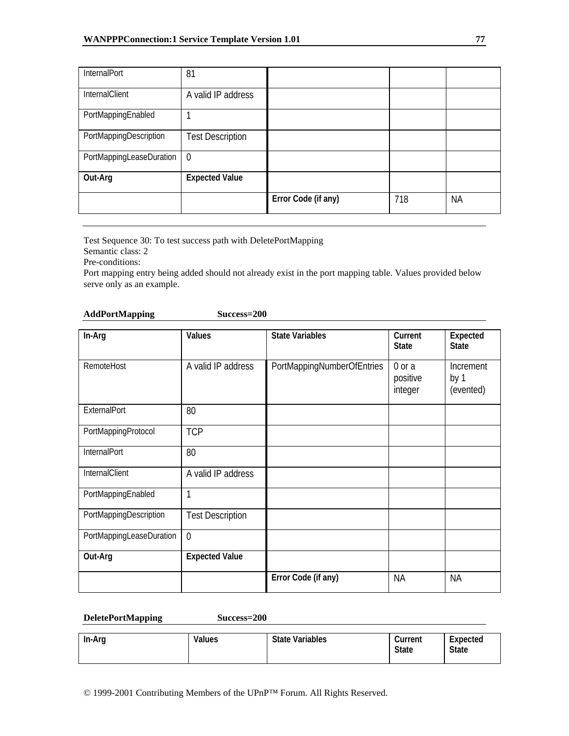| | | | | |
|---|---|---|---|---|
| InternalPort | 81 | | | |
| InternalClient | A valid IP address | | | |
| PortMappingEnabled | 1 | | | |
| PortMappingDescription | Test Description | | | |
| PortMappingLeaseDuration | 0 | | | |
| **Out-Arg** | **Expected Value** | | | |
| | | **Error Code (if any)** | 718 | NA |

---

Test Sequence 30: To test success path with DeletePortMapping
Semantic class: 2
Pre-conditions:
Port mapping entry being added should not already exist in the port mapping table. Values provided below serve only as an example.

**AddPortMapping Success=200**

| In-Arg | Values | State Variables | Current State | Expected State |
|---|---|---|---|---|
| RemoteHost | A valid IP address | PortMappingNumberOfEntries | 0 or a positive integer | Increment by 1 (evented) |
| ExternalPort | 80 | | | |
| PortMappingProtocol | TCP | | | |
| InternalPort | 80 | | | |
| InternalClient | A valid IP address | | | |
| PortMappingEnabled | 1 | | | |
| PortMappingDescription | Test Description | | | |
| PortMappingLeaseDuration | 0 | | | |
| **Out-Arg** | **Expected Value** | | | |
| | | **Error Code (if any)** | NA | NA |

**DeletePortMapping Success=200**

| In-Arg | Values | State Variables | Current State | Expected State |
|---|---|---|---|---|

© 1999-2001 Contributing Members of the UPnP™ Forum. All Rights Reserved.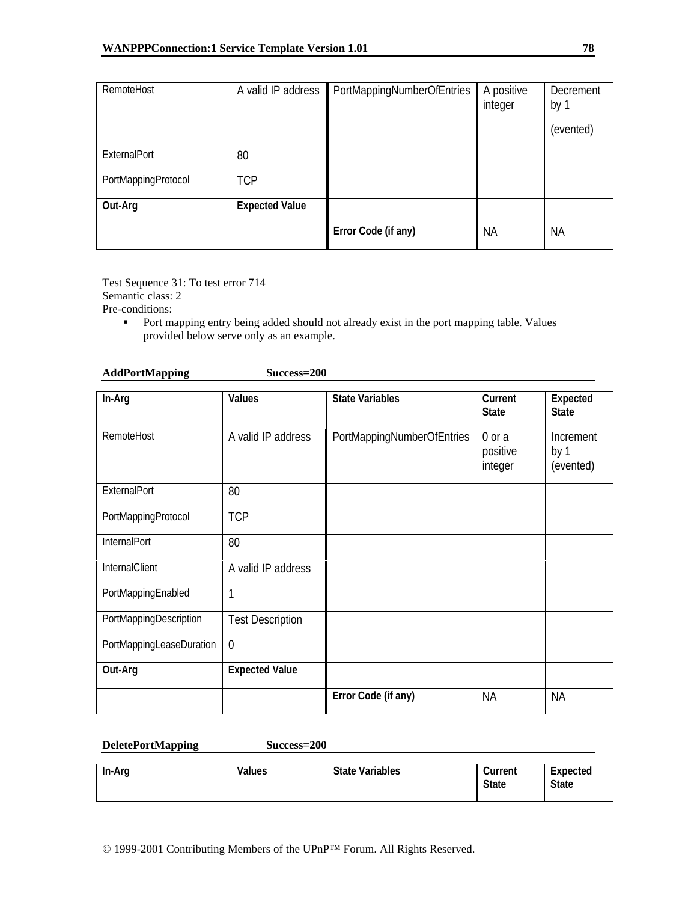| RemoteHost | A valid IP address | PortMappingNumberOfEntries | A positive integer | Decrement by 1 (evented) |
|---|---|---|---|---|
| ExternalPort | 80 | | | |
| PortMappingProtocol | TCP | | | |
| **Out-Arg** | **Expected Value** | | | |
| | | **Error Code (if any)** | NA | NA |

---

Test Sequence 31: To test error 714
Semantic class: 2
Pre-conditions:

- Port mapping entry being added should not already exist in the port mapping table. Values provided below serve only as an example.

**AddPortMapping** **Success=200**

| In-Arg | Values | State Variables | Current State | Expected State |
|---|---|---|---|---|
| RemoteHost | A valid IP address | PortMappingNumberOfEntries | 0 or a positive integer | Increment by 1 (evented) |
| ExternalPort | 80 | | | |
| PortMappingProtocol | TCP | | | |
| InternalPort | 80 | | | |
| InternalClient | A valid IP address | | | |
| PortMappingEnabled | 1 | | | |
| PortMappingDescription | Test Description | | | |
| PortMappingLeaseDuration | 0 | | | |
| **Out-Arg** | **Expected Value** | | | |
| | | **Error Code (if any)** | NA | NA |

**DeletePortMapping** **Success=200**

| In-Arg | Values | State Variables | Current State | Expected State |
|---|---|---|---|---|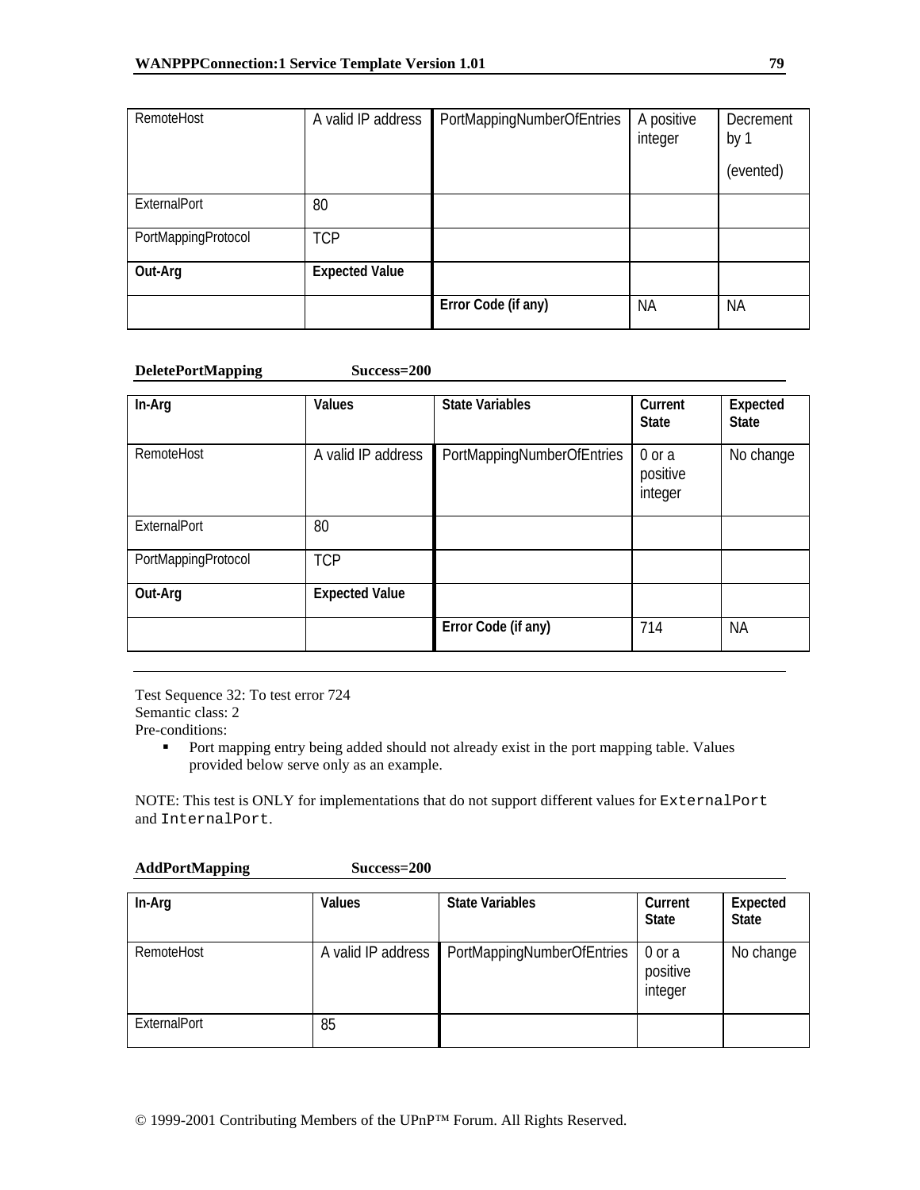| RemoteHost | A valid IP address | PortMappingNumberOfEntries | A positive integer | Decrement by 1 (evented) |
|---|---|---|---|---|
| ExternalPort | 80 | | | |
| PortMappingProtocol | TCP | | | |
| **Out-Arg** | **Expected Value** | | | |
| | | **Error Code (if any)** | NA | NA |

**DeletePortMapping** **Success=200**

| In-Arg | Values | State Variables | Current State | Expected State |
|---|---|---|---|---|
| RemoteHost | A valid IP address | PortMappingNumberOfEntries | 0 or a positive integer | No change |
| ExternalPort | 80 | | | |
| PortMappingProtocol | TCP | | | |
| **Out-Arg** | **Expected Value** | | | |
| | | **Error Code (if any)** | 714 | NA |

Test Sequence 32: To test error 724
Semantic class: 2
Pre-conditions:

- Port mapping entry being added should not already exist in the port mapping table. Values provided below serve only as an example.

NOTE: This test is ONLY for implementations that do not support different values for `ExternalPort` and `InternalPort`.

**AddPortMapping** **Success=200**

| In-Arg | Values | State Variables | Current State | Expected State |
|---|---|---|---|---|
| RemoteHost | A valid IP address | PortMappingNumberOfEntries | 0 or a positive integer | No change |
| ExternalPort | 85 | | | |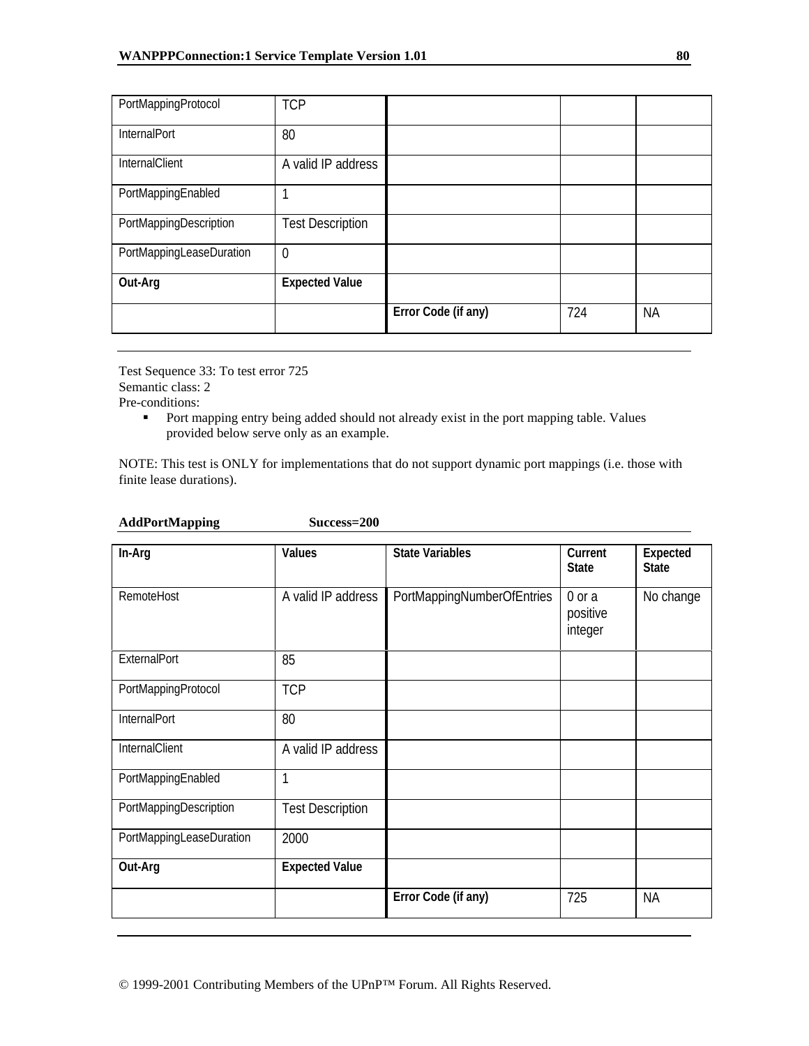| | | | | |
|---|---|---|---|---|
| PortMappingProtocol | TCP | | | |
| InternalPort | 80 | | | |
| InternalClient | A valid IP address | | | |
| PortMappingEnabled | 1 | | | |
| PortMappingDescription | Test Description | | | |
| PortMappingLeaseDuration | 0 | | | |
| **Out-Arg** | **Expected Value** | | | |
| | | **Error Code (if any)** | 724 | NA |

---

Test Sequence 33: To test error 725
Semantic class: 2
Pre-conditions:

- Port mapping entry being added should not already exist in the port mapping table. Values provided below serve only as an example.

NOTE: This test is ONLY for implementations that do not support dynamic port mappings (i.e. those with finite lease durations).

**AddPortMapping Success=200**

| In-Arg | Values | State Variables | Current State | Expected State |
|---|---|---|---|---|
| RemoteHost | A valid IP address | PortMappingNumberOfEntries | 0 or a positive integer | No change |
| ExternalPort | 85 | | | |
| PortMappingProtocol | TCP | | | |
| InternalPort | 80 | | | |
| InternalClient | A valid IP address | | | |
| PortMappingEnabled | 1 | | | |
| PortMappingDescription | Test Description | | | |
| PortMappingLeaseDuration | 2000 | | | |
| **Out-Arg** | **Expected Value** | | | |
| | | **Error Code (if any)** | 725 | NA |

© 1999-2001 Contributing Members of the UPnP™ Forum. All Rights Reserved.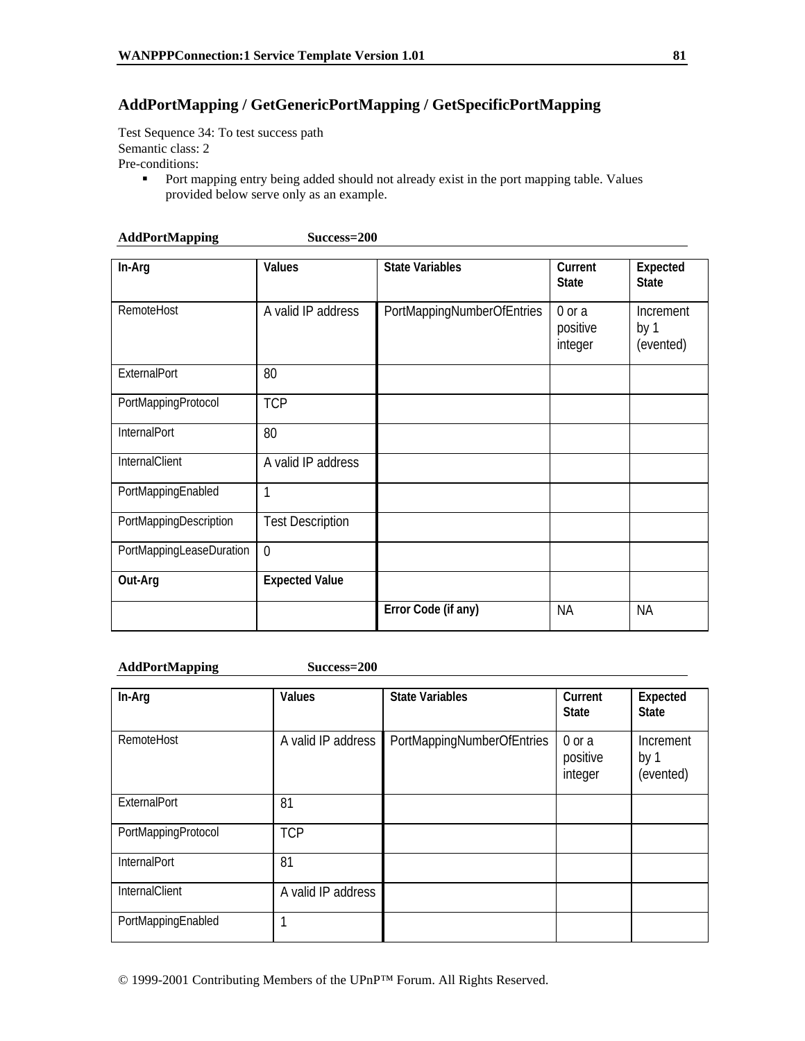## AddPortMapping / GetGenericPortMapping / GetSpecificPortMapping

Test Sequence 34: To test success path
Semantic class: 2
Pre-conditions:

- Port mapping entry being added should not already exist in the port mapping table. Values provided below serve only as an example.

**AddPortMapping Success=200**

| In-Arg | Values | State Variables | Current State | Expected State |
|---|---|---|---|---|
| RemoteHost | A valid IP address | PortMappingNumberOfEntries | 0 or a positive integer | Increment by 1 (evented) |
| ExternalPort | 80 | | | |
| PortMappingProtocol | TCP | | | |
| InternalPort | 80 | | | |
| InternalClient | A valid IP address | | | |
| PortMappingEnabled | 1 | | | |
| PortMappingDescription | Test Description | | | |
| PortMappingLeaseDuration | 0 | | | |
| **Out-Arg** | **Expected Value** | | | |
| | | **Error Code (if any)** | NA | NA |

**AddPortMapping Success=200**

| In-Arg | Values | State Variables | Current State | Expected State |
|---|---|---|---|---|
| RemoteHost | A valid IP address | PortMappingNumberOfEntries | 0 or a positive integer | Increment by 1 (evented) |
| ExternalPort | 81 | | | |
| PortMappingProtocol | TCP | | | |
| InternalPort | 81 | | | |
| InternalClient | A valid IP address | | | |
| PortMappingEnabled | 1 | | | |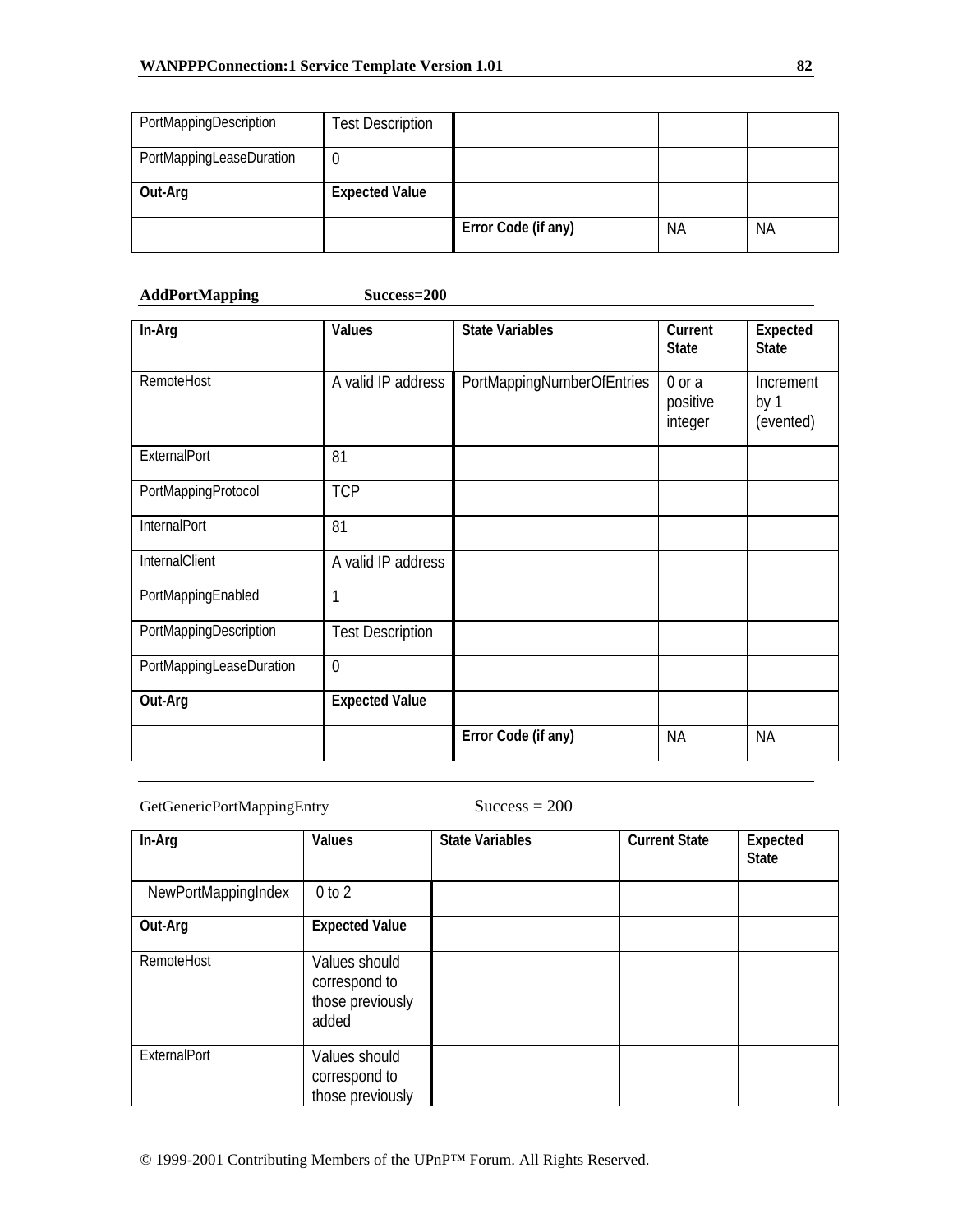| PortMappingDescription | Test Description | | | |
|---|---|---|---|---|
| PortMappingLeaseDuration | 0 | | | |
| **Out-Arg** | **Expected Value** | | | |
| | | **Error Code (if any)** | NA | NA |

**AddPortMapping** **Success=200**

| In-Arg | Values | State Variables | Current State | Expected State |
|---|---|---|---|---|
| RemoteHost | A valid IP address | PortMappingNumberOfEntries | 0 or a positive integer | Increment by 1 (evented) |
| ExternalPort | 81 | | | |
| PortMappingProtocol | TCP | | | |
| InternalPort | 81 | | | |
| InternalClient | A valid IP address | | | |
| PortMappingEnabled | 1 | | | |
| PortMappingDescription | Test Description | | | |
| PortMappingLeaseDuration | 0 | | | |
| **Out-Arg** | **Expected Value** | | | |
| | | **Error Code (if any)** | NA | NA |

GetGenericPortMappingEntry Success = 200

| In-Arg | Values | State Variables | Current State | Expected State |
|---|---|---|---|---|
| NewPortMappingIndex | 0 to 2 | | | |
| **Out-Arg** | **Expected Value** | | | |
| RemoteHost | Values should correspond to those previously added | | | |
| ExternalPort | Values should correspond to those previously | | | |

© 1999-2001 Contributing Members of the UPnP™ Forum. All Rights Reserved.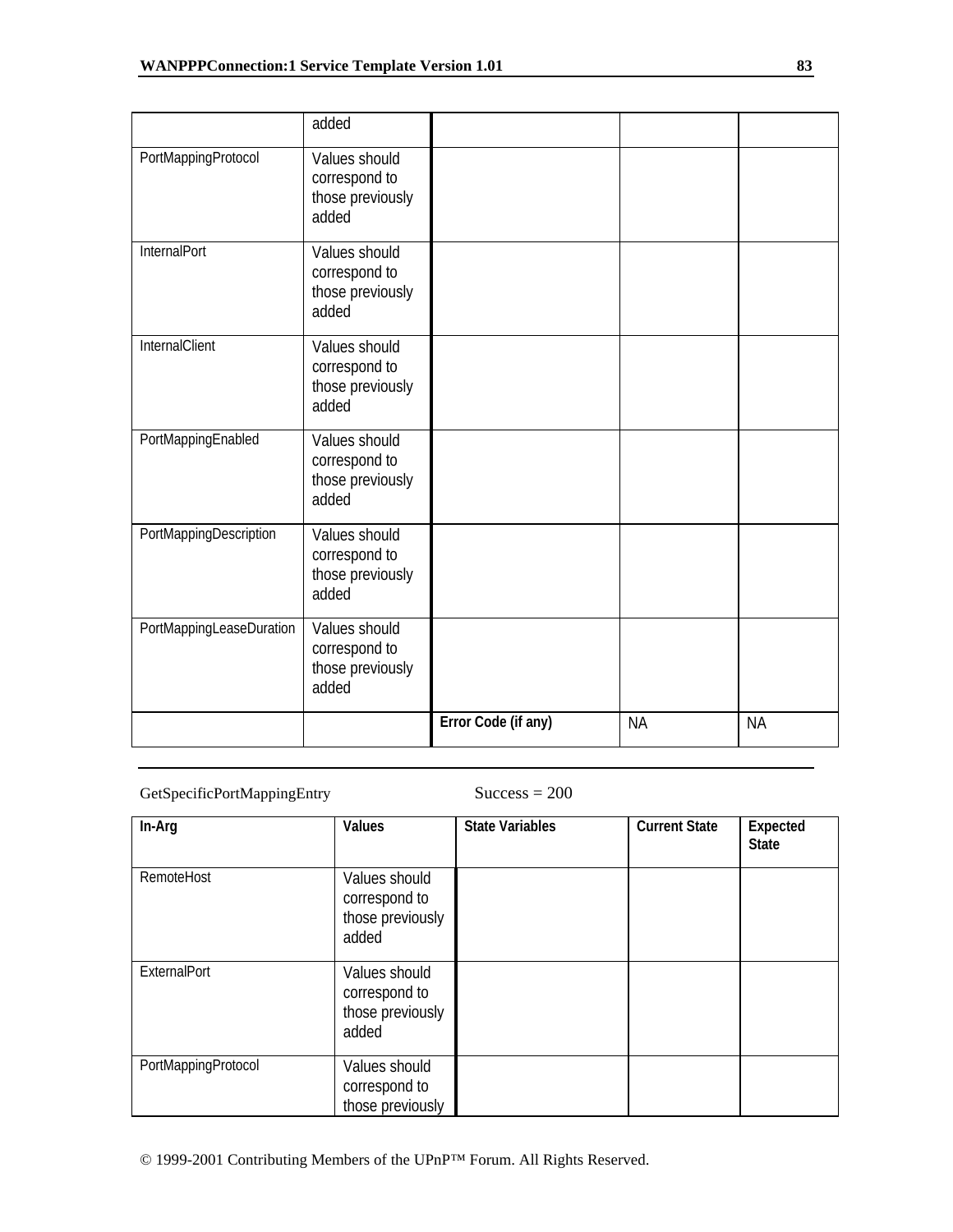| | | | | |
|---|---|---|---|---|
| | added | | | |
| PortMappingProtocol | Values should correspond to those previously added | | | |
| InternalPort | Values should correspond to those previously added | | | |
| InternalClient | Values should correspond to those previously added | | | |
| PortMappingEnabled | Values should correspond to those previously added | | | |
| PortMappingDescription | Values should correspond to those previously added | | | |
| PortMappingLeaseDuration | Values should correspond to those previously added | | | |
| | | **Error Code (if any)** | NA | NA |

GetSpecificPortMappingEntry Success = 200

| In-Arg | Values | State Variables | Current State | Expected State |
|---|---|---|---|---|
| RemoteHost | Values should correspond to those previously added | | | |
| ExternalPort | Values should correspond to those previously added | | | |
| PortMappingProtocol | Values should correspond to those previously | | | |

© 1999-2001 Contributing Members of the UPnP™ Forum. All Rights Reserved.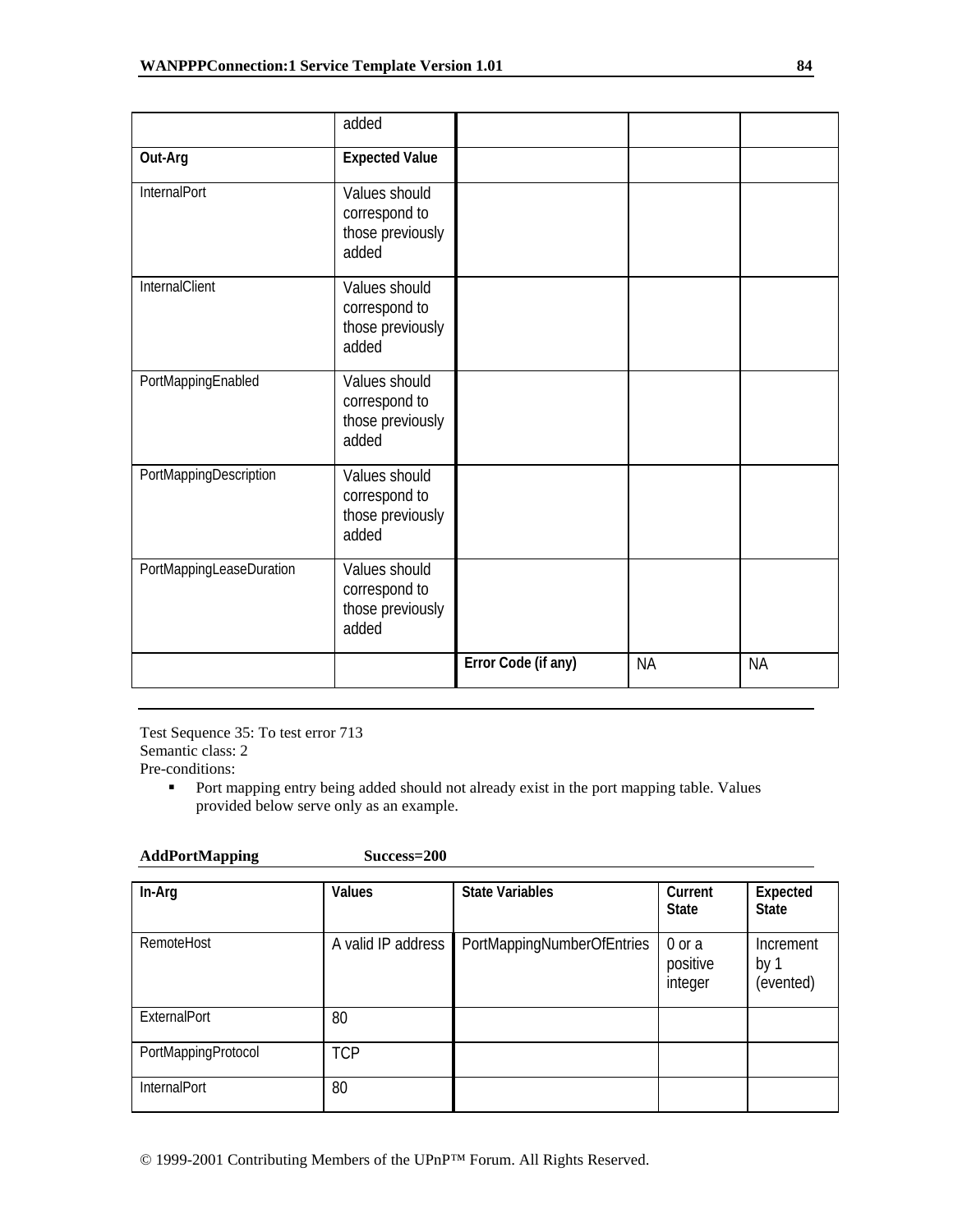| | added | | | |
|---|---|---|---|---|
| **Out-Arg** | **Expected Value** | | | |
| InternalPort | Values should correspond to those previously added | | | |
| InternalClient | Values should correspond to those previously added | | | |
| PortMappingEnabled | Values should correspond to those previously added | | | |
| PortMappingDescription | Values should correspond to those previously added | | | |
| PortMappingLeaseDuration | Values should correspond to those previously added | | | |
| | | **Error Code (if any)** | NA | NA |

---

Test Sequence 35: To test error 713
Semantic class: 2
Pre-conditions:

- Port mapping entry being added should not already exist in the port mapping table. Values provided below serve only as an example.

**AddPortMapping** **Success=200**

| In-Arg | Values | State Variables | Current State | Expected State |
|---|---|---|---|---|
| RemoteHost | A valid IP address | PortMappingNumberOfEntries | 0 or a positive integer | Increment by 1 (evented) |
| ExternalPort | 80 | | | |
| PortMappingProtocol | TCP | | | |
| InternalPort | 80 | | | |

© 1999-2001 Contributing Members of the UPnP™ Forum. All Rights Reserved.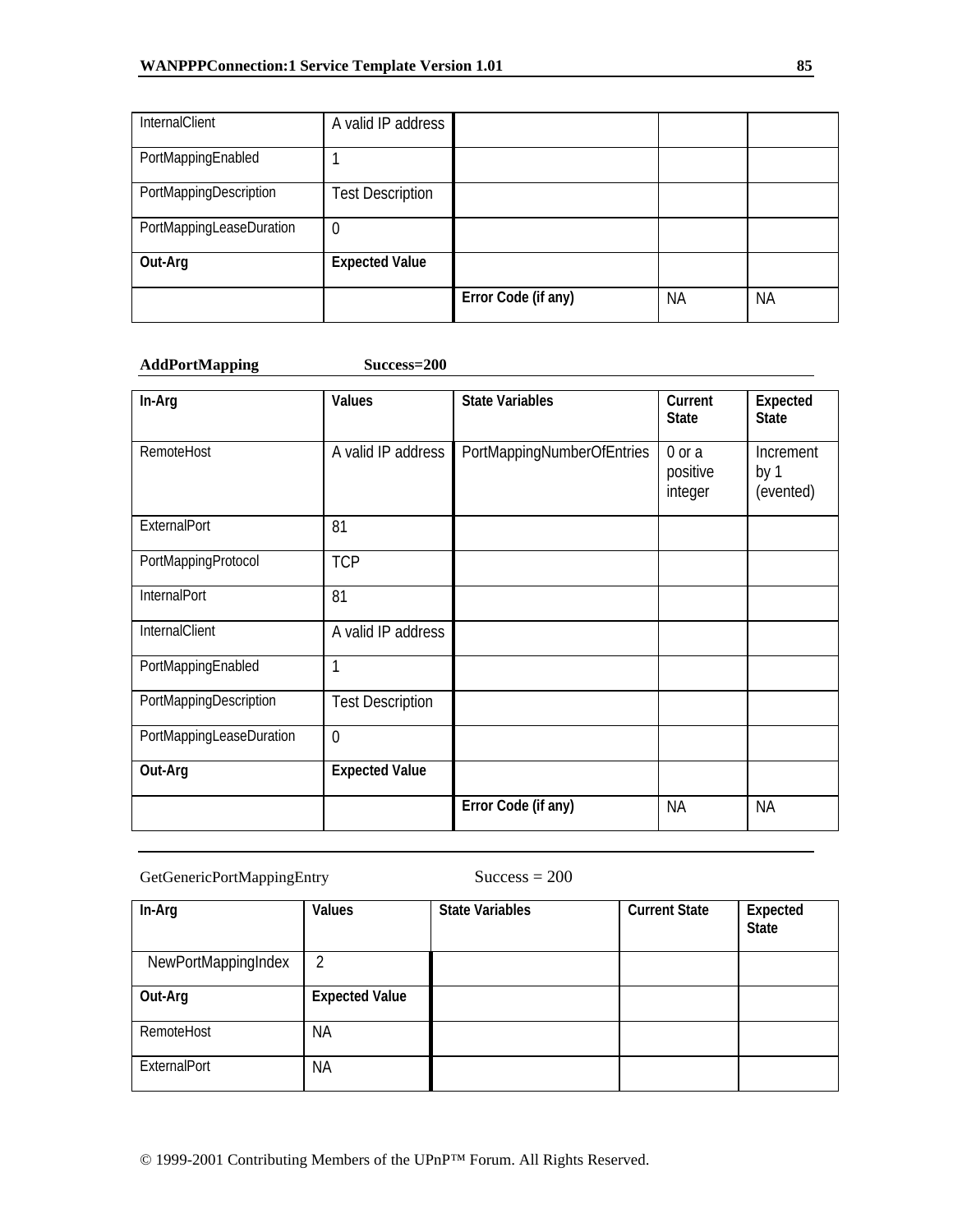| | | | | |
|---|---|---|---|---|
| InternalClient | A valid IP address | | | |
| PortMappingEnabled | 1 | | | |
| PortMappingDescription | Test Description | | | |
| PortMappingLeaseDuration | 0 | | | |
| **Out-Arg** | **Expected Value** | | | |
| | | **Error Code (if any)** | NA | NA |

**AddPortMapping Success=200**

| In-Arg | Values | State Variables | Current State | Expected State |
|---|---|---|---|---|
| RemoteHost | A valid IP address | PortMappingNumberOfEntries | 0 or a positive integer | Increment by 1 (evented) |
| ExternalPort | 81 | | | |
| PortMappingProtocol | TCP | | | |
| InternalPort | 81 | | | |
| InternalClient | A valid IP address | | | |
| PortMappingEnabled | 1 | | | |
| PortMappingDescription | Test Description | | | |
| PortMappingLeaseDuration | 0 | | | |
| **Out-Arg** | **Expected Value** | | | |
| | | **Error Code (if any)** | NA | NA |

GetGenericPortMappingEntry Success = 200

| In-Arg | Values | State Variables | Current State | Expected State |
|---|---|---|---|---|
| NewPortMappingIndex | 2 | | | |
| **Out-Arg** | **Expected Value** | | | |
| RemoteHost | NA | | | |
| ExternalPort | NA | | | |

© 1999-2001 Contributing Members of the UPnP™ Forum. All Rights Reserved.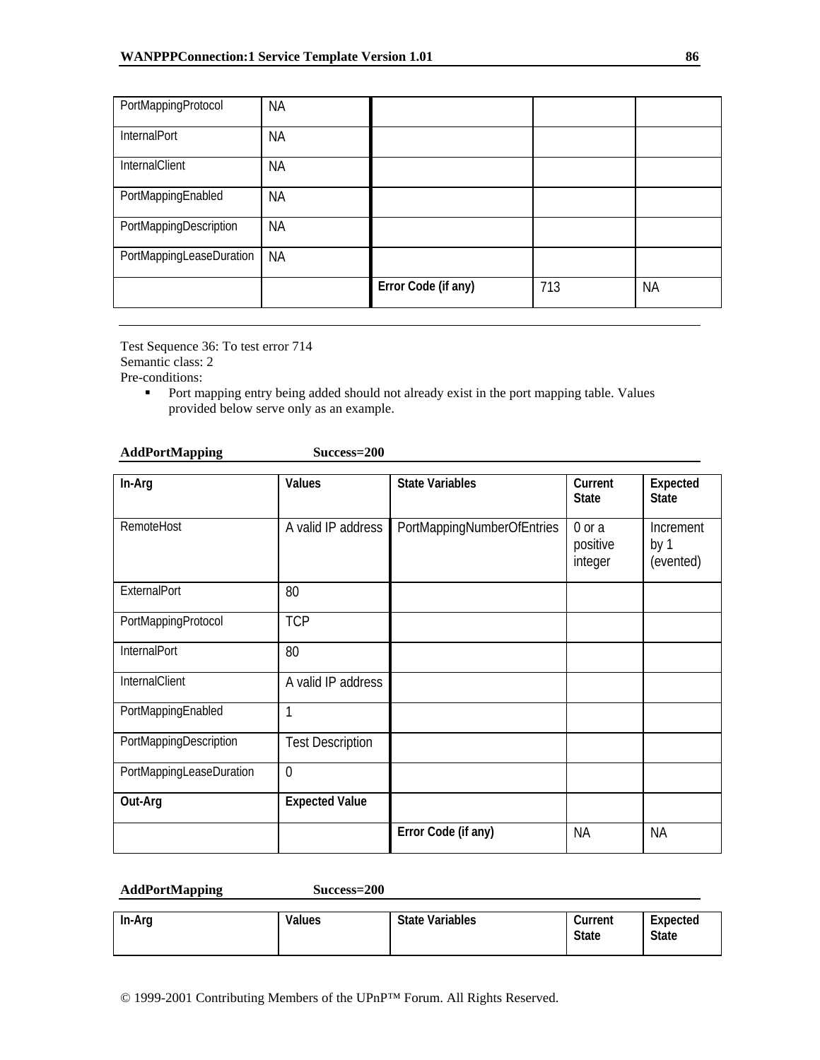| | | | | |
|---|---|---|---|---|
| PortMappingProtocol | NA | | | |
| InternalPort | NA | | | |
| InternalClient | NA | | | |
| PortMappingEnabled | NA | | | |
| PortMappingDescription | NA | | | |
| PortMappingLeaseDuration | NA | | | |
| | | **Error Code (if any)** | 713 | NA |

---

Test Sequence 36: To test error 714
Semantic class: 2
Pre-conditions:

- Port mapping entry being added should not already exist in the port mapping table. Values provided below serve only as an example.

**AddPortMapping Success=200**

| In-Arg | Values | State Variables | Current State | Expected State |
|---|---|---|---|---|
| RemoteHost | A valid IP address | PortMappingNumberOfEntries | 0 or a positive integer | Increment by 1 (evented) |
| ExternalPort | 80 | | | |
| PortMappingProtocol | TCP | | | |
| InternalPort | 80 | | | |
| InternalClient | A valid IP address | | | |
| PortMappingEnabled | 1 | | | |
| PortMappingDescription | Test Description | | | |
| PortMappingLeaseDuration | 0 | | | |
| **Out-Arg** | **Expected Value** | | | |
| | | **Error Code (if any)** | NA | NA |

**AddPortMapping Success=200**

| In-Arg | Values | State Variables | Current State | Expected State |
|---|---|---|---|---|

© 1999-2001 Contributing Members of the UPnP™ Forum. All Rights Reserved.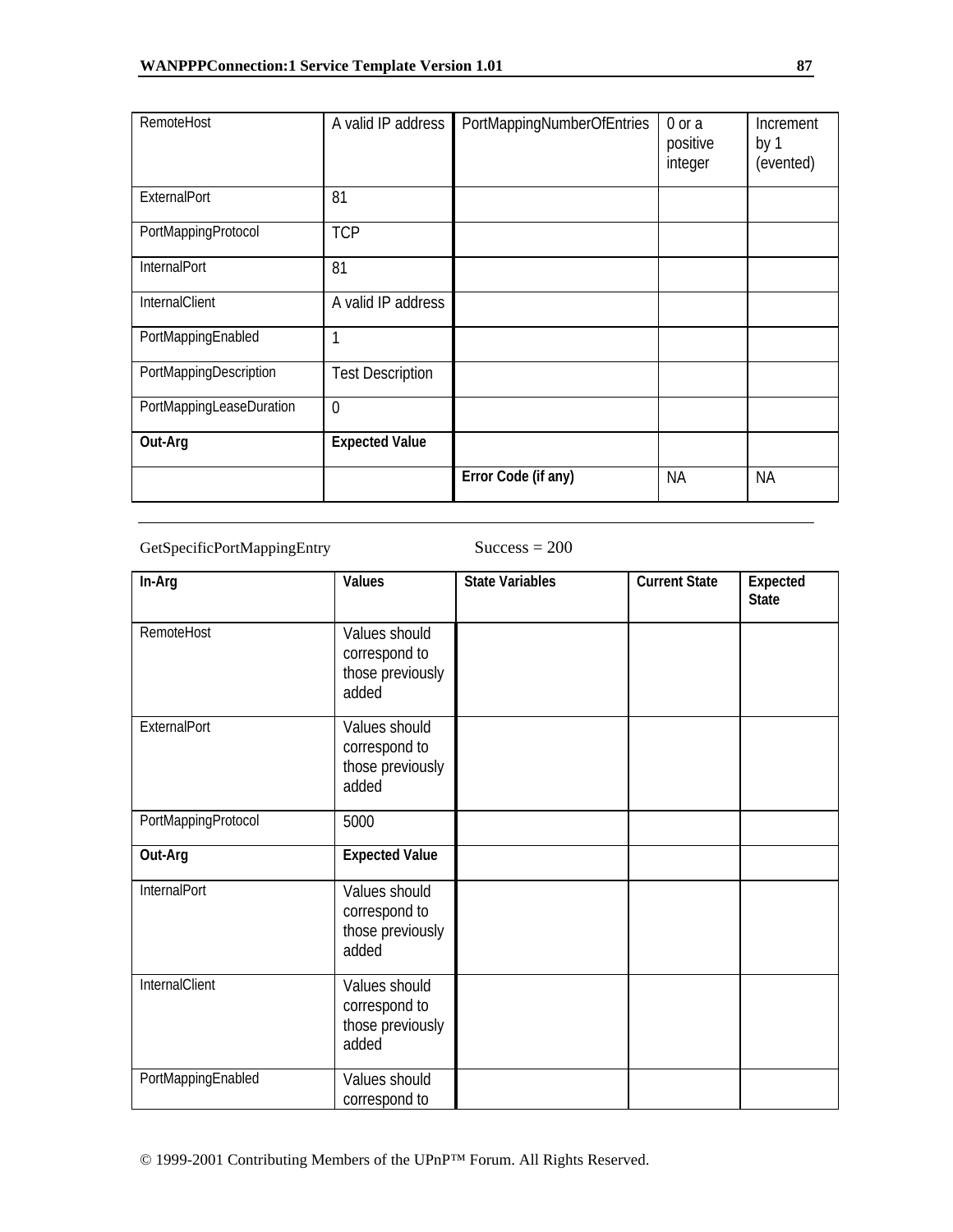| RemoteHost | A valid IP address | PortMappingNumberOfEntries | 0 or a positive integer | Increment by 1 (evented) |
|---|---|---|---|---|
| ExternalPort | 81 | | | |
| PortMappingProtocol | TCP | | | |
| InternalPort | 81 | | | |
| InternalClient | A valid IP address | | | |
| PortMappingEnabled | 1 | | | |
| PortMappingDescription | Test Description | | | |
| PortMappingLeaseDuration | 0 | | | |
| **Out-Arg** | **Expected Value** | | | |
| | | **Error Code (if any)** | NA | NA |

---

GetSpecificPortMappingEntry Success = 200

| In-Arg | Values | State Variables | Current State | Expected State |
|---|---|---|---|---|
| RemoteHost | Values should correspond to those previously added | | | |
| ExternalPort | Values should correspond to those previously added | | | |
| PortMappingProtocol | 5000 | | | |
| **Out-Arg** | **Expected Value** | | | |
| InternalPort | Values should correspond to those previously added | | | |
| InternalClient | Values should correspond to those previously added | | | |
| PortMappingEnabled | Values should correspond to | | | |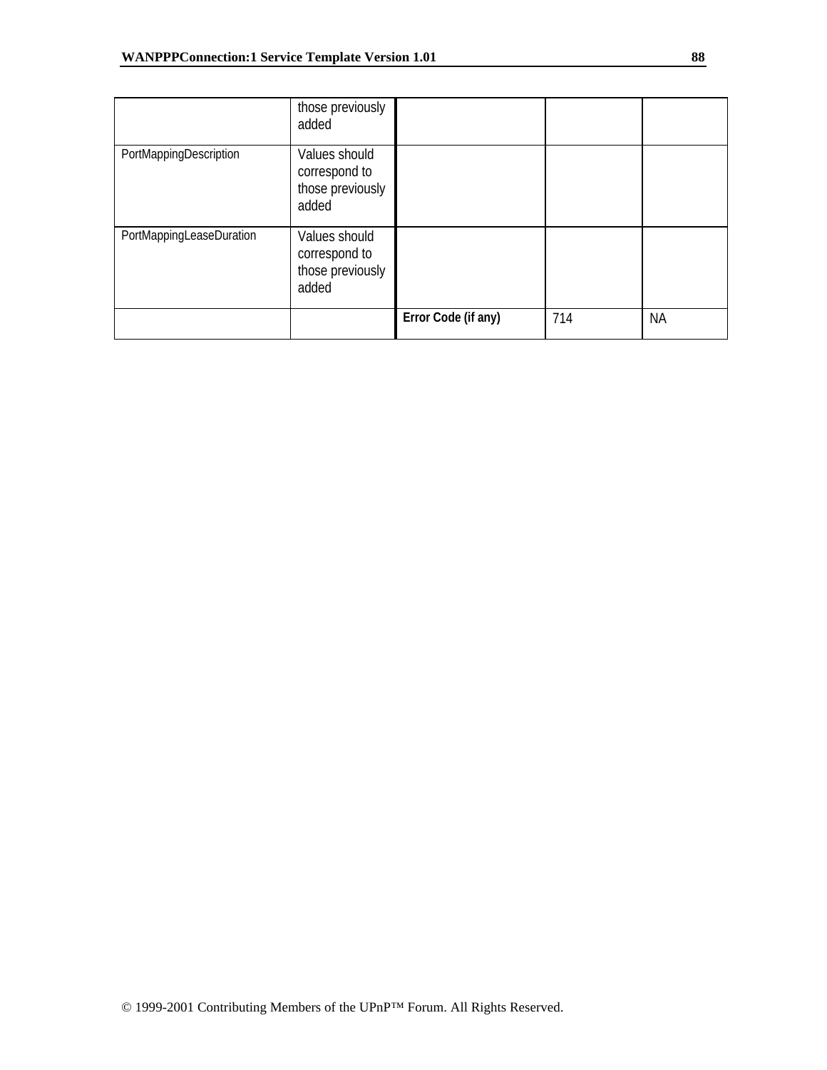|  |  |  |  |  |
| --- | --- | --- | --- | --- |
|  | those previously added |  |  |  |
| PortMappingDescription | Values should correspond to those previously added |  |  |  |
| PortMappingLeaseDuration | Values should correspond to those previously added |  |  |  |
|  |  | **Error Code (if any)** | 714 | NA |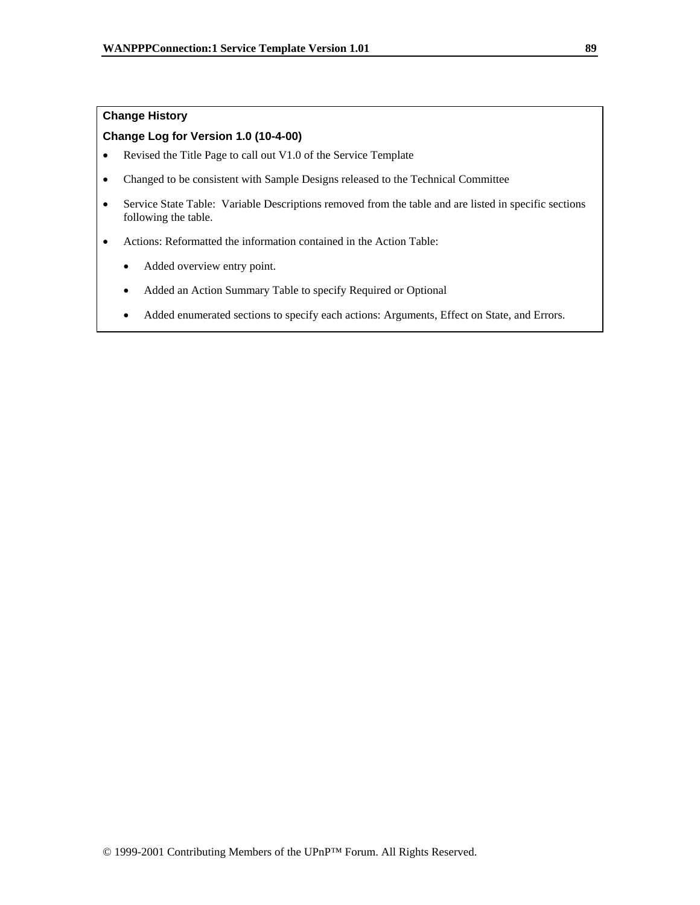**Change History**

**Change Log for Version 1.0 (10-4-00)**

- Revised the Title Page to call out V1.0 of the Service Template
- Changed to be consistent with Sample Designs released to the Technical Committee
- Service State Table: Variable Descriptions removed from the table and are listed in specific sections following the table.
- Actions: Reformatted the information contained in the Action Table:
  - Added overview entry point.
  - Added an Action Summary Table to specify Required or Optional
  - Added enumerated sections to specify each actions: Arguments, Effect on State, and Errors.